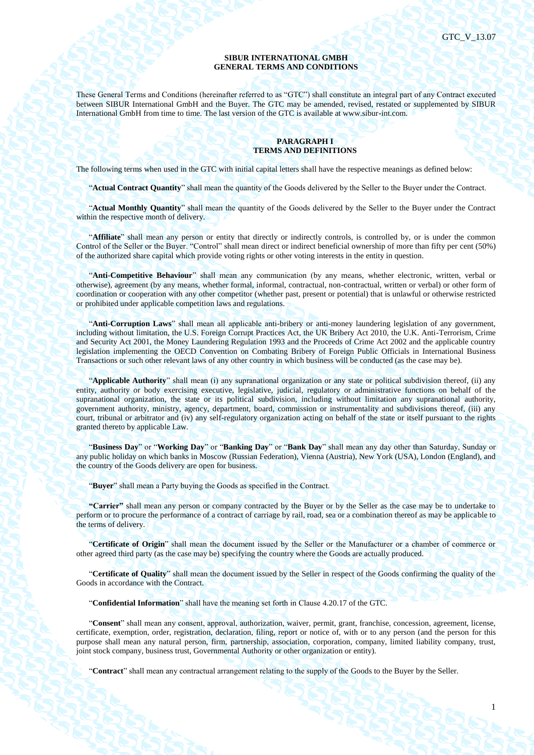**SIBUR INTERNATIONAL GMBH**
**GENERAL TERMS AND CONDITIONS**

These General Terms and Conditions (hereinafter referred to as "GTC") shall constitute an integral part of any Contract executed between SIBUR International GmbH and the Buyer. The GTC may be amended, revised, restated or supplemented by SIBUR International GmbH from time to time. The last version of the GTC is available at www.sibur-int.com.

## PARAGRAPH I
## TERMS AND DEFINITIONS

The following terms when used in the GTC with initial capital letters shall have the respective meanings as defined below:

"**Actual Contract Quantity**" shall mean the quantity of the Goods delivered by the Seller to the Buyer under the Contract.

"**Actual Monthly Quantity**" shall mean the quantity of the Goods delivered by the Seller to the Buyer under the Contract within the respective month of delivery.

"**Affiliate**" shall mean any person or entity that directly or indirectly controls, is controlled by, or is under the common Control of the Seller or the Buyer. "Control" shall mean direct or indirect beneficial ownership of more than fifty per cent (50%) of the authorized share capital which provide voting rights or other voting interests in the entity in question.

"**Anti-Competitive Behaviour**" shall mean any communication (by any means, whether electronic, written, verbal or otherwise), agreement (by any means, whether formal, informal, contractual, non-contractual, written or verbal) or other form of coordination or cooperation with any other competitor (whether past, present or potential) that is unlawful or otherwise restricted or prohibited under applicable competition laws and regulations.

"**Anti-Corruption Laws**" shall mean all applicable anti-bribery or anti-money laundering legislation of any government, including without limitation, the U.S. Foreign Corrupt Practices Act, the UK Bribery Act 2010, the U.K. Anti-Terrorism, Crime and Security Act 2001, the Money Laundering Regulation 1993 and the Proceeds of Crime Act 2002 and the applicable country legislation implementing the OECD Convention on Combating Bribery of Foreign Public Officials in International Business Transactions or such other relevant laws of any other country in which business will be conducted (as the case may be).

"**Applicable Authority**" shall mean (i) any supranational organization or any state or political subdivision thereof, (ii) any entity, authority or body exercising executive, legislative, judicial, regulatory or administrative functions on behalf of the supranational organization, the state or its political subdivision, including without limitation any supranational authority, government authority, ministry, agency, department, board, commission or instrumentality and subdivisions thereof, (iii) any court, tribunal or arbitrator and (iv) any self-regulatory organization acting on behalf of the state or itself pursuant to the rights granted thereto by applicable Law.

"**Business Day**" or "**Working Day**" or "**Banking Day**" or "**Bank Day**" shall mean any day other than Saturday, Sunday or any public holiday on which banks in Moscow (Russian Federation), Vienna (Austria), New York (USA), London (England), and the country of the Goods delivery are open for business.

"**Buyer**" shall mean a Party buying the Goods as specified in the Contract.

**"Carrier"** shall mean any person or company contracted by the Buyer or by the Seller as the case may be to undertake to perform or to procure the performance of a contract of carriage by rail, road, sea or a combination thereof as may be applicable to the terms of delivery.

"**Certificate of Origin**" shall mean the document issued by the Seller or the Manufacturer or a chamber of commerce or other agreed third party (as the case may be) specifying the country where the Goods are actually produced.

"**Certificate of Quality**" shall mean the document issued by the Seller in respect of the Goods confirming the quality of the Goods in accordance with the Contract.

"**Confidential Information**" shall have the meaning set forth in Clause 4.20.17 of the GTC.

"**Consent**" shall mean any consent, approval, authorization, waiver, permit, grant, franchise, concession, agreement, license, certificate, exemption, order, registration, declaration, filing, report or notice of, with or to any person (and the person for this purpose shall mean any natural person, firm, partnership, association, corporation, company, limited liability company, trust, joint stock company, business trust, Governmental Authority or other organization or entity).

"**Contract**" shall mean any contractual arrangement relating to the supply of the Goods to the Buyer by the Seller.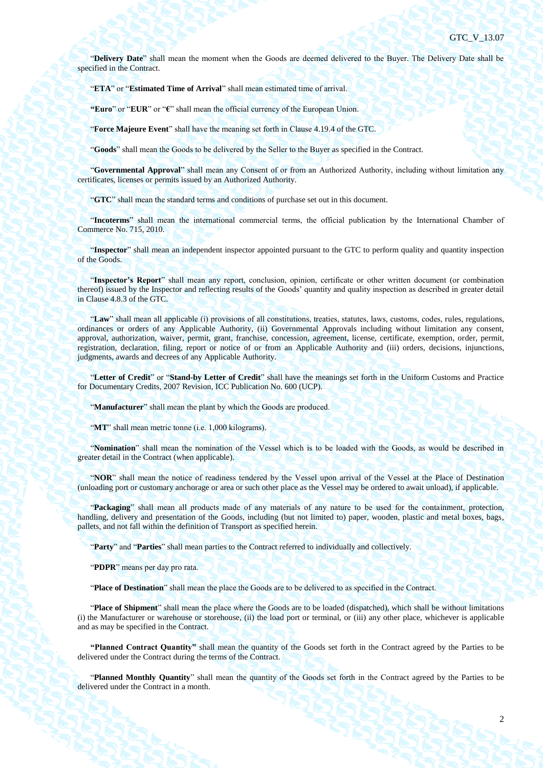"**Delivery Date**" shall mean the moment when the Goods are deemed delivered to the Buyer. The Delivery Date shall be specified in the Contract.

"**ETA**" or "**Estimated Time of Arrival**" shall mean estimated time of arrival.

**"Euro**" or "**EUR**" or "**€**" shall mean the official currency of the European Union.

"**Force Majeure Event**" shall have the meaning set forth in Clause 4.19.4 of the GTC.

"**Goods**" shall mean the Goods to be delivered by the Seller to the Buyer as specified in the Contract.

"**Governmental Approval**" shall mean any Consent of or from an Authorized Authority, including without limitation any certificates, licenses or permits issued by an Authorized Authority.

"**GTC**" shall mean the standard terms and conditions of purchase set out in this document.

"**Incoterms**" shall mean the international commercial terms, the official publication by the International Chamber of Commerce No. 715, 2010.

"**Inspector**" shall mean an independent inspector appointed pursuant to the GTC to perform quality and quantity inspection of the Goods.

"**Inspector's Report**" shall mean any report, conclusion, opinion, certificate or other written document (or combination thereof) issued by the Inspector and reflecting results of the Goods' quantity and quality inspection as described in greater detail in Clause 4.8.3 of the GTC.

"**Law**" shall mean all applicable (i) provisions of all constitutions, treaties, statutes, laws, customs, codes, rules, regulations, ordinances or orders of any Applicable Authority, (ii) Governmental Approvals including without limitation any consent, approval, authorization, waiver, permit, grant, franchise, concession, agreement, license, certificate, exemption, order, permit, registration, declaration, filing, report or notice of or from an Applicable Authority and (iii) orders, decisions, injunctions, judgments, awards and decrees of any Applicable Authority.

"**Letter of Credit**" or "**Stand-by Letter of Credit**" shall have the meanings set forth in the Uniform Customs and Practice for Documentary Credits, 2007 Revision, ICC Publication No. 600 (UCP).

"**Manufacturer**" shall mean the plant by which the Goods are produced.

"**MT**" shall mean metric tonne (i.e. 1,000 kilograms).

"**Nomination**" shall mean the nomination of the Vessel which is to be loaded with the Goods, as would be described in greater detail in the Contract (when applicable).

"**NOR**" shall mean the notice of readiness tendered by the Vessel upon arrival of the Vessel at the Place of Destination (unloading port or customary anchorage or area or such other place as the Vessel may be ordered to await unload), if applicable.

"**Packaging**" shall mean all products made of any materials of any nature to be used for the containment, protection, handling, delivery and presentation of the Goods, including (but not limited to) paper, wooden, plastic and metal boxes, bags, pallets, and not fall within the definition of Transport as specified herein.

"**Party**" and "**Parties**" shall mean parties to the Contract referred to individually and collectively.

"**PDPR**" means per day pro rata.

"**Place of Destination**" shall mean the place the Goods are to be delivered to as specified in the Contract.

"**Place of Shipment**" shall mean the place where the Goods are to be loaded (dispatched), which shall be without limitations (i) the Manufacturer or warehouse or storehouse, (ii) the load port or terminal, or (iii) any other place, whichever is applicable and as may be specified in the Contract.

**"Planned Contract Quantity"** shall mean the quantity of the Goods set forth in the Contract agreed by the Parties to be delivered under the Contract during the terms of the Contract.

"**Planned Monthly Quantity**" shall mean the quantity of the Goods set forth in the Contract agreed by the Parties to be delivered under the Contract in a month.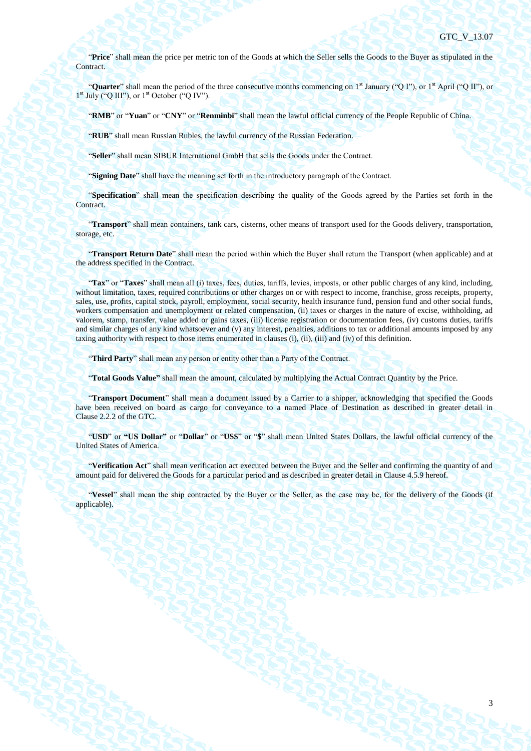"**Price**" shall mean the price per metric ton of the Goods at which the Seller sells the Goods to the Buyer as stipulated in the Contract.

"**Quarter**" shall mean the period of the three consecutive months commencing on 1st January ("Q I"), or 1st April ("Q II"), or 1st July ("Q III"), or 1st October ("Q IV").

"**RMB**" or "**Yuan**" or "**CNY**" or "**Renminbi**" shall mean the lawful official currency of the People Republic of China.

"**RUB**" shall mean Russian Rubles, the lawful currency of the Russian Federation.

"**Seller**" shall mean SIBUR International GmbH that sells the Goods under the Contract.

"**Signing Date**" shall have the meaning set forth in the introductory paragraph of the Contract.

"**Specification**" shall mean the specification describing the quality of the Goods agreed by the Parties set forth in the Contract.

"**Transport**" shall mean containers, tank cars, cisterns, other means of transport used for the Goods delivery, transportation, storage, etc.

"**Transport Return Date**" shall mean the period within which the Buyer shall return the Transport (when applicable) and at the address specified in the Contract.

"**Tax**" or "**Taxes**" shall mean all (i) taxes, fees, duties, tariffs, levies, imposts, or other public charges of any kind, including, without limitation, taxes, required contributions or other charges on or with respect to income, franchise, gross receipts, property, sales, use, profits, capital stock, payroll, employment, social security, health insurance fund, pension fund and other social funds, workers compensation and unemployment or related compensation, (ii) taxes or charges in the nature of excise, withholding, ad valorem, stamp, transfer, value added or gains taxes, (iii) license registration or documentation fees, (iv) customs duties, tariffs and similar charges of any kind whatsoever and (v) any interest, penalties, additions to tax or additional amounts imposed by any taxing authority with respect to those items enumerated in clauses (i), (ii), (iii) and (iv) of this definition.

"**Third Party**" shall mean any person or entity other than a Party of the Contract.

"**Total Goods Value"** shall mean the amount, calculated by multiplying the Actual Contract Quantity by the Price.

"**Transport Document**" shall mean a document issued by a Carrier to a shipper, acknowledging that specified the Goods have been received on board as cargo for conveyance to a named Place of Destination as described in greater detail in Clause 2.2.2 of the GTC.

"**USD**" or **"US Dollar"** or "**Dollar**" or "**US$**" or "**$**" shall mean United States Dollars, the lawful official currency of the United States of America.

"**Verification Act**" shall mean verification act executed between the Buyer and the Seller and confirming the quantity of and amount paid for delivered the Goods for a particular period and as described in greater detail in Clause 4.5.9 hereof.

"**Vessel**" shall mean the ship contracted by the Buyer or the Seller, as the case may be, for the delivery of the Goods (if applicable).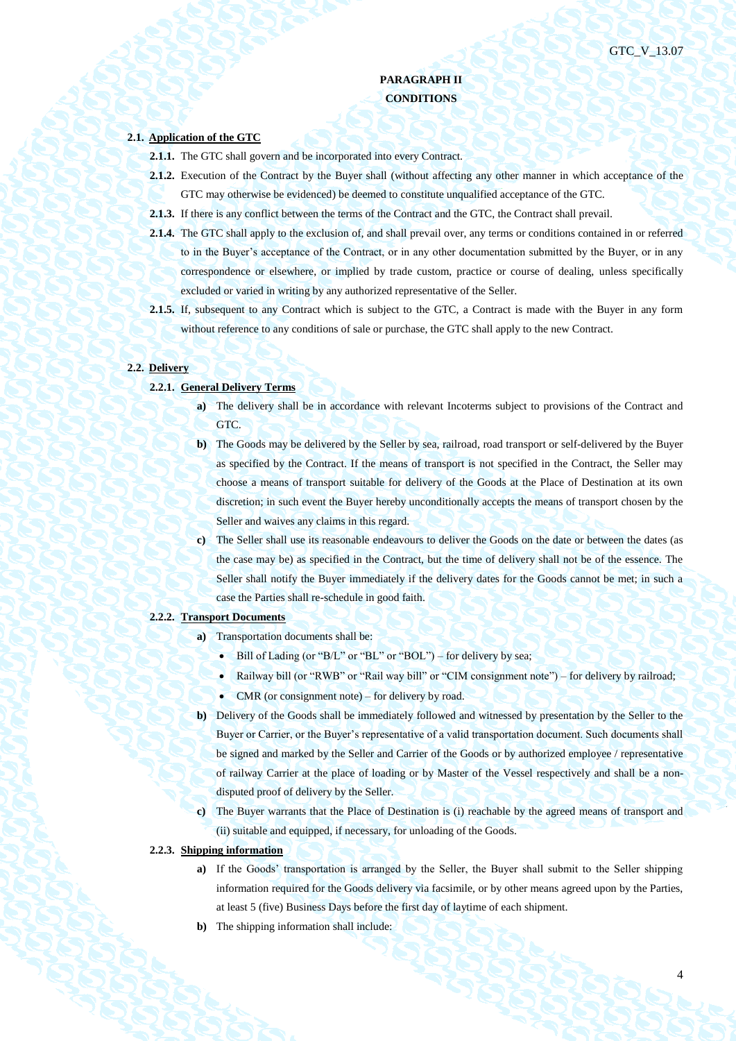**PARAGRAPH II**
**CONDITIONS**

**2.1. Application of the GTC**

**2.1.1.** The GTC shall govern and be incorporated into every Contract.

**2.1.2.** Execution of the Contract by the Buyer shall (without affecting any other manner in which acceptance of the GTC may otherwise be evidenced) be deemed to constitute unqualified acceptance of the GTC.

**2.1.3.** If there is any conflict between the terms of the Contract and the GTC, the Contract shall prevail.

**2.1.4.** The GTC shall apply to the exclusion of, and shall prevail over, any terms or conditions contained in or referred to in the Buyer's acceptance of the Contract, or in any other documentation submitted by the Buyer, or in any correspondence or elsewhere, or implied by trade custom, practice or course of dealing, unless specifically excluded or varied in writing by any authorized representative of the Seller.

**2.1.5.** If, subsequent to any Contract which is subject to the GTC, a Contract is made with the Buyer in any form without reference to any conditions of sale or purchase, the GTC shall apply to the new Contract.

**2.2. Delivery**

**2.2.1. General Delivery Terms**

**a)** The delivery shall be in accordance with relevant Incoterms subject to provisions of the Contract and GTC.

**b)** The Goods may be delivered by the Seller by sea, railroad, road transport or self-delivered by the Buyer as specified by the Contract. If the means of transport is not specified in the Contract, the Seller may choose a means of transport suitable for delivery of the Goods at the Place of Destination at its own discretion; in such event the Buyer hereby unconditionally accepts the means of transport chosen by the Seller and waives any claims in this regard.

**c)** The Seller shall use its reasonable endeavours to deliver the Goods on the date or between the dates (as the case may be) as specified in the Contract, but the time of delivery shall not be of the essence. The Seller shall notify the Buyer immediately if the delivery dates for the Goods cannot be met; in such a case the Parties shall re-schedule in good faith.

**2.2.2. Transport Documents**

**a)** Transportation documents shall be:

- Bill of Lading (or "B/L" or "BL" or "BOL") – for delivery by sea;
- Railway bill (or "RWB" or "Rail way bill" or "CIM consignment note") – for delivery by railroad;
- CMR (or consignment note) – for delivery by road.

**b)** Delivery of the Goods shall be immediately followed and witnessed by presentation by the Seller to the Buyer or Carrier, or the Buyer's representative of a valid transportation document. Such documents shall be signed and marked by the Seller and Carrier of the Goods or by authorized employee / representative of railway Carrier at the place of loading or by Master of the Vessel respectively and shall be a non-disputed proof of delivery by the Seller.

**c)** The Buyer warrants that the Place of Destination is (i) reachable by the agreed means of transport and (ii) suitable and equipped, if necessary, for unloading of the Goods.

**2.2.3. Shipping information**

**a)** If the Goods' transportation is arranged by the Seller, the Buyer shall submit to the Seller shipping information required for the Goods delivery via facsimile, or by other means agreed upon by the Parties, at least 5 (five) Business Days before the first day of laytime of each shipment.

**b)** The shipping information shall include: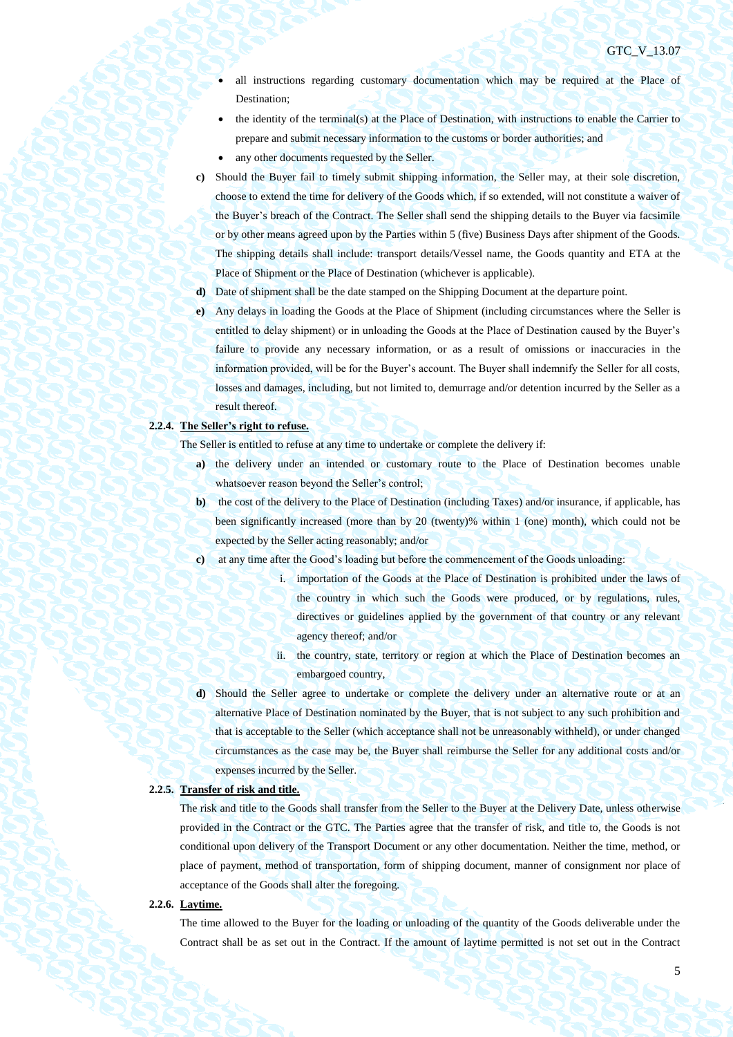- all instructions regarding customary documentation which may be required at the Place of Destination;
- the identity of the terminal(s) at the Place of Destination, with instructions to enable the Carrier to prepare and submit necessary information to the customs or border authorities; and
- any other documents requested by the Seller.

**c)** Should the Buyer fail to timely submit shipping information, the Seller may, at their sole discretion, choose to extend the time for delivery of the Goods which, if so extended, will not constitute a waiver of the Buyer's breach of the Contract. The Seller shall send the shipping details to the Buyer via facsimile or by other means agreed upon by the Parties within 5 (five) Business Days after shipment of the Goods. The shipping details shall include: transport details/Vessel name, the Goods quantity and ETA at the Place of Shipment or the Place of Destination (whichever is applicable).

**d)** Date of shipment shall be the date stamped on the Shipping Document at the departure point.

**e)** Any delays in loading the Goods at the Place of Shipment (including circumstances where the Seller is entitled to delay shipment) or in unloading the Goods at the Place of Destination caused by the Buyer's failure to provide any necessary information, or as a result of omissions or inaccuracies in the information provided, will be for the Buyer's account. The Buyer shall indemnify the Seller for all costs, losses and damages, including, but not limited to, demurrage and/or detention incurred by the Seller as a result thereof.

**2.2.4. <u>The Seller's right to refuse.</u>**

The Seller is entitled to refuse at any time to undertake or complete the delivery if:

**a)** the delivery under an intended or customary route to the Place of Destination becomes unable whatsoever reason beyond the Seller's control;

**b)** the cost of the delivery to the Place of Destination (including Taxes) and/or insurance, if applicable, has been significantly increased (more than by 20 (twenty)% within 1 (one) month), which could not be expected by the Seller acting reasonably; and/or

**c)** at any time after the Good's loading but before the commencement of the Goods unloading:

i. importation of the Goods at the Place of Destination is prohibited under the laws of the country in which such the Goods were produced, or by regulations, rules, directives or guidelines applied by the government of that country or any relevant agency thereof; and/or

ii. the country, state, territory or region at which the Place of Destination becomes an embargoed country,

**d)** Should the Seller agree to undertake or complete the delivery under an alternative route or at an alternative Place of Destination nominated by the Buyer, that is not subject to any such prohibition and that is acceptable to the Seller (which acceptance shall not be unreasonably withheld), or under changed circumstances as the case may be, the Buyer shall reimburse the Seller for any additional costs and/or expenses incurred by the Seller.

**2.2.5. <u>Transfer of risk and title.</u>**

The risk and title to the Goods shall transfer from the Seller to the Buyer at the Delivery Date, unless otherwise provided in the Contract or the GTC. The Parties agree that the transfer of risk, and title to, the Goods is not conditional upon delivery of the Transport Document or any other documentation. Neither the time, method, or place of payment, method of transportation, form of shipping document, manner of consignment nor place of acceptance of the Goods shall alter the foregoing.

**2.2.6. <u>Laytime.</u>**

The time allowed to the Buyer for the loading or unloading of the quantity of the Goods deliverable under the Contract shall be as set out in the Contract. If the amount of laytime permitted is not set out in the Contract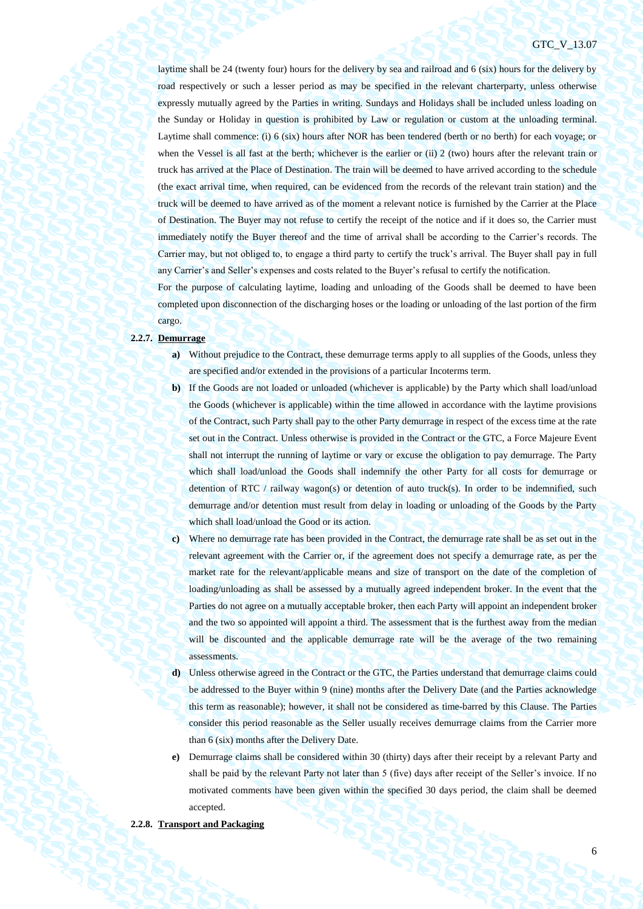laytime shall be 24 (twenty four) hours for the delivery by sea and railroad and 6 (six) hours for the delivery by road respectively or such a lesser period as may be specified in the relevant charterparty, unless otherwise expressly mutually agreed by the Parties in writing. Sundays and Holidays shall be included unless loading on the Sunday or Holiday in question is prohibited by Law or regulation or custom at the unloading terminal. Laytime shall commence: (i) 6 (six) hours after NOR has been tendered (berth or no berth) for each voyage; or when the Vessel is all fast at the berth; whichever is the earlier or (ii) 2 (two) hours after the relevant train or truck has arrived at the Place of Destination. The train will be deemed to have arrived according to the schedule (the exact arrival time, when required, can be evidenced from the records of the relevant train station) and the truck will be deemed to have arrived as of the moment a relevant notice is furnished by the Carrier at the Place of Destination. The Buyer may not refuse to certify the receipt of the notice and if it does so, the Carrier must immediately notify the Buyer thereof and the time of arrival shall be according to the Carrier's records. The Carrier may, but not obliged to, to engage a third party to certify the truck's arrival. The Buyer shall pay in full any Carrier's and Seller's expenses and costs related to the Buyer's refusal to certify the notification.

For the purpose of calculating laytime, loading and unloading of the Goods shall be deemed to have been completed upon disconnection of the discharging hoses or the loading or unloading of the last portion of the firm cargo.

**2.2.7. Demurrage**

**a)** Without prejudice to the Contract, these demurrage terms apply to all supplies of the Goods, unless they are specified and/or extended in the provisions of a particular Incoterms term.

**b)** If the Goods are not loaded or unloaded (whichever is applicable) by the Party which shall load/unload the Goods (whichever is applicable) within the time allowed in accordance with the laytime provisions of the Contract, such Party shall pay to the other Party demurrage in respect of the excess time at the rate set out in the Contract. Unless otherwise is provided in the Contract or the GTC, a Force Majeure Event shall not interrupt the running of laytime or vary or excuse the obligation to pay demurrage. The Party which shall load/unload the Goods shall indemnify the other Party for all costs for demurrage or detention of RTC / railway wagon(s) or detention of auto truck(s). In order to be indemnified, such demurrage and/or detention must result from delay in loading or unloading of the Goods by the Party which shall load/unload the Good or its action.

**c)** Where no demurrage rate has been provided in the Contract, the demurrage rate shall be as set out in the relevant agreement with the Carrier or, if the agreement does not specify a demurrage rate, as per the market rate for the relevant/applicable means and size of transport on the date of the completion of loading/unloading as shall be assessed by a mutually agreed independent broker. In the event that the Parties do not agree on a mutually acceptable broker, then each Party will appoint an independent broker and the two so appointed will appoint a third. The assessment that is the furthest away from the median will be discounted and the applicable demurrage rate will be the average of the two remaining assessments.

**d)** Unless otherwise agreed in the Contract or the GTC, the Parties understand that demurrage claims could be addressed to the Buyer within 9 (nine) months after the Delivery Date (and the Parties acknowledge this term as reasonable); however, it shall not be considered as time-barred by this Clause. The Parties consider this period reasonable as the Seller usually receives demurrage claims from the Carrier more than 6 (six) months after the Delivery Date.

**e)** Demurrage claims shall be considered within 30 (thirty) days after their receipt by a relevant Party and shall be paid by the relevant Party not later than 5 (five) days after receipt of the Seller's invoice. If no motivated comments have been given within the specified 30 days period, the claim shall be deemed accepted.

**2.2.8. Transport and Packaging**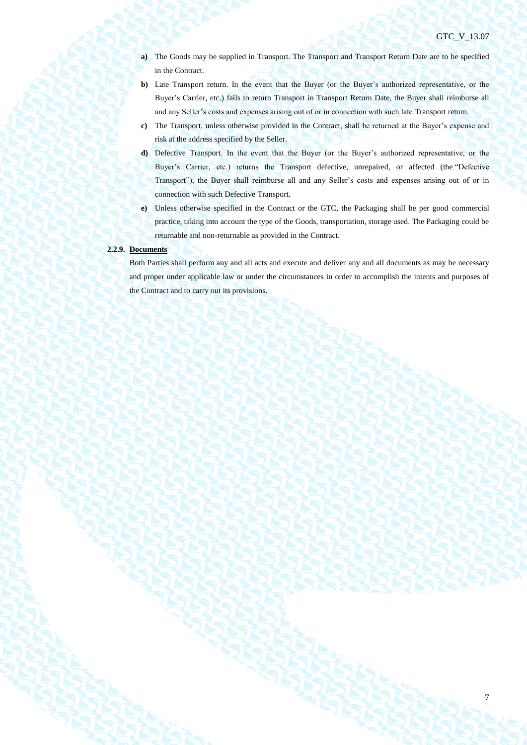**a)** The Goods may be supplied in Transport. The Transport and Transport Return Date are to be specified in the Contract.

**b)** Late Transport return. In the event that the Buyer (or the Buyer's authorized representative, or the Buyer's Carrier, etc.) fails to return Transport in Transport Return Date, the Buyer shall reimburse all and any Seller's costs and expenses arising out of or in connection with such late Transport return.

**c)** The Transport, unless otherwise provided in the Contract, shall be returned at the Buyer's expense and risk at the address specified by the Seller.

**d)** Defective Transport. In the event that the Buyer (or the Buyer's authorized representative, or the Buyer's Carrier, etc.) returns the Transport defective, unrepaired, or affected (the "Defective Transport"), the Buyer shall reimburse all and any Seller's costs and expenses arising out of or in connection with such Defective Transport.

**e)** Unless otherwise specified in the Contract or the GTC, the Packaging shall be per good commercial practice, taking into account the type of the Goods, transportation, storage used. The Packaging could be returnable and non-returnable as provided in the Contract.

**2.2.9. Documents**

Both Parties shall perform any and all acts and execute and deliver any and all documents as may be necessary and proper under applicable law or under the circumstances in order to accomplish the intents and purposes of the Contract and to carry out its provisions.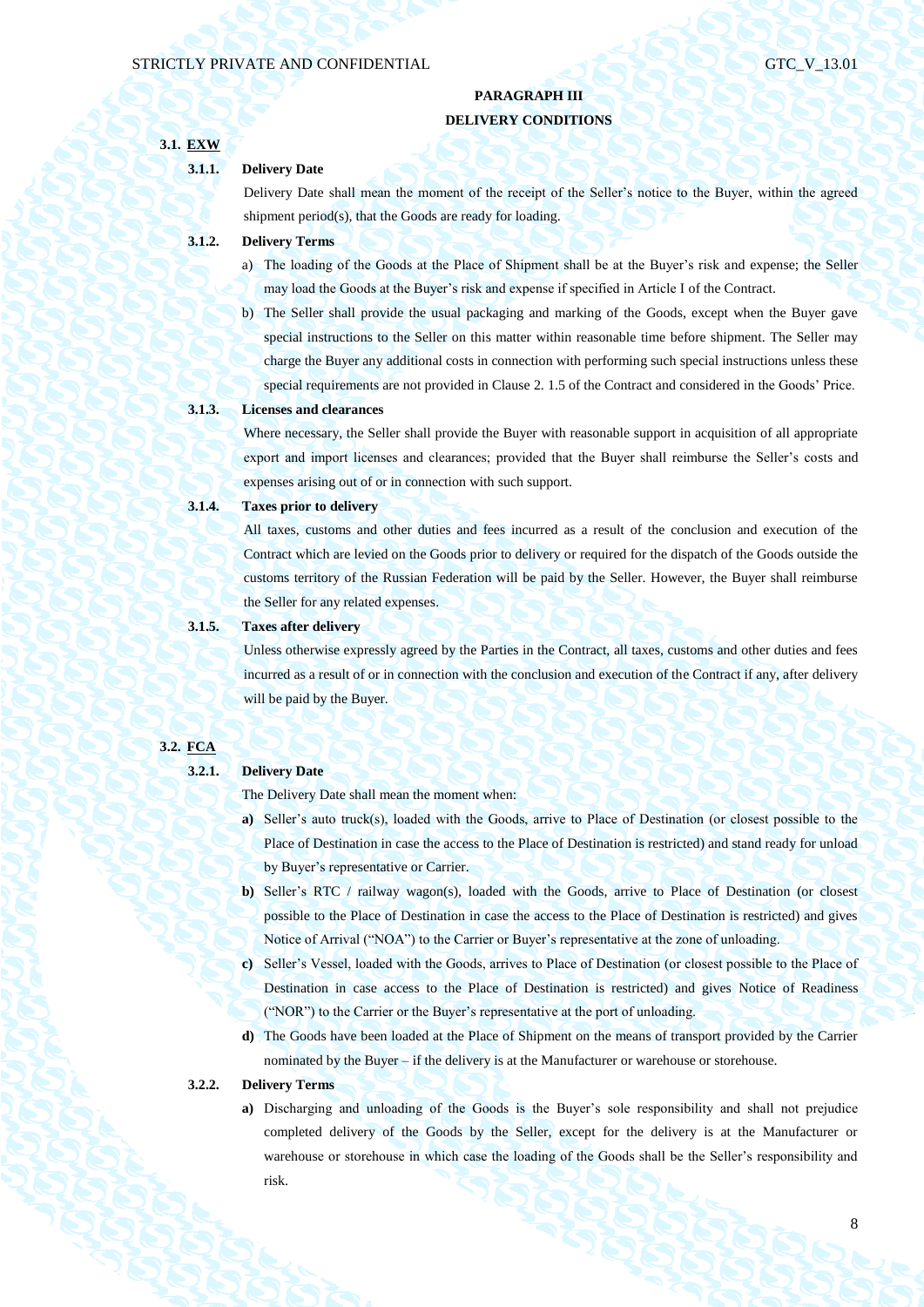## PARAGRAPH III
## DELIVERY CONDITIONS

### 3.1. EXW

**3.1.1. Delivery Date**

Delivery Date shall mean the moment of the receipt of the Seller's notice to the Buyer, within the agreed shipment period(s), that the Goods are ready for loading.

**3.1.2. Delivery Terms**

a) The loading of the Goods at the Place of Shipment shall be at the Buyer's risk and expense; the Seller may load the Goods at the Buyer's risk and expense if specified in Article I of the Contract.

b) The Seller shall provide the usual packaging and marking of the Goods, except when the Buyer gave special instructions to the Seller on this matter within reasonable time before shipment. The Seller may charge the Buyer any additional costs in connection with performing such special instructions unless these special requirements are not provided in Clause 2. 1.5 of the Contract and considered in the Goods' Price.

**3.1.3. Licenses and clearances**

Where necessary, the Seller shall provide the Buyer with reasonable support in acquisition of all appropriate export and import licenses and clearances; provided that the Buyer shall reimburse the Seller's costs and expenses arising out of or in connection with such support.

**3.1.4. Taxes prior to delivery**

All taxes, customs and other duties and fees incurred as a result of the conclusion and execution of the Contract which are levied on the Goods prior to delivery or required for the dispatch of the Goods outside the customs territory of the Russian Federation will be paid by the Seller. However, the Buyer shall reimburse the Seller for any related expenses.

**3.1.5. Taxes after delivery**

Unless otherwise expressly agreed by the Parties in the Contract, all taxes, customs and other duties and fees incurred as a result of or in connection with the conclusion and execution of the Contract if any, after delivery will be paid by the Buyer.

### 3.2. FCA

**3.2.1. Delivery Date**

The Delivery Date shall mean the moment when:

**a)** Seller's auto truck(s), loaded with the Goods, arrive to Place of Destination (or closest possible to the Place of Destination in case the access to the Place of Destination is restricted) and stand ready for unload by Buyer's representative or Carrier.

**b)** Seller's RTC / railway wagon(s), loaded with the Goods, arrive to Place of Destination (or closest possible to the Place of Destination in case the access to the Place of Destination is restricted) and gives Notice of Arrival ("NOA") to the Carrier or Buyer's representative at the zone of unloading.

**c)** Seller's Vessel, loaded with the Goods, arrives to Place of Destination (or closest possible to the Place of Destination in case access to the Place of Destination is restricted) and gives Notice of Readiness ("NOR") to the Carrier or the Buyer's representative at the port of unloading.

**d)** The Goods have been loaded at the Place of Shipment on the means of transport provided by the Carrier nominated by the Buyer – if the delivery is at the Manufacturer or warehouse or storehouse.

**3.2.2. Delivery Terms**

**a)** Discharging and unloading of the Goods is the Buyer's sole responsibility and shall not prejudice completed delivery of the Goods by the Seller, except for the delivery is at the Manufacturer or warehouse or storehouse in which case the loading of the Goods shall be the Seller's responsibility and risk.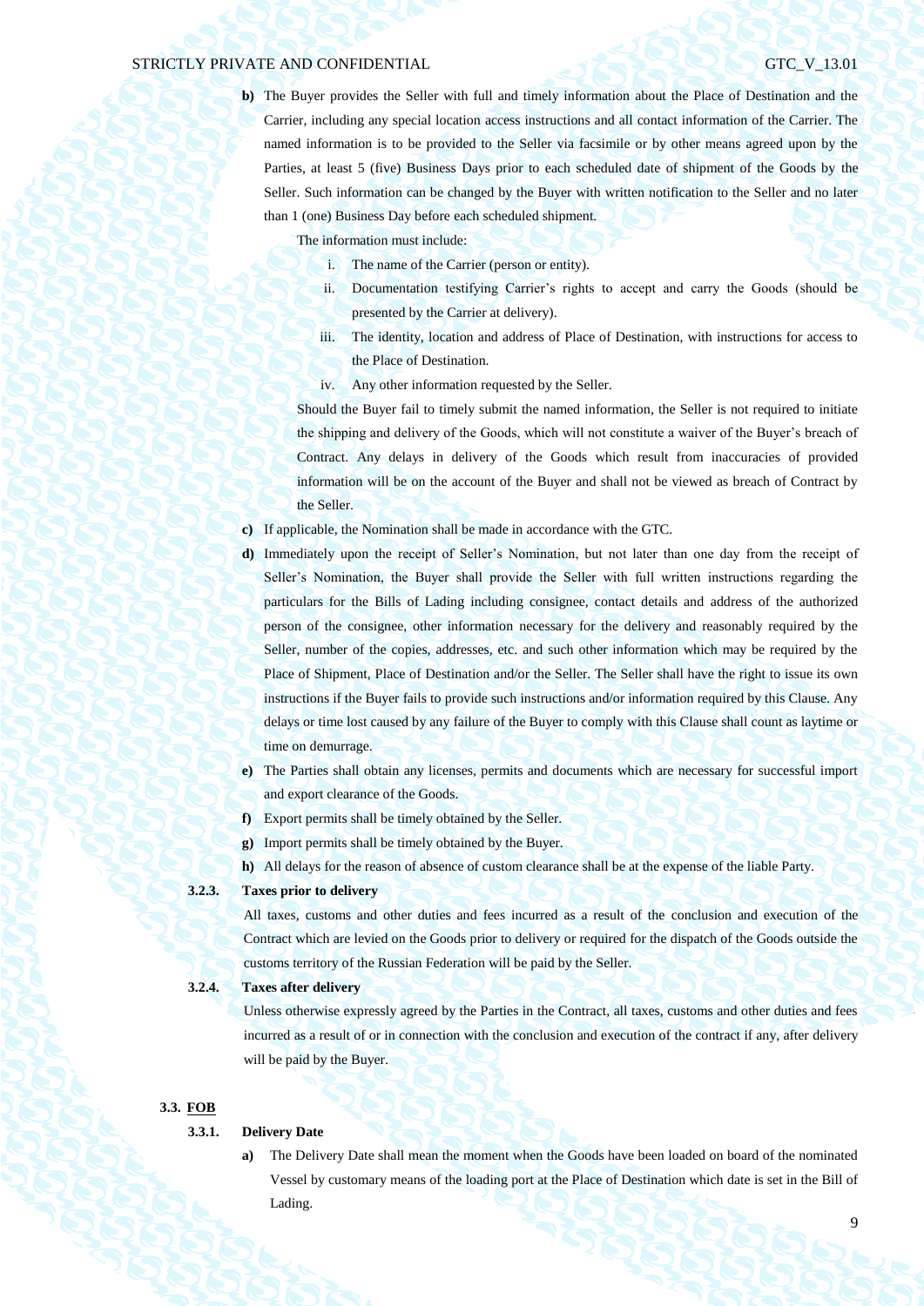**b)** The Buyer provides the Seller with full and timely information about the Place of Destination and the Carrier, including any special location access instructions and all contact information of the Carrier. The named information is to be provided to the Seller via facsimile or by other means agreed upon by the Parties, at least 5 (five) Business Days prior to each scheduled date of shipment of the Goods by the Seller. Such information can be changed by the Buyer with written notification to the Seller and no later than 1 (one) Business Day before each scheduled shipment.

The information must include:

i. The name of the Carrier (person or entity).

ii. Documentation testifying Carrier's rights to accept and carry the Goods (should be presented by the Carrier at delivery).

iii. The identity, location and address of Place of Destination, with instructions for access to the Place of Destination.

iv. Any other information requested by the Seller.

Should the Buyer fail to timely submit the named information, the Seller is not required to initiate the shipping and delivery of the Goods, which will not constitute a waiver of the Buyer's breach of Contract. Any delays in delivery of the Goods which result from inaccuracies of provided information will be on the account of the Buyer and shall not be viewed as breach of Contract by the Seller.

**c)** If applicable, the Nomination shall be made in accordance with the GTC.

**d)** Immediately upon the receipt of Seller's Nomination, but not later than one day from the receipt of Seller's Nomination, the Buyer shall provide the Seller with full written instructions regarding the particulars for the Bills of Lading including consignee, contact details and address of the authorized person of the consignee, other information necessary for the delivery and reasonably required by the Seller, number of the copies, addresses, etc. and such other information which may be required by the Place of Shipment, Place of Destination and/or the Seller. The Seller shall have the right to issue its own instructions if the Buyer fails to provide such instructions and/or information required by this Clause. Any delays or time lost caused by any failure of the Buyer to comply with this Clause shall count as laytime or time on demurrage.

**e)** The Parties shall obtain any licenses, permits and documents which are necessary for successful import and export clearance of the Goods.

**f)** Export permits shall be timely obtained by the Seller.

**g)** Import permits shall be timely obtained by the Buyer.

**h)** All delays for the reason of absence of custom clearance shall be at the expense of the liable Party.

**3.2.3. Taxes prior to delivery**

All taxes, customs and other duties and fees incurred as a result of the conclusion and execution of the Contract which are levied on the Goods prior to delivery or required for the dispatch of the Goods outside the customs territory of the Russian Federation will be paid by the Seller.

**3.2.4. Taxes after delivery**

Unless otherwise expressly agreed by the Parties in the Contract, all taxes, customs and other duties and fees incurred as a result of or in connection with the conclusion and execution of the contract if any, after delivery will be paid by the Buyer.

## 3.3. FOB

**3.3.1. Delivery Date**

**a)** The Delivery Date shall mean the moment when the Goods have been loaded on board of the nominated Vessel by customary means of the loading port at the Place of Destination which date is set in the Bill of Lading.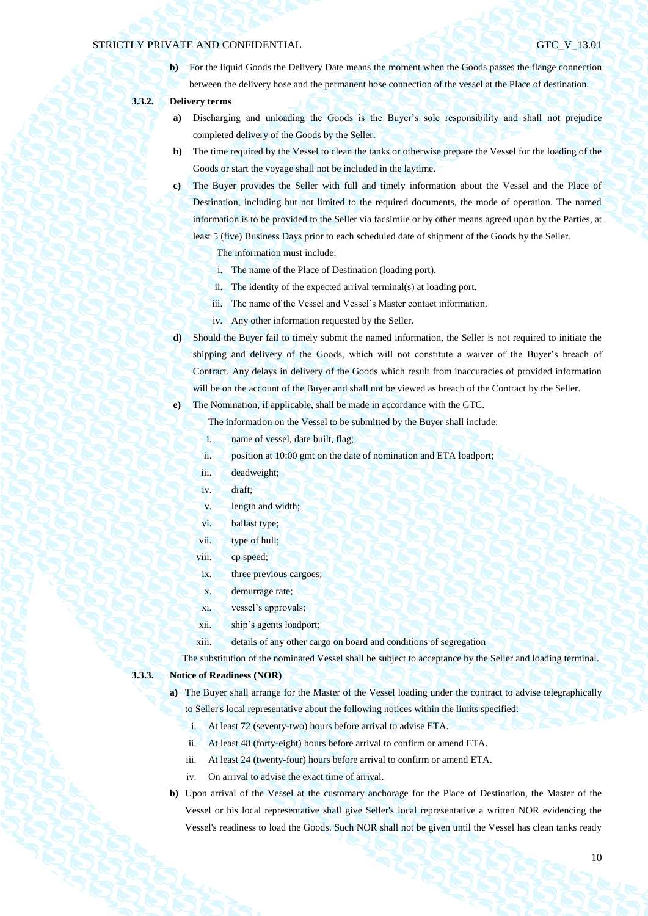**b)** For the liquid Goods the Delivery Date means the moment when the Goods passes the flange connection between the delivery hose and the permanent hose connection of the vessel at the Place of destination.

**3.3.2. Delivery terms**

**a)** Discharging and unloading the Goods is the Buyer's sole responsibility and shall not prejudice completed delivery of the Goods by the Seller.

**b)** The time required by the Vessel to clean the tanks or otherwise prepare the Vessel for the loading of the Goods or start the voyage shall not be included in the laytime.

**c)** The Buyer provides the Seller with full and timely information about the Vessel and the Place of Destination, including but not limited to the required documents, the mode of operation. The named information is to be provided to the Seller via facsimile or by other means agreed upon by the Parties, at least 5 (five) Business Days prior to each scheduled date of shipment of the Goods by the Seller.

The information must include:

i. The name of the Place of Destination (loading port).
ii. The identity of the expected arrival terminal(s) at loading port.
iii. The name of the Vessel and Vessel's Master contact information.
iv. Any other information requested by the Seller.

**d)** Should the Buyer fail to timely submit the named information, the Seller is not required to initiate the shipping and delivery of the Goods, which will not constitute a waiver of the Buyer's breach of Contract. Any delays in delivery of the Goods which result from inaccuracies of provided information will be on the account of the Buyer and shall not be viewed as breach of the Contract by the Seller.

**e)** The Nomination, if applicable, shall be made in accordance with the GTC.

The information on the Vessel to be submitted by the Buyer shall include:

i. name of vessel, date built, flag;
ii. position at 10:00 gmt on the date of nomination and ETA loadport;
iii. deadweight;
iv. draft;
v. length and width;
vi. ballast type;
vii. type of hull;
viii. cp speed;
ix. three previous cargoes;
x. demurrage rate;
xi. vessel's approvals;
xii. ship's agents loadport;
xiii. details of any other cargo on board and conditions of segregation

The substitution of the nominated Vessel shall be subject to acceptance by the Seller and loading terminal.

**3.3.3. Notice of Readiness (NOR)**

**a)** The Buyer shall arrange for the Master of the Vessel loading under the contract to advise telegraphically to Seller's local representative about the following notices within the limits specified:

i. At least 72 (seventy-two) hours before arrival to advise ETA.
ii. At least 48 (forty-eight) hours before arrival to confirm or amend ETA.
iii. At least 24 (twenty-four) hours before arrival to confirm or amend ETA.
iv. On arrival to advise the exact time of arrival.

**b)** Upon arrival of the Vessel at the customary anchorage for the Place of Destination, the Master of the Vessel or his local representative shall give Seller's local representative a written NOR evidencing the Vessel's readiness to load the Goods. Such NOR shall not be given until the Vessel has clean tanks ready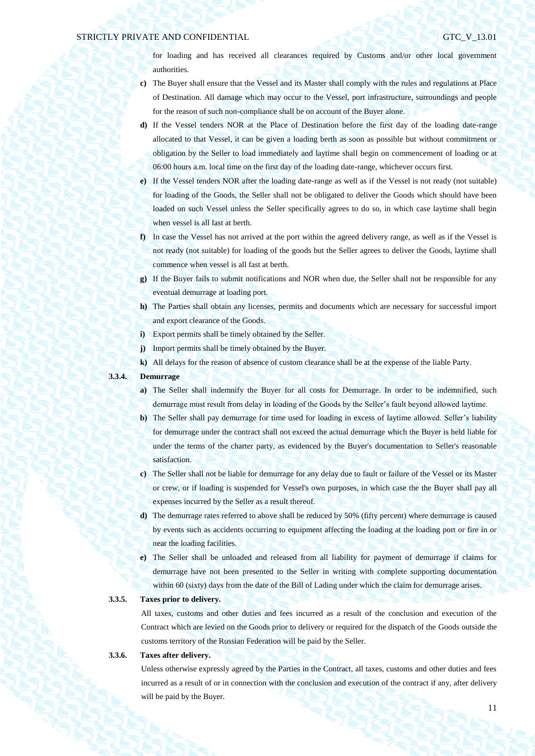for loading and has received all clearances required by Customs and/or other local government authorities.

**c)** The Buyer shall ensure that the Vessel and its Master shall comply with the rules and regulations at Place of Destination. All damage which may occur to the Vessel, port infrastructure, surroundings and people for the reason of such non-compliance shall be on account of the Buyer alone.

**d)** If the Vessel tenders NOR at the Place of Destination before the first day of the loading date-range allocated to that Vessel, it can be given a loading berth as soon as possible but without commitment or obligation by the Seller to load immediately and laytime shall begin on commencement of loading or at 06:00 hours a.m. local time on the first day of the loading date-range, whichever occurs first.

**e)** If the Vessel tenders NOR after the loading date-range as well as if the Vessel is not ready (not suitable) for loading of the Goods, the Seller shall not be obligated to deliver the Goods which should have been loaded on such Vessel unless the Seller specifically agrees to do so, in which case laytime shall begin when vessel is all fast at berth.

**f)** In case the Vessel has not arrived at the port within the agreed delivery range, as well as if the Vessel is not ready (not suitable) for loading of the goods but the Seller agrees to deliver the Goods, laytime shall commence when vessel is all fast at berth.

**g)** If the Buyer fails to submit notifications and NOR when due, the Seller shall not be responsible for any eventual demurrage at loading port.

**h)** The Parties shall obtain any licenses, permits and documents which are necessary for successful import and export clearance of the Goods.

**i)** Export permits shall be timely obtained by the Seller.

**j)** Import permits shall be timely obtained by the Buyer.

**k)** All delays for the reason of absence of custom clearance shall be at the expense of the liable Party.

**3.3.4. Demurrage**

**a)** The Seller shall indemnify the Buyer for all costs for Demurrage. In order to be indemnified, such demurrage must result from delay in loading of the Goods by the Seller's fault beyond allowed laytime.

**b)** The Seller shall pay demurrage for time used for loading in excess of laytime allowed. Seller's liability for demurrage under the contract shall not exceed the actual demurrage which the Buyer is held liable for under the terms of the charter party, as evidenced by the Buyer's documentation to Seller's reasonable satisfaction.

**c)** The Seller shall not be liable for demurrage for any delay due to fault or failure of the Vessel or its Master or crew, or if loading is suspended for Vessel's own purposes, in which case the the Buyer shall pay all expenses incurred by the Seller as a result thereof.

**d)** The demurrage rates referred to above shall be reduced by 50% (fifty percent) where demurrage is caused by events such as accidents occurring to equipment affecting the loading at the loading port or fire in or near the loading facilities.

**e)** The Seller shall be unloaded and released from all liability for payment of demurrage if claims for demurrage have not been presented to the Seller in writing with complete supporting documentation within 60 (sixty) days from the date of the Bill of Lading under which the claim for demurrage arises.

**3.3.5. Taxes prior to delivery.**

All taxes, customs and other duties and fees incurred as a result of the conclusion and execution of the Contract which are levied on the Goods prior to delivery or required for the dispatch of the Goods outside the customs territory of the Russian Federation will be paid by the Seller.

**3.3.6. Taxes after delivery.**

Unless otherwise expressly agreed by the Parties in the Contract, all taxes, customs and other duties and fees incurred as a result of or in connection with the conclusion and execution of the contract if any, after delivery will be paid by the Buyer.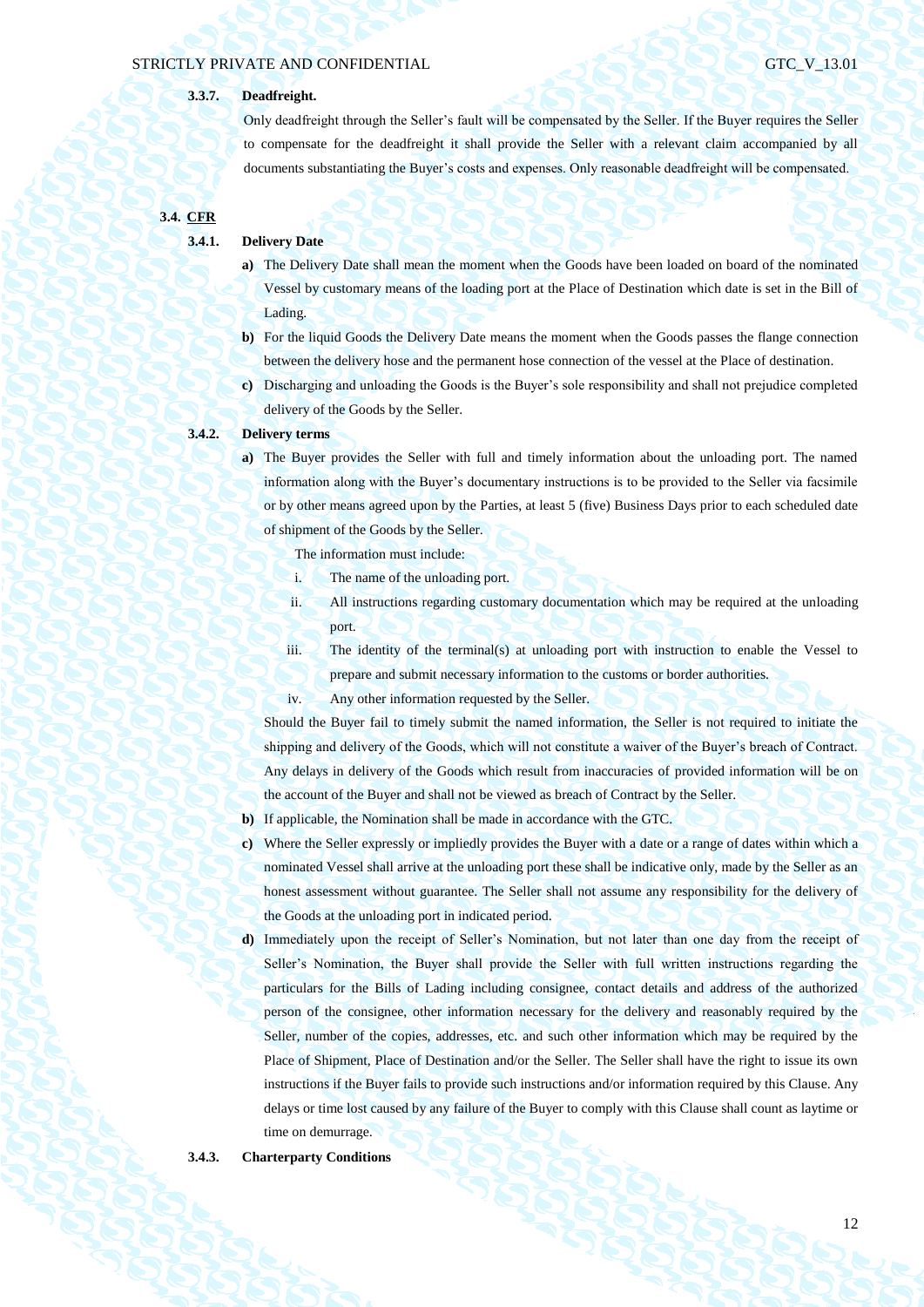#### 3.3.7. Deadfreight.

Only deadfreight through the Seller's fault will be compensated by the Seller. If the Buyer requires the Seller to compensate for the deadfreight it shall provide the Seller with a relevant claim accompanied by all documents substantiating the Buyer's costs and expenses. Only reasonable deadfreight will be compensated.

### 3.4. CFR

#### 3.4.1. Delivery Date

**a)** The Delivery Date shall mean the moment when the Goods have been loaded on board of the nominated Vessel by customary means of the loading port at the Place of Destination which date is set in the Bill of Lading.

**b)** For the liquid Goods the Delivery Date means the moment when the Goods passes the flange connection between the delivery hose and the permanent hose connection of the vessel at the Place of destination.

**c)** Discharging and unloading the Goods is the Buyer's sole responsibility and shall not prejudice completed delivery of the Goods by the Seller.

#### 3.4.2. Delivery terms

**a)** The Buyer provides the Seller with full and timely information about the unloading port. The named information along with the Buyer's documentary instructions is to be provided to the Seller via facsimile or by other means agreed upon by the Parties, at least 5 (five) Business Days prior to each scheduled date of shipment of the Goods by the Seller.

The information must include:

i. The name of the unloading port.

ii. All instructions regarding customary documentation which may be required at the unloading port.

iii. The identity of the terminal(s) at unloading port with instruction to enable the Vessel to prepare and submit necessary information to the customs or border authorities.

iv. Any other information requested by the Seller.

Should the Buyer fail to timely submit the named information, the Seller is not required to initiate the shipping and delivery of the Goods, which will not constitute a waiver of the Buyer's breach of Contract. Any delays in delivery of the Goods which result from inaccuracies of provided information will be on the account of the Buyer and shall not be viewed as breach of Contract by the Seller.

**b)** If applicable, the Nomination shall be made in accordance with the GTC.

**c)** Where the Seller expressly or impliedly provides the Buyer with a date or a range of dates within which a nominated Vessel shall arrive at the unloading port these shall be indicative only, made by the Seller as an honest assessment without guarantee. The Seller shall not assume any responsibility for the delivery of the Goods at the unloading port in indicated period.

**d)** Immediately upon the receipt of Seller's Nomination, but not later than one day from the receipt of Seller's Nomination, the Buyer shall provide the Seller with full written instructions regarding the particulars for the Bills of Lading including consignee, contact details and address of the authorized person of the consignee, other information necessary for the delivery and reasonably required by the Seller, number of the copies, addresses, etc. and such other information which may be required by the Place of Shipment, Place of Destination and/or the Seller. The Seller shall have the right to issue its own instructions if the Buyer fails to provide such instructions and/or information required by this Clause. Any delays or time lost caused by any failure of the Buyer to comply with this Clause shall count as laytime or time on demurrage.

#### 3.4.3. Charterparty Conditions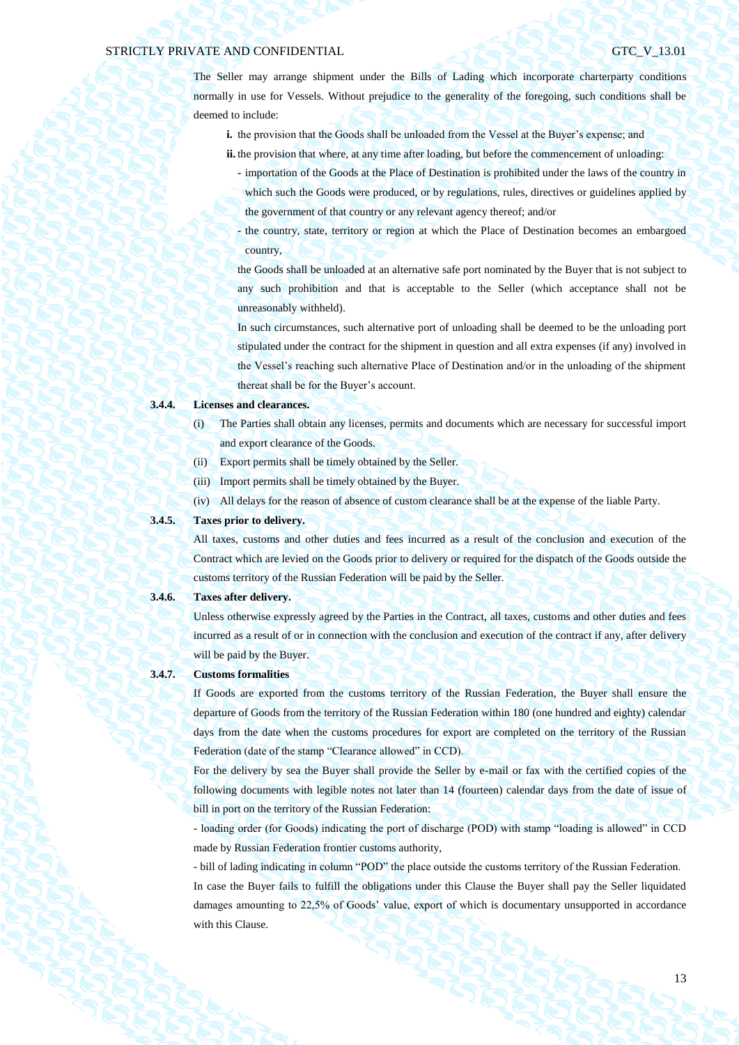The Seller may arrange shipment under the Bills of Lading which incorporate charterparty conditions normally in use for Vessels. Without prejudice to the generality of the foregoing, such conditions shall be deemed to include:

**i.** the provision that the Goods shall be unloaded from the Vessel at the Buyer's expense; and

**ii.** the provision that where, at any time after loading, but before the commencement of unloading:

- importation of the Goods at the Place of Destination is prohibited under the laws of the country in which such the Goods were produced, or by regulations, rules, directives or guidelines applied by the government of that country or any relevant agency thereof; and/or
- the country, state, territory or region at which the Place of Destination becomes an embargoed country,

the Goods shall be unloaded at an alternative safe port nominated by the Buyer that is not subject to any such prohibition and that is acceptable to the Seller (which acceptance shall not be unreasonably withheld).

In such circumstances, such alternative port of unloading shall be deemed to be the unloading port stipulated under the contract for the shipment in question and all extra expenses (if any) involved in the Vessel's reaching such alternative Place of Destination and/or in the unloading of the shipment thereat shall be for the Buyer's account.

**3.4.4. Licenses and clearances.**

(i) The Parties shall obtain any licenses, permits and documents which are necessary for successful import and export clearance of the Goods.

(ii) Export permits shall be timely obtained by the Seller.

(iii) Import permits shall be timely obtained by the Buyer.

(iv) All delays for the reason of absence of custom clearance shall be at the expense of the liable Party.

**3.4.5. Taxes prior to delivery.**

All taxes, customs and other duties and fees incurred as a result of the conclusion and execution of the Contract which are levied on the Goods prior to delivery or required for the dispatch of the Goods outside the customs territory of the Russian Federation will be paid by the Seller.

**3.4.6. Taxes after delivery.**

Unless otherwise expressly agreed by the Parties in the Contract, all taxes, customs and other duties and fees incurred as a result of or in connection with the conclusion and execution of the contract if any, after delivery will be paid by the Buyer.

**3.4.7. Customs formalities**

If Goods are exported from the customs territory of the Russian Federation, the Buyer shall ensure the departure of Goods from the territory of the Russian Federation within 180 (one hundred and eighty) calendar days from the date when the customs procedures for export are completed on the territory of the Russian Federation (date of the stamp "Clearance allowed" in CCD).

For the delivery by sea the Buyer shall provide the Seller by e-mail or fax with the certified copies of the following documents with legible notes not later than 14 (fourteen) calendar days from the date of issue of bill in port on the territory of the Russian Federation:

- loading order (for Goods) indicating the port of discharge (POD) with stamp "loading is allowed" in CCD made by Russian Federation frontier customs authority,

- bill of lading indicating in column "POD" the place outside the customs territory of the Russian Federation.

In case the Buyer fails to fulfill the obligations under this Clause the Buyer shall pay the Seller liquidated damages amounting to 22,5% of Goods' value, export of which is documentary unsupported in accordance with this Clause.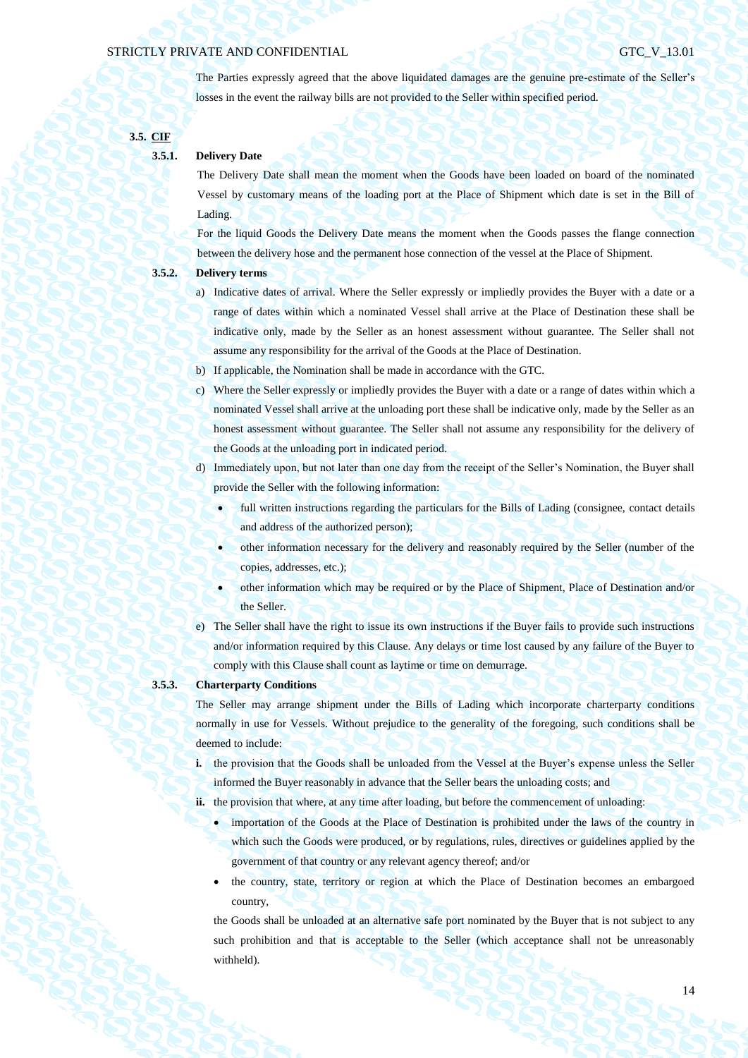The Parties expressly agreed that the above liquidated damages are the genuine pre-estimate of the Seller's losses in the event the railway bills are not provided to the Seller within specified period.

**3.5. CIF**

**3.5.1. Delivery Date**

The Delivery Date shall mean the moment when the Goods have been loaded on board of the nominated Vessel by customary means of the loading port at the Place of Shipment which date is set in the Bill of Lading.

For the liquid Goods the Delivery Date means the moment when the Goods passes the flange connection between the delivery hose and the permanent hose connection of the vessel at the Place of Shipment.

**3.5.2. Delivery terms**

a) Indicative dates of arrival. Where the Seller expressly or impliedly provides the Buyer with a date or a range of dates within which a nominated Vessel shall arrive at the Place of Destination these shall be indicative only, made by the Seller as an honest assessment without guarantee. The Seller shall not assume any responsibility for the arrival of the Goods at the Place of Destination.

b) If applicable, the Nomination shall be made in accordance with the GTC.

c) Where the Seller expressly or impliedly provides the Buyer with a date or a range of dates within which a nominated Vessel shall arrive at the unloading port these shall be indicative only, made by the Seller as an honest assessment without guarantee. The Seller shall not assume any responsibility for the delivery of the Goods at the unloading port in indicated period.

d) Immediately upon, but not later than one day from the receipt of the Seller's Nomination, the Buyer shall provide the Seller with the following information:

- full written instructions regarding the particulars for the Bills of Lading (consignee, contact details and address of the authorized person);
- other information necessary for the delivery and reasonably required by the Seller (number of the copies, addresses, etc.);
- other information which may be required or by the Place of Shipment, Place of Destination and/or the Seller.

e) The Seller shall have the right to issue its own instructions if the Buyer fails to provide such instructions and/or information required by this Clause. Any delays or time lost caused by any failure of the Buyer to comply with this Clause shall count as laytime or time on demurrage.

**3.5.3. Charterparty Conditions**

The Seller may arrange shipment under the Bills of Lading which incorporate charterparty conditions normally in use for Vessels. Without prejudice to the generality of the foregoing, such conditions shall be deemed to include:

**i.** the provision that the Goods shall be unloaded from the Vessel at the Buyer's expense unless the Seller informed the Buyer reasonably in advance that the Seller bears the unloading costs; and

**ii.** the provision that where, at any time after loading, but before the commencement of unloading:

- importation of the Goods at the Place of Destination is prohibited under the laws of the country in which such the Goods were produced, or by regulations, rules, directives or guidelines applied by the government of that country or any relevant agency thereof; and/or
- the country, state, territory or region at which the Place of Destination becomes an embargoed country,

the Goods shall be unloaded at an alternative safe port nominated by the Buyer that is not subject to any such prohibition and that is acceptable to the Seller (which acceptance shall not be unreasonably withheld).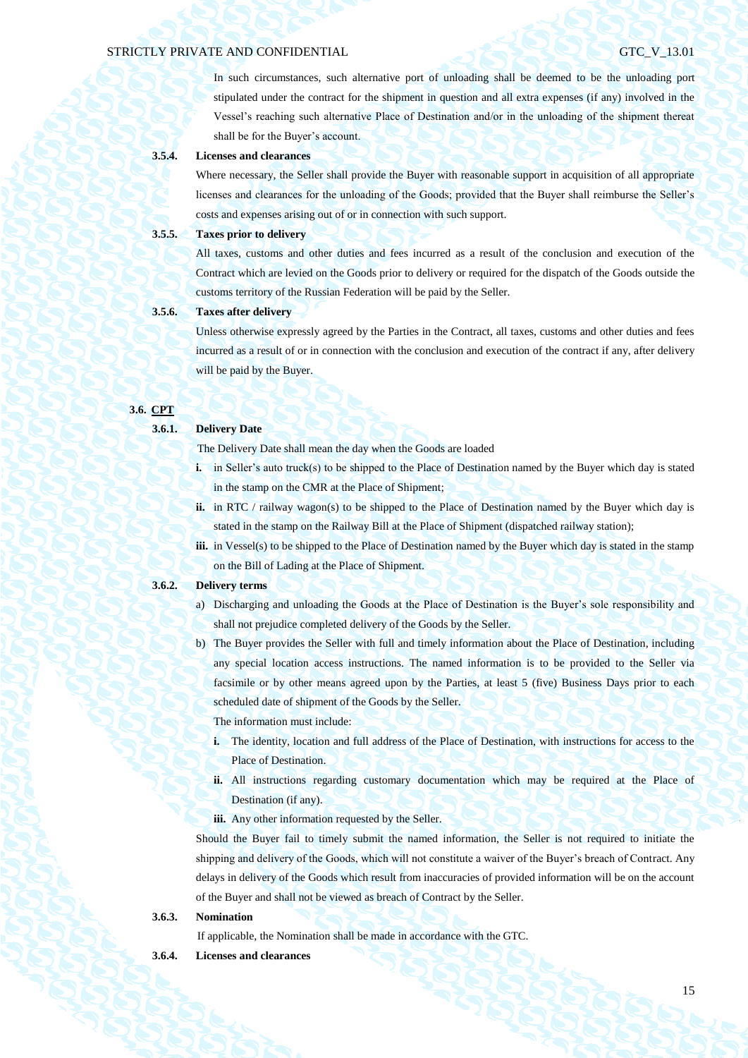In such circumstances, such alternative port of unloading shall be deemed to be the unloading port stipulated under the contract for the shipment in question and all extra expenses (if any) involved in the Vessel's reaching such alternative Place of Destination and/or in the unloading of the shipment thereat shall be for the Buyer's account.

**3.5.4. Licenses and clearances**

Where necessary, the Seller shall provide the Buyer with reasonable support in acquisition of all appropriate licenses and clearances for the unloading of the Goods; provided that the Buyer shall reimburse the Seller's costs and expenses arising out of or in connection with such support.

**3.5.5. Taxes prior to delivery**

All taxes, customs and other duties and fees incurred as a result of the conclusion and execution of the Contract which are levied on the Goods prior to delivery or required for the dispatch of the Goods outside the customs territory of the Russian Federation will be paid by the Seller.

**3.5.6. Taxes after delivery**

Unless otherwise expressly agreed by the Parties in the Contract, all taxes, customs and other duties and fees incurred as a result of or in connection with the conclusion and execution of the contract if any, after delivery will be paid by the Buyer.

**3.6. <u>CPT</u>**

**3.6.1. Delivery Date**

The Delivery Date shall mean the day when the Goods are loaded

**i.** in Seller's auto truck(s) to be shipped to the Place of Destination named by the Buyer which day is stated in the stamp on the CMR at the Place of Shipment;

**ii.** in RTC / railway wagon(s) to be shipped to the Place of Destination named by the Buyer which day is stated in the stamp on the Railway Bill at the Place of Shipment (dispatched railway station);

**iii.** in Vessel(s) to be shipped to the Place of Destination named by the Buyer which day is stated in the stamp on the Bill of Lading at the Place of Shipment.

**3.6.2. Delivery terms**

a) Discharging and unloading the Goods at the Place of Destination is the Buyer's sole responsibility and shall not prejudice completed delivery of the Goods by the Seller.

b) The Buyer provides the Seller with full and timely information about the Place of Destination, including any special location access instructions. The named information is to be provided to the Seller via facsimile or by other means agreed upon by the Parties, at least 5 (five) Business Days prior to each scheduled date of shipment of the Goods by the Seller.

The information must include:

**i.** The identity, location and full address of the Place of Destination, with instructions for access to the Place of Destination.

**ii.** All instructions regarding customary documentation which may be required at the Place of Destination (if any).

**iii.** Any other information requested by the Seller.

Should the Buyer fail to timely submit the named information, the Seller is not required to initiate the shipping and delivery of the Goods, which will not constitute a waiver of the Buyer's breach of Contract. Any delays in delivery of the Goods which result from inaccuracies of provided information will be on the account of the Buyer and shall not be viewed as breach of Contract by the Seller.

**3.6.3. Nomination**

If applicable, the Nomination shall be made in accordance with the GTC.

**3.6.4. Licenses and clearances**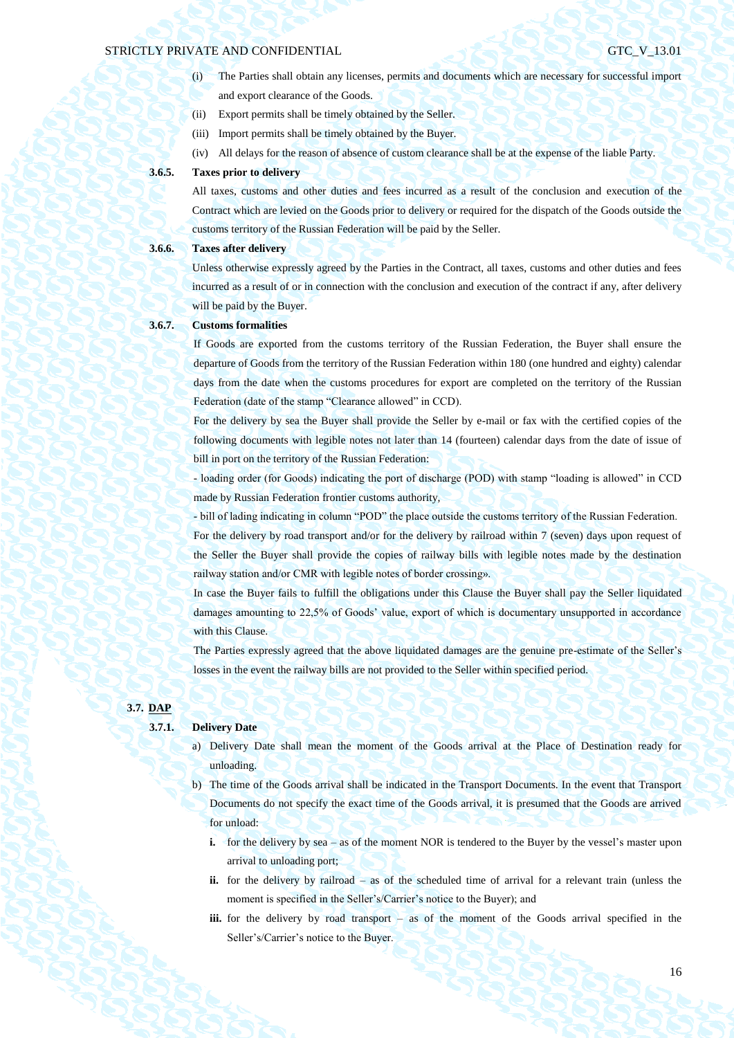(i) The Parties shall obtain any licenses, permits and documents which are necessary for successful import and export clearance of the Goods.

(ii) Export permits shall be timely obtained by the Seller.

(iii) Import permits shall be timely obtained by the Buyer.

(iv) All delays for the reason of absence of custom clearance shall be at the expense of the liable Party.

**3.6.5. Taxes prior to delivery**

All taxes, customs and other duties and fees incurred as a result of the conclusion and execution of the Contract which are levied on the Goods prior to delivery or required for the dispatch of the Goods outside the customs territory of the Russian Federation will be paid by the Seller.

**3.6.6. Taxes after delivery**

Unless otherwise expressly agreed by the Parties in the Contract, all taxes, customs and other duties and fees incurred as a result of or in connection with the conclusion and execution of the contract if any, after delivery will be paid by the Buyer.

**3.6.7. Customs formalities**

If Goods are exported from the customs territory of the Russian Federation, the Buyer shall ensure the departure of Goods from the territory of the Russian Federation within 180 (one hundred and eighty) calendar days from the date when the customs procedures for export are completed on the territory of the Russian Federation (date of the stamp "Clearance allowed" in CCD).

For the delivery by sea the Buyer shall provide the Seller by e-mail or fax with the certified copies of the following documents with legible notes not later than 14 (fourteen) calendar days from the date of issue of bill in port on the territory of the Russian Federation:

- loading order (for Goods) indicating the port of discharge (POD) with stamp "loading is allowed" in CCD made by Russian Federation frontier customs authority,

- bill of lading indicating in column "POD" the place outside the customs territory of the Russian Federation.

For the delivery by road transport and/or for the delivery by railroad within 7 (seven) days upon request of the Seller the Buyer shall provide the copies of railway bills with legible notes made by the destination railway station and/or CMR with legible notes of border crossing».

In case the Buyer fails to fulfill the obligations under this Clause the Buyer shall pay the Seller liquidated damages amounting to 22,5% of Goods' value, export of which is documentary unsupported in accordance with this Clause.

The Parties expressly agreed that the above liquidated damages are the genuine pre-estimate of the Seller's losses in the event the railway bills are not provided to the Seller within specified period.

## 3.7. DAP

**3.7.1. Delivery Date**

a) Delivery Date shall mean the moment of the Goods arrival at the Place of Destination ready for unloading.

b) The time of the Goods arrival shall be indicated in the Transport Documents. In the event that Transport Documents do not specify the exact time of the Goods arrival, it is presumed that the Goods are arrived for unload:

**i.** for the delivery by sea – as of the moment NOR is tendered to the Buyer by the vessel's master upon arrival to unloading port;

**ii.** for the delivery by railroad – as of the scheduled time of arrival for a relevant train (unless the moment is specified in the Seller's/Carrier's notice to the Buyer); and

**iii.** for the delivery by road transport – as of the moment of the Goods arrival specified in the Seller's/Carrier's notice to the Buyer.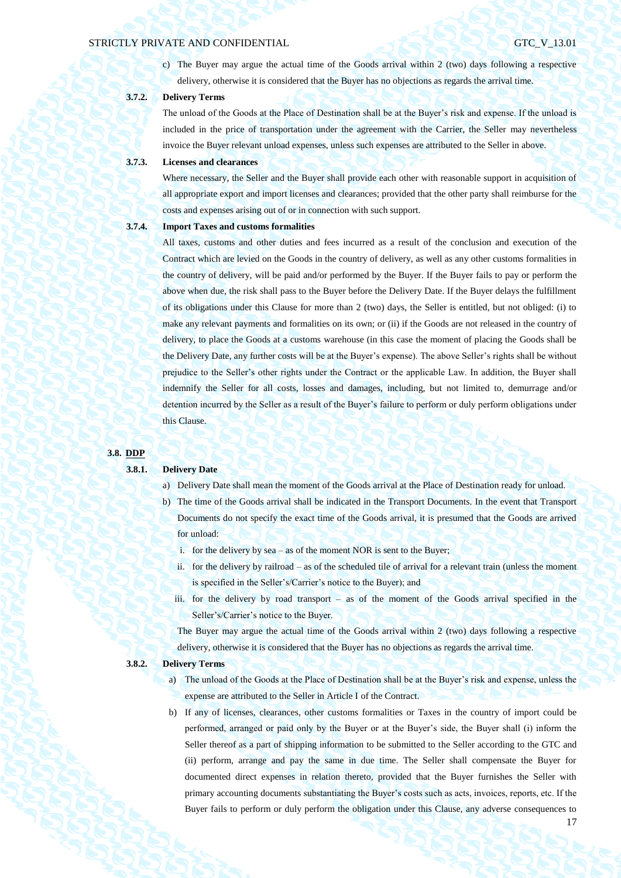c) The Buyer may argue the actual time of the Goods arrival within 2 (two) days following a respective delivery, otherwise it is considered that the Buyer has no objections as regards the arrival time.

**3.7.2. Delivery Terms**

The unload of the Goods at the Place of Destination shall be at the Buyer's risk and expense. If the unload is included in the price of transportation under the agreement with the Carrier, the Seller may nevertheless invoice the Buyer relevant unload expenses, unless such expenses are attributed to the Seller in above.

**3.7.3. Licenses and clearances**

Where necessary, the Seller and the Buyer shall provide each other with reasonable support in acquisition of all appropriate export and import licenses and clearances; provided that the other party shall reimburse for the costs and expenses arising out of or in connection with such support.

**3.7.4. Import Taxes and customs formalities**

All taxes, customs and other duties and fees incurred as a result of the conclusion and execution of the Contract which are levied on the Goods in the country of delivery, as well as any other customs formalities in the country of delivery, will be paid and/or performed by the Buyer. If the Buyer fails to pay or perform the above when due, the risk shall pass to the Buyer before the Delivery Date. If the Buyer delays the fulfillment of its obligations under this Clause for more than 2 (two) days, the Seller is entitled, but not obliged: (i) to make any relevant payments and formalities on its own; or (ii) if the Goods are not released in the country of delivery, to place the Goods at a customs warehouse (in this case the moment of placing the Goods shall be the Delivery Date, any further costs will be at the Buyer's expense). The above Seller's rights shall be without prejudice to the Seller's other rights under the Contract or the applicable Law. In addition, the Buyer shall indemnify the Seller for all costs, losses and damages, including, but not limited to, demurrage and/or detention incurred by the Seller as a result of the Buyer's failure to perform or duly perform obligations under this Clause.

**3.8. <u>DDP</u>**

**3.8.1. Delivery Date**

a) Delivery Date shall mean the moment of the Goods arrival at the Place of Destination ready for unload.

b) The time of the Goods arrival shall be indicated in the Transport Documents. In the event that Transport Documents do not specify the exact time of the Goods arrival, it is presumed that the Goods are arrived for unload:

   i. for the delivery by sea – as of the moment NOR is sent to the Buyer;

   ii. for the delivery by railroad – as of the scheduled tile of arrival for a relevant train (unless the moment is specified in the Seller's/Carrier's notice to the Buyer); and

   iii. for the delivery by road transport – as of the moment of the Goods arrival specified in the Seller's/Carrier's notice to the Buyer.

The Buyer may argue the actual time of the Goods arrival within 2 (two) days following a respective delivery, otherwise it is considered that the Buyer has no objections as regards the arrival time.

**3.8.2. Delivery Terms**

a) The unload of the Goods at the Place of Destination shall be at the Buyer's risk and expense, unless the expense are attributed to the Seller in Article I of the Contract.

b) If any of licenses, clearances, other customs formalities or Taxes in the country of import could be performed, arranged or paid only by the Buyer or at the Buyer's side, the Buyer shall (i) inform the Seller thereof as a part of shipping information to be submitted to the Seller according to the GTC and (ii) perform, arrange and pay the same in due time. The Seller shall compensate the Buyer for documented direct expenses in relation thereto, provided that the Buyer furnishes the Seller with primary accounting documents substantiating the Buyer's costs such as acts, invoices, reports, etc. If the Buyer fails to perform or duly perform the obligation under this Clause, any adverse consequences to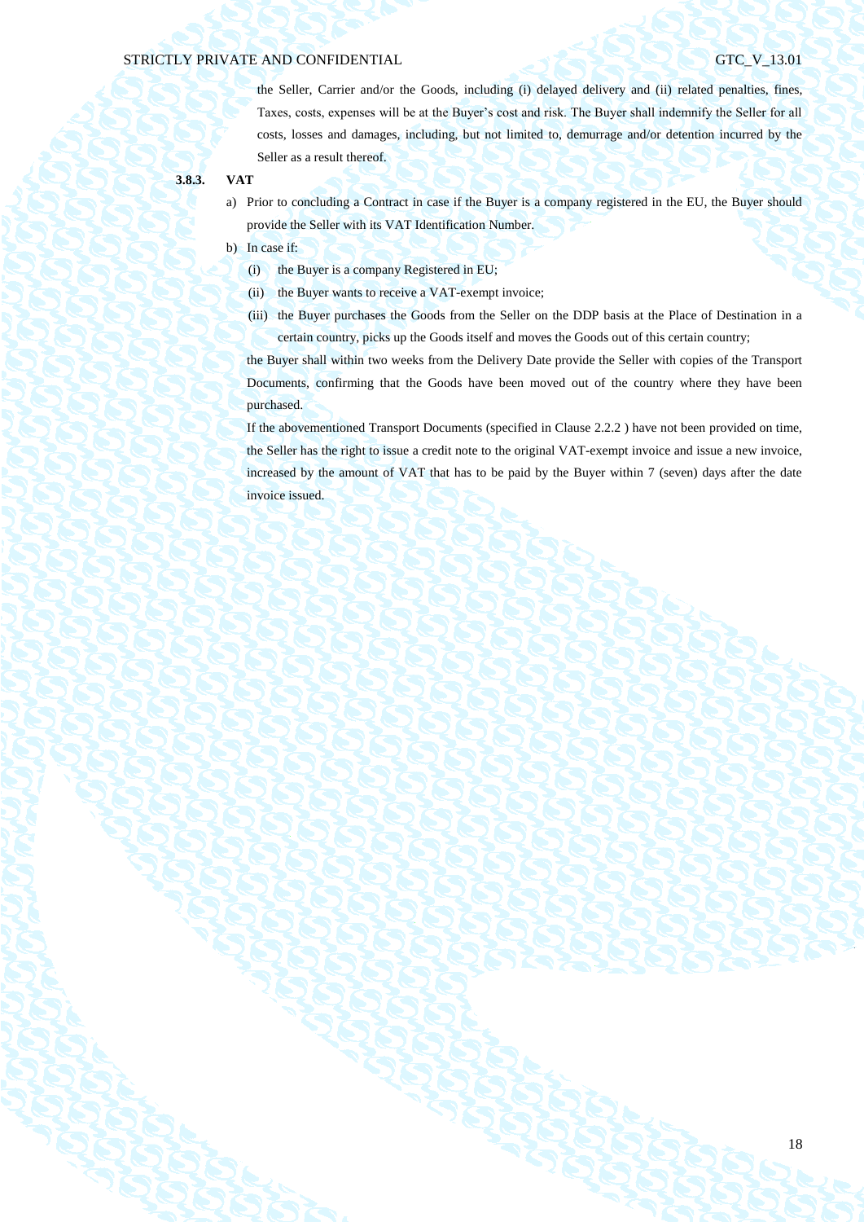the Seller, Carrier and/or the Goods, including (i) delayed delivery and (ii) related penalties, fines, Taxes, costs, expenses will be at the Buyer's cost and risk. The Buyer shall indemnify the Seller for all costs, losses and damages, including, but not limited to, demurrage and/or detention incurred by the Seller as a result thereof.

**3.8.3. VAT**

a) Prior to concluding a Contract in case if the Buyer is a company registered in the EU, the Buyer should provide the Seller with its VAT Identification Number.

b) In case if:

(i) the Buyer is a company Registered in EU;

(ii) the Buyer wants to receive a VAT-exempt invoice;

(iii) the Buyer purchases the Goods from the Seller on the DDP basis at the Place of Destination in a certain country, picks up the Goods itself and moves the Goods out of this certain country;

the Buyer shall within two weeks from the Delivery Date provide the Seller with copies of the Transport Documents, confirming that the Goods have been moved out of the country where they have been purchased.

If the abovementioned Transport Documents (specified in Clause 2.2.2 ) have not been provided on time, the Seller has the right to issue a credit note to the original VAT-exempt invoice and issue a new invoice, increased by the amount of VAT that has to be paid by the Buyer within 7 (seven) days after the date invoice issued.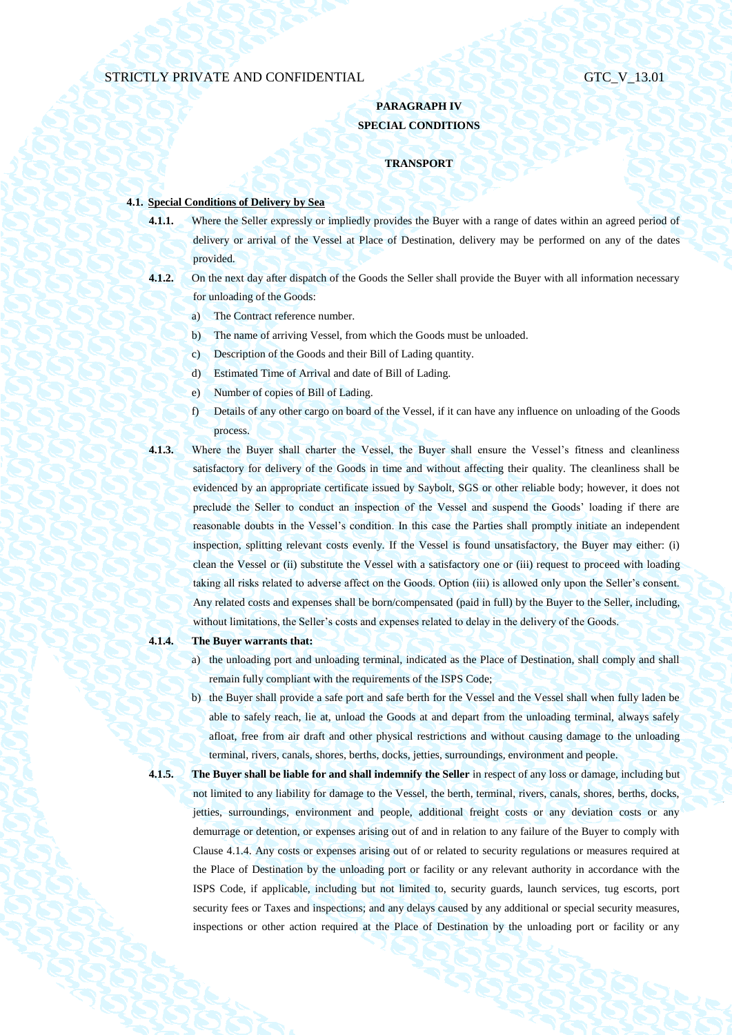## PARAGRAPH IV
## SPECIAL CONDITIONS

### TRANSPORT

**4.1. Special Conditions of Delivery by Sea**

**4.1.1.** Where the Seller expressly or impliedly provides the Buyer with a range of dates within an agreed period of delivery or arrival of the Vessel at Place of Destination, delivery may be performed on any of the dates provided.

**4.1.2.** On the next day after dispatch of the Goods the Seller shall provide the Buyer with all information necessary for unloading of the Goods:

a) The Contract reference number.

b) The name of arriving Vessel, from which the Goods must be unloaded.

c) Description of the Goods and their Bill of Lading quantity.

d) Estimated Time of Arrival and date of Bill of Lading.

e) Number of copies of Bill of Lading.

f) Details of any other cargo on board of the Vessel, if it can have any influence on unloading of the Goods process.

**4.1.3.** Where the Buyer shall charter the Vessel, the Buyer shall ensure the Vessel's fitness and cleanliness satisfactory for delivery of the Goods in time and without affecting their quality. The cleanliness shall be evidenced by an appropriate certificate issued by Saybolt, SGS or other reliable body; however, it does not preclude the Seller to conduct an inspection of the Vessel and suspend the Goods' loading if there are reasonable doubts in the Vessel's condition. In this case the Parties shall promptly initiate an independent inspection, splitting relevant costs evenly. If the Vessel is found unsatisfactory, the Buyer may either: (i) clean the Vessel or (ii) substitute the Vessel with a satisfactory one or (iii) request to proceed with loading taking all risks related to adverse affect on the Goods. Option (iii) is allowed only upon the Seller's consent. Any related costs and expenses shall be born/compensated (paid in full) by the Buyer to the Seller, including, without limitations, the Seller's costs and expenses related to delay in the delivery of the Goods.

**4.1.4. The Buyer warrants that:**

a) the unloading port and unloading terminal, indicated as the Place of Destination, shall comply and shall remain fully compliant with the requirements of the ISPS Code;

b) the Buyer shall provide a safe port and safe berth for the Vessel and the Vessel shall when fully laden be able to safely reach, lie at, unload the Goods at and depart from the unloading terminal, always safely afloat, free from air draft and other physical restrictions and without causing damage to the unloading terminal, rivers, canals, shores, berths, docks, jetties, surroundings, environment and people.

**4.1.5. The Buyer shall be liable for and shall indemnify the Seller** in respect of any loss or damage, including but not limited to any liability for damage to the Vessel, the berth, terminal, rivers, canals, shores, berths, docks, jetties, surroundings, environment and people, additional freight costs or any deviation costs or any demurrage or detention, or expenses arising out of and in relation to any failure of the Buyer to comply with Clause 4.1.4. Any costs or expenses arising out of or related to security regulations or measures required at the Place of Destination by the unloading port or facility or any relevant authority in accordance with the ISPS Code, if applicable, including but not limited to, security guards, launch services, tug escorts, port security fees or Taxes and inspections; and any delays caused by any additional or special security measures, inspections or other action required at the Place of Destination by the unloading port or facility or any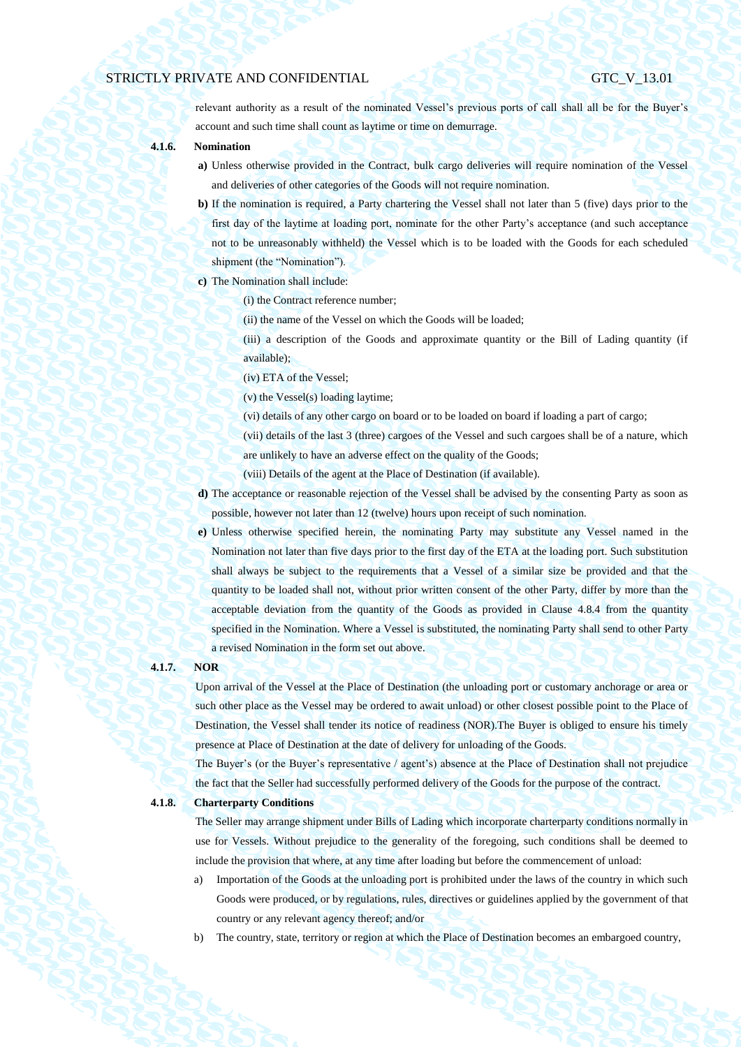relevant authority as a result of the nominated Vessel's previous ports of call shall all be for the Buyer's account and such time shall count as laytime or time on demurrage.

**4.1.6. Nomination**

**a)** Unless otherwise provided in the Contract, bulk cargo deliveries will require nomination of the Vessel and deliveries of other categories of the Goods will not require nomination.

**b)** If the nomination is required, a Party chartering the Vessel shall not later than 5 (five) days prior to the first day of the laytime at loading port, nominate for the other Party's acceptance (and such acceptance not to be unreasonably withheld) the Vessel which is to be loaded with the Goods for each scheduled shipment (the "Nomination").

**c)** The Nomination shall include:

(i) the Contract reference number;

(ii) the name of the Vessel on which the Goods will be loaded;

(iii) a description of the Goods and approximate quantity or the Bill of Lading quantity (if available);

(iv) ETA of the Vessel;

(v) the Vessel(s) loading laytime;

(vi) details of any other cargo on board or to be loaded on board if loading a part of cargo;

(vii) details of the last 3 (three) cargoes of the Vessel and such cargoes shall be of a nature, which are unlikely to have an adverse effect on the quality of the Goods;

(viii) Details of the agent at the Place of Destination (if available).

**d)** The acceptance or reasonable rejection of the Vessel shall be advised by the consenting Party as soon as possible, however not later than 12 (twelve) hours upon receipt of such nomination.

**e)** Unless otherwise specified herein, the nominating Party may substitute any Vessel named in the Nomination not later than five days prior to the first day of the ETA at the loading port. Such substitution shall always be subject to the requirements that a Vessel of a similar size be provided and that the quantity to be loaded shall not, without prior written consent of the other Party, differ by more than the acceptable deviation from the quantity of the Goods as provided in Clause 4.8.4 from the quantity specified in the Nomination. Where a Vessel is substituted, the nominating Party shall send to other Party a revised Nomination in the form set out above.

**4.1.7. NOR**

Upon arrival of the Vessel at the Place of Destination (the unloading port or customary anchorage or area or such other place as the Vessel may be ordered to await unload) or other closest possible point to the Place of Destination, the Vessel shall tender its notice of readiness (NOR).The Buyer is obliged to ensure his timely presence at Place of Destination at the date of delivery for unloading of the Goods.

The Buyer's (or the Buyer's representative / agent's) absence at the Place of Destination shall not prejudice the fact that the Seller had successfully performed delivery of the Goods for the purpose of the contract.

**4.1.8. Charterparty Conditions**

The Seller may arrange shipment under Bills of Lading which incorporate charterparty conditions normally in use for Vessels. Without prejudice to the generality of the foregoing, such conditions shall be deemed to include the provision that where, at any time after loading but before the commencement of unload:

a) Importation of the Goods at the unloading port is prohibited under the laws of the country in which such Goods were produced, or by regulations, rules, directives or guidelines applied by the government of that country or any relevant agency thereof; and/or

b) The country, state, territory or region at which the Place of Destination becomes an embargoed country,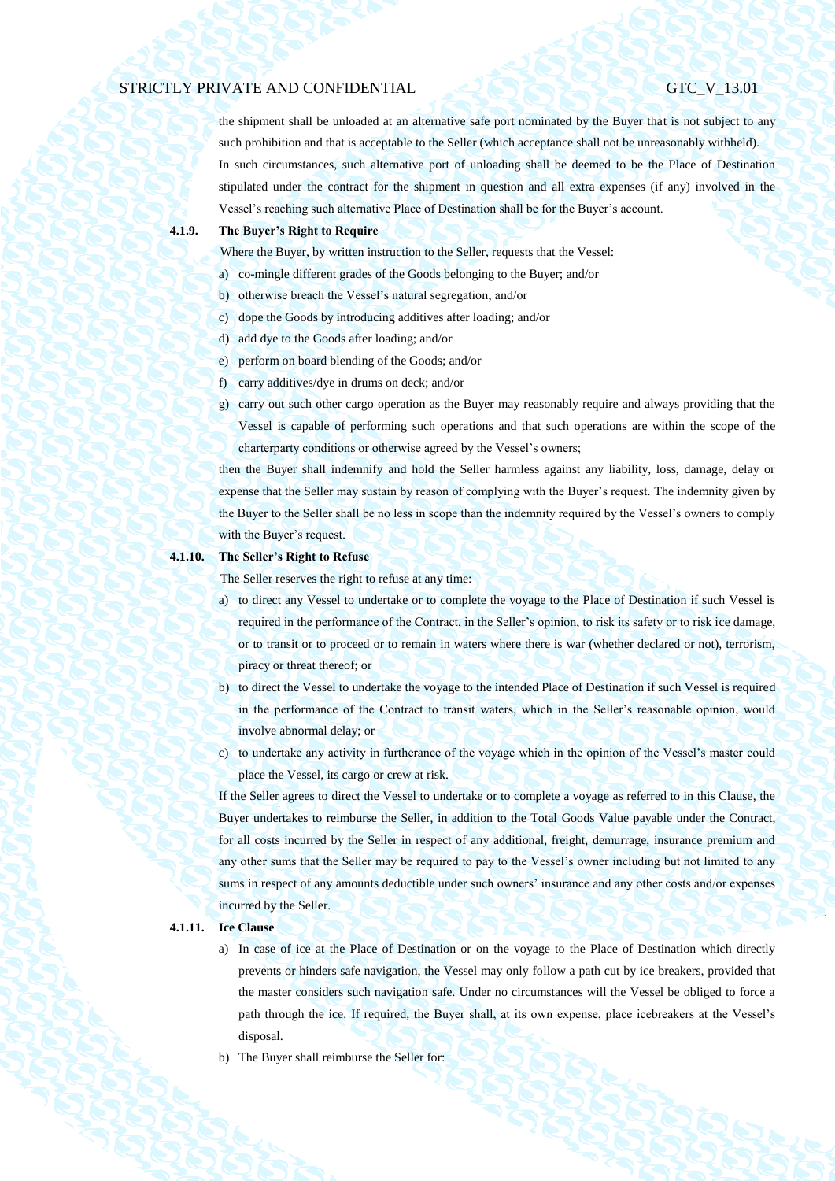the shipment shall be unloaded at an alternative safe port nominated by the Buyer that is not subject to any such prohibition and that is acceptable to the Seller (which acceptance shall not be unreasonably withheld).

In such circumstances, such alternative port of unloading shall be deemed to be the Place of Destination stipulated under the contract for the shipment in question and all extra expenses (if any) involved in the Vessel's reaching such alternative Place of Destination shall be for the Buyer's account.

**4.1.9. The Buyer's Right to Require**

Where the Buyer, by written instruction to the Seller, requests that the Vessel:

a) co-mingle different grades of the Goods belonging to the Buyer; and/or
b) otherwise breach the Vessel's natural segregation; and/or
c) dope the Goods by introducing additives after loading; and/or
d) add dye to the Goods after loading; and/or
e) perform on board blending of the Goods; and/or
f) carry additives/dye in drums on deck; and/or
g) carry out such other cargo operation as the Buyer may reasonably require and always providing that the Vessel is capable of performing such operations and that such operations are within the scope of the charterparty conditions or otherwise agreed by the Vessel's owners;

then the Buyer shall indemnify and hold the Seller harmless against any liability, loss, damage, delay or expense that the Seller may sustain by reason of complying with the Buyer's request. The indemnity given by the Buyer to the Seller shall be no less in scope than the indemnity required by the Vessel's owners to comply with the Buyer's request.

**4.1.10. The Seller's Right to Refuse**

The Seller reserves the right to refuse at any time:

a) to direct any Vessel to undertake or to complete the voyage to the Place of Destination if such Vessel is required in the performance of the Contract, in the Seller's opinion, to risk its safety or to risk ice damage, or to transit or to proceed or to remain in waters where there is war (whether declared or not), terrorism, piracy or threat thereof; or
b) to direct the Vessel to undertake the voyage to the intended Place of Destination if such Vessel is required in the performance of the Contract to transit waters, which in the Seller's reasonable opinion, would involve abnormal delay; or
c) to undertake any activity in furtherance of the voyage which in the opinion of the Vessel's master could place the Vessel, its cargo or crew at risk.

If the Seller agrees to direct the Vessel to undertake or to complete a voyage as referred to in this Clause, the Buyer undertakes to reimburse the Seller, in addition to the Total Goods Value payable under the Contract, for all costs incurred by the Seller in respect of any additional, freight, demurrage, insurance premium and any other sums that the Seller may be required to pay to the Vessel's owner including but not limited to any sums in respect of any amounts deductible under such owners' insurance and any other costs and/or expenses incurred by the Seller.

**4.1.11. Ice Clause**

a) In case of ice at the Place of Destination or on the voyage to the Place of Destination which directly prevents or hinders safe navigation, the Vessel may only follow a path cut by ice breakers, provided that the master considers such navigation safe. Under no circumstances will the Vessel be obliged to force a path through the ice. If required, the Buyer shall, at its own expense, place icebreakers at the Vessel's disposal.
b) The Buyer shall reimburse the Seller for: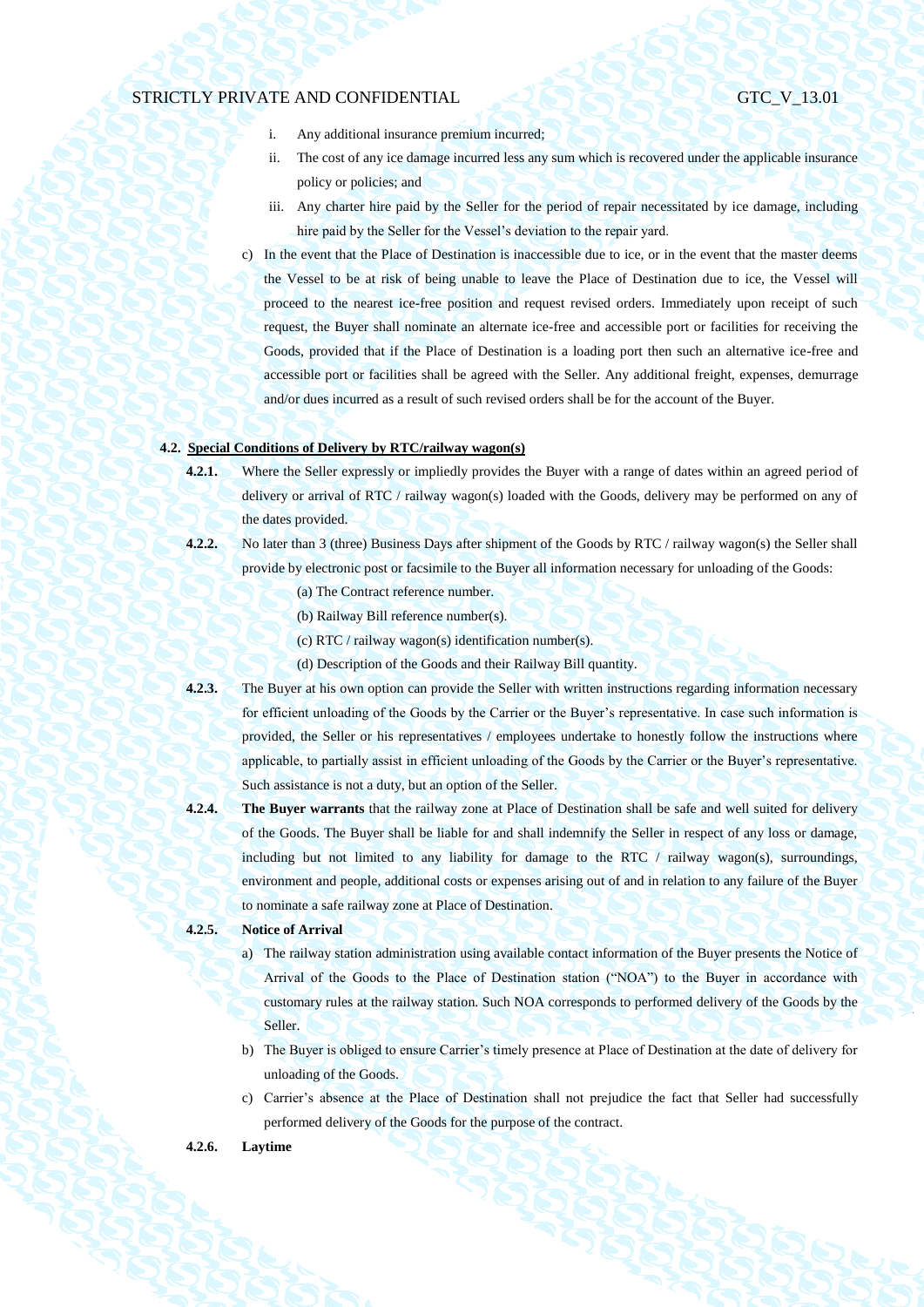i. Any additional insurance premium incurred;

ii. The cost of any ice damage incurred less any sum which is recovered under the applicable insurance policy or policies; and

iii. Any charter hire paid by the Seller for the period of repair necessitated by ice damage, including hire paid by the Seller for the Vessel's deviation to the repair yard.

c) In the event that the Place of Destination is inaccessible due to ice, or in the event that the master deems the Vessel to be at risk of being unable to leave the Place of Destination due to ice, the Vessel will proceed to the nearest ice-free position and request revised orders. Immediately upon receipt of such request, the Buyer shall nominate an alternate ice-free and accessible port or facilities for receiving the Goods, provided that if the Place of Destination is a loading port then such an alternative ice-free and accessible port or facilities shall be agreed with the Seller. Any additional freight, expenses, demurrage and/or dues incurred as a result of such revised orders shall be for the account of the Buyer.

**4.2. Special Conditions of Delivery by RTC/railway wagon(s)**

**4.2.1.** Where the Seller expressly or impliedly provides the Buyer with a range of dates within an agreed period of delivery or arrival of RTC / railway wagon(s) loaded with the Goods, delivery may be performed on any of the dates provided.

**4.2.2.** No later than 3 (three) Business Days after shipment of the Goods by RTC / railway wagon(s) the Seller shall provide by electronic post or facsimile to the Buyer all information necessary for unloading of the Goods:

(a) The Contract reference number.

(b) Railway Bill reference number(s).

(c) RTC / railway wagon(s) identification number(s).

(d) Description of the Goods and their Railway Bill quantity.

**4.2.3.** The Buyer at his own option can provide the Seller with written instructions regarding information necessary for efficient unloading of the Goods by the Carrier or the Buyer's representative. In case such information is provided, the Seller or his representatives / employees undertake to honestly follow the instructions where applicable, to partially assist in efficient unloading of the Goods by the Carrier or the Buyer's representative. Such assistance is not a duty, but an option of the Seller.

**4.2.4.** **The Buyer warrants** that the railway zone at Place of Destination shall be safe and well suited for delivery of the Goods. The Buyer shall be liable for and shall indemnify the Seller in respect of any loss or damage, including but not limited to any liability for damage to the RTC / railway wagon(s), surroundings, environment and people, additional costs or expenses arising out of and in relation to any failure of the Buyer to nominate a safe railway zone at Place of Destination.

**4.2.5.** **Notice of Arrival**

a) The railway station administration using available contact information of the Buyer presents the Notice of Arrival of the Goods to the Place of Destination station ("NOA") to the Buyer in accordance with customary rules at the railway station. Such NOA corresponds to performed delivery of the Goods by the Seller.

b) The Buyer is obliged to ensure Carrier's timely presence at Place of Destination at the date of delivery for unloading of the Goods.

c) Carrier's absence at the Place of Destination shall not prejudice the fact that Seller had successfully performed delivery of the Goods for the purpose of the contract.

**4.2.6.** **Laytime**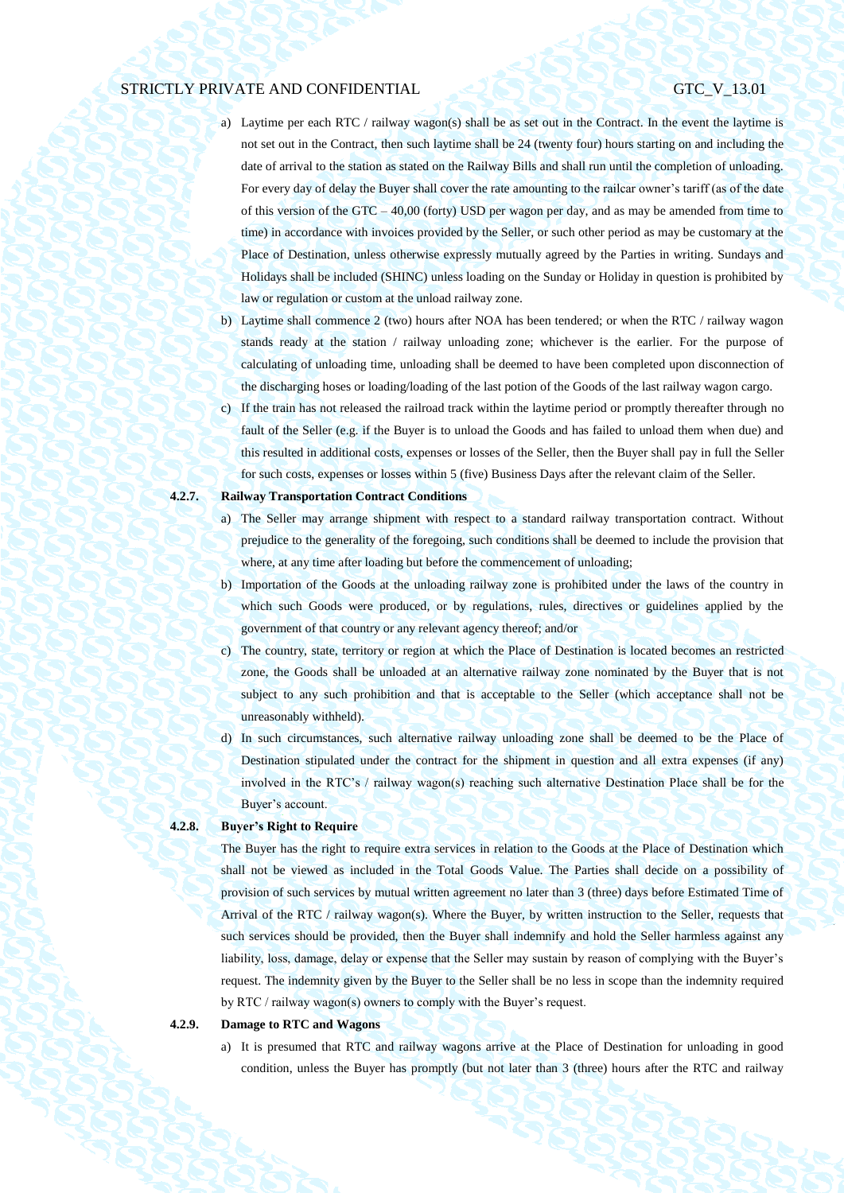a) Laytime per each RTC / railway wagon(s) shall be as set out in the Contract. In the event the laytime is not set out in the Contract, then such laytime shall be 24 (twenty four) hours starting on and including the date of arrival to the station as stated on the Railway Bills and shall run until the completion of unloading. For every day of delay the Buyer shall cover the rate amounting to the railcar owner's tariff (as of the date of this version of the GTC – 40,00 (forty) USD per wagon per day, and as may be amended from time to time) in accordance with invoices provided by the Seller, or such other period as may be customary at the Place of Destination, unless otherwise expressly mutually agreed by the Parties in writing. Sundays and Holidays shall be included (SHINC) unless loading on the Sunday or Holiday in question is prohibited by law or regulation or custom at the unload railway zone.

b) Laytime shall commence 2 (two) hours after NOA has been tendered; or when the RTC / railway wagon stands ready at the station / railway unloading zone; whichever is the earlier. For the purpose of calculating of unloading time, unloading shall be deemed to have been completed upon disconnection of the discharging hoses or loading/loading of the last potion of the Goods of the last railway wagon cargo.

c) If the train has not released the railroad track within the laytime period or promptly thereafter through no fault of the Seller (e.g. if the Buyer is to unload the Goods and has failed to unload them when due) and this resulted in additional costs, expenses or losses of the Seller, then the Buyer shall pay in full the Seller for such costs, expenses or losses within 5 (five) Business Days after the relevant claim of the Seller.

**4.2.7. Railway Transportation Contract Conditions**

a) The Seller may arrange shipment with respect to a standard railway transportation contract. Without prejudice to the generality of the foregoing, such conditions shall be deemed to include the provision that where, at any time after loading but before the commencement of unloading;

b) Importation of the Goods at the unloading railway zone is prohibited under the laws of the country in which such Goods were produced, or by regulations, rules, directives or guidelines applied by the government of that country or any relevant agency thereof; and/or

c) The country, state, territory or region at which the Place of Destination is located becomes an restricted zone, the Goods shall be unloaded at an alternative railway zone nominated by the Buyer that is not subject to any such prohibition and that is acceptable to the Seller (which acceptance shall not be unreasonably withheld).

d) In such circumstances, such alternative railway unloading zone shall be deemed to be the Place of Destination stipulated under the contract for the shipment in question and all extra expenses (if any) involved in the RTC's / railway wagon(s) reaching such alternative Destination Place shall be for the Buyer's account.

**4.2.8. Buyer's Right to Require**

The Buyer has the right to require extra services in relation to the Goods at the Place of Destination which shall not be viewed as included in the Total Goods Value. The Parties shall decide on a possibility of provision of such services by mutual written agreement no later than 3 (three) days before Estimated Time of Arrival of the RTC / railway wagon(s). Where the Buyer, by written instruction to the Seller, requests that such services should be provided, then the Buyer shall indemnify and hold the Seller harmless against any liability, loss, damage, delay or expense that the Seller may sustain by reason of complying with the Buyer's request. The indemnity given by the Buyer to the Seller shall be no less in scope than the indemnity required by RTC / railway wagon(s) owners to comply with the Buyer's request.

**4.2.9. Damage to RTC and Wagons**

a) It is presumed that RTC and railway wagons arrive at the Place of Destination for unloading in good condition, unless the Buyer has promptly (but not later than 3 (three) hours after the RTC and railway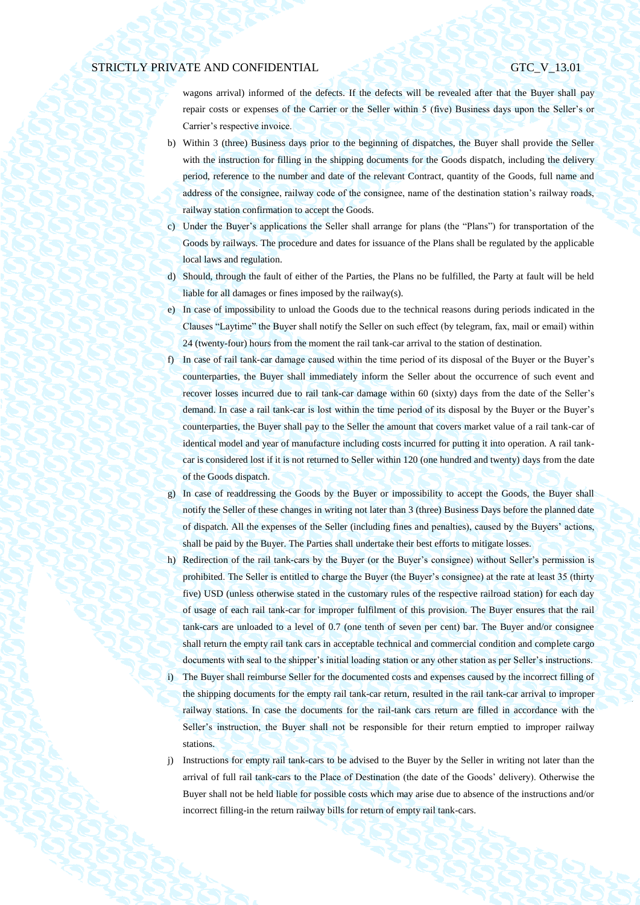wagons arrival) informed of the defects. If the defects will be revealed after that the Buyer shall pay repair costs or expenses of the Carrier or the Seller within 5 (five) Business days upon the Seller's or Carrier's respective invoice.

b) Within 3 (three) Business days prior to the beginning of dispatches, the Buyer shall provide the Seller with the instruction for filling in the shipping documents for the Goods dispatch, including the delivery period, reference to the number and date of the relevant Contract, quantity of the Goods, full name and address of the consignee, railway code of the consignee, name of the destination station's railway roads, railway station confirmation to accept the Goods.

c) Under the Buyer's applications the Seller shall arrange for plans (the "Plans") for transportation of the Goods by railways. The procedure and dates for issuance of the Plans shall be regulated by the applicable local laws and regulation.

d) Should, through the fault of either of the Parties, the Plans no be fulfilled, the Party at fault will be held liable for all damages or fines imposed by the railway(s).

e) In case of impossibility to unload the Goods due to the technical reasons during periods indicated in the Clauses "Laytime" the Buyer shall notify the Seller on such effect (by telegram, fax, mail or email) within 24 (twenty-four) hours from the moment the rail tank-car arrival to the station of destination.

f) In case of rail tank-car damage caused within the time period of its disposal of the Buyer or the Buyer's counterparties, the Buyer shall immediately inform the Seller about the occurrence of such event and recover losses incurred due to rail tank-car damage within 60 (sixty) days from the date of the Seller's demand. In case a rail tank-car is lost within the time period of its disposal by the Buyer or the Buyer's counterparties, the Buyer shall pay to the Seller the amount that covers market value of a rail tank-car of identical model and year of manufacture including costs incurred for putting it into operation. A rail tank-car is considered lost if it is not returned to Seller within 120 (one hundred and twenty) days from the date of the Goods dispatch.

g) In case of readdressing the Goods by the Buyer or impossibility to accept the Goods, the Buyer shall notify the Seller of these changes in writing not later than 3 (three) Business Days before the planned date of dispatch. All the expenses of the Seller (including fines and penalties), caused by the Buyers' actions, shall be paid by the Buyer. The Parties shall undertake their best efforts to mitigate losses.

h) Redirection of the rail tank-cars by the Buyer (or the Buyer's consignee) without Seller's permission is prohibited. The Seller is entitled to charge the Buyer (the Buyer's consignee) at the rate at least 35 (thirty five) USD (unless otherwise stated in the customary rules of the respective railroad station) for each day of usage of each rail tank-car for improper fulfilment of this provision. The Buyer ensures that the rail tank-cars are unloaded to a level of 0.7 (one tenth of seven per cent) bar. The Buyer and/or consignee shall return the empty rail tank cars in acceptable technical and commercial condition and complete cargo documents with seal to the shipper's initial loading station or any other station as per Seller's instructions.

i) The Buyer shall reimburse Seller for the documented costs and expenses caused by the incorrect filling of the shipping documents for the empty rail tank-car return, resulted in the rail tank-car arrival to improper railway stations. In case the documents for the rail-tank cars return are filled in accordance with the Seller's instruction, the Buyer shall not be responsible for their return emptied to improper railway stations.

j) Instructions for empty rail tank-cars to be advised to the Buyer by the Seller in writing not later than the arrival of full rail tank-cars to the Place of Destination (the date of the Goods' delivery). Otherwise the Buyer shall not be held liable for possible costs which may arise due to absence of the instructions and/or incorrect filling-in the return railway bills for return of empty rail tank-cars.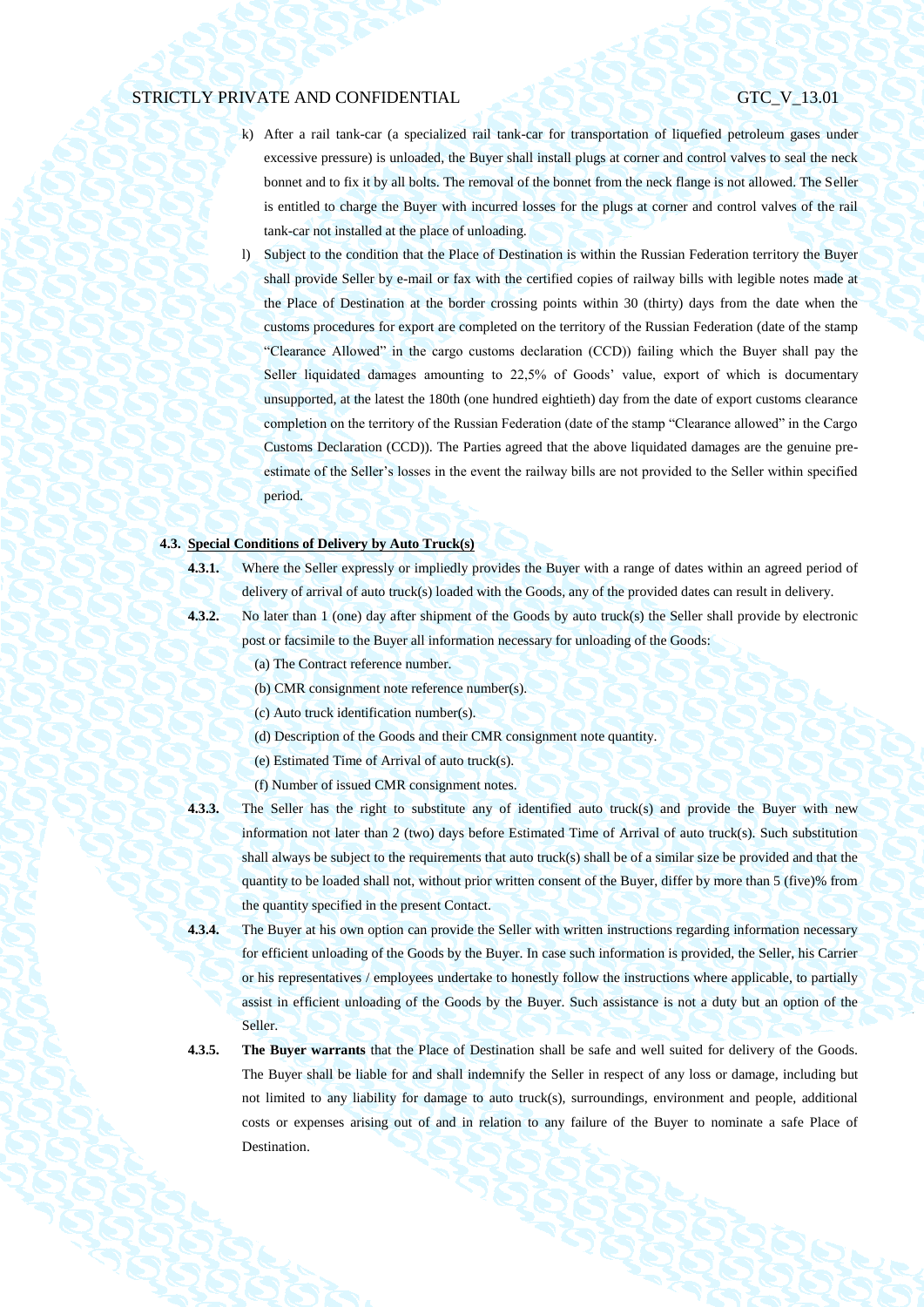k) After a rail tank-car (a specialized rail tank-car for transportation of liquefied petroleum gases under excessive pressure) is unloaded, the Buyer shall install plugs at corner and control valves to seal the neck bonnet and to fix it by all bolts. The removal of the bonnet from the neck flange is not allowed. The Seller is entitled to charge the Buyer with incurred losses for the plugs at corner and control valves of the rail tank-car not installed at the place of unloading.

l) Subject to the condition that the Place of Destination is within the Russian Federation territory the Buyer shall provide Seller by e-mail or fax with the certified copies of railway bills with legible notes made at the Place of Destination at the border crossing points within 30 (thirty) days from the date when the customs procedures for export are completed on the territory of the Russian Federation (date of the stamp "Clearance Allowed" in the cargo customs declaration (CCD)) failing which the Buyer shall pay the Seller liquidated damages amounting to 22,5% of Goods' value, export of which is documentary unsupported, at the latest the 180th (one hundred eightieth) day from the date of export customs clearance completion on the territory of the Russian Federation (date of the stamp "Clearance allowed" in the Cargo Customs Declaration (CCD)). The Parties agreed that the above liquidated damages are the genuine pre-estimate of the Seller's losses in the event the railway bills are not provided to the Seller within specified period.

**4.3. Special Conditions of Delivery by Auto Truck(s)**

**4.3.1.** Where the Seller expressly or impliedly provides the Buyer with a range of dates within an agreed period of delivery of arrival of auto truck(s) loaded with the Goods, any of the provided dates can result in delivery.

**4.3.2.** No later than 1 (one) day after shipment of the Goods by auto truck(s) the Seller shall provide by electronic post or facsimile to the Buyer all information necessary for unloading of the Goods:

(a) The Contract reference number.

(b) CMR consignment note reference number(s).

(c) Auto truck identification number(s).

(d) Description of the Goods and their CMR consignment note quantity.

(e) Estimated Time of Arrival of auto truck(s).

(f) Number of issued CMR consignment notes.

**4.3.3.** The Seller has the right to substitute any of identified auto truck(s) and provide the Buyer with new information not later than 2 (two) days before Estimated Time of Arrival of auto truck(s). Such substitution shall always be subject to the requirements that auto truck(s) shall be of a similar size be provided and that the quantity to be loaded shall not, without prior written consent of the Buyer, differ by more than 5 (five)% from the quantity specified in the present Contact.

**4.3.4.** The Buyer at his own option can provide the Seller with written instructions regarding information necessary for efficient unloading of the Goods by the Buyer. In case such information is provided, the Seller, his Carrier or his representatives / employees undertake to honestly follow the instructions where applicable, to partially assist in efficient unloading of the Goods by the Buyer. Such assistance is not a duty but an option of the Seller.

**4.3.5.** **The Buyer warrants** that the Place of Destination shall be safe and well suited for delivery of the Goods. The Buyer shall be liable for and shall indemnify the Seller in respect of any loss or damage, including but not limited to any liability for damage to auto truck(s), surroundings, environment and people, additional costs or expenses arising out of and in relation to any failure of the Buyer to nominate a safe Place of Destination.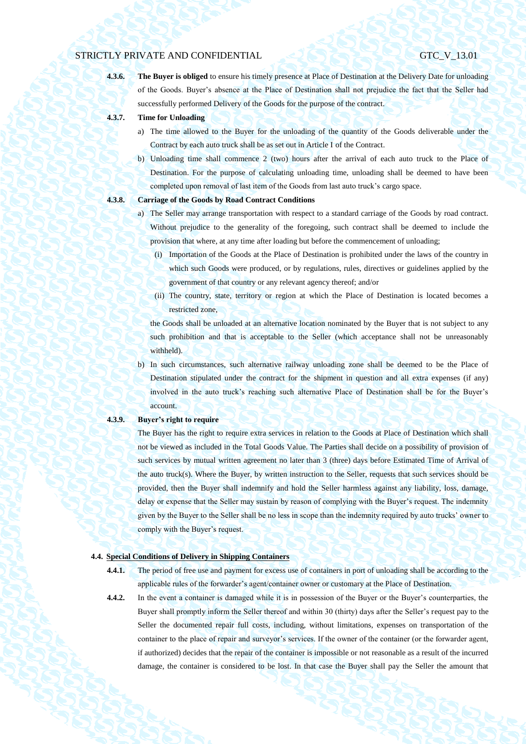**4.3.6.** **The Buyer is obliged** to ensure his timely presence at Place of Destination at the Delivery Date for unloading of the Goods. Buyer's absence at the Place of Destination shall not prejudice the fact that the Seller had successfully performed Delivery of the Goods for the purpose of the contract.

**4.3.7.** **Time for Unloading**

a) The time allowed to the Buyer for the unloading of the quantity of the Goods deliverable under the Contract by each auto truck shall be as set out in Article I of the Contract.

b) Unloading time shall commence 2 (two) hours after the arrival of each auto truck to the Place of Destination. For the purpose of calculating unloading time, unloading shall be deemed to have been completed upon removal of last item of the Goods from last auto truck's cargo space.

**4.3.8.** **Carriage of the Goods by Road Contract Conditions**

a) The Seller may arrange transportation with respect to a standard carriage of the Goods by road contract. Without prejudice to the generality of the foregoing, such contract shall be deemed to include the provision that where, at any time after loading but before the commencement of unloading;

   (i) Importation of the Goods at the Place of Destination is prohibited under the laws of the country in which such Goods were produced, or by regulations, rules, directives or guidelines applied by the government of that country or any relevant agency thereof; and/or

   (ii) The country, state, territory or region at which the Place of Destination is located becomes a restricted zone,

   the Goods shall be unloaded at an alternative location nominated by the Buyer that is not subject to any such prohibition and that is acceptable to the Seller (which acceptance shall not be unreasonably withheld).

b) In such circumstances, such alternative railway unloading zone shall be deemed to be the Place of Destination stipulated under the contract for the shipment in question and all extra expenses (if any) involved in the auto truck's reaching such alternative Place of Destination shall be for the Buyer's account.

**4.3.9.** **Buyer's right to require**

The Buyer has the right to require extra services in relation to the Goods at Place of Destination which shall not be viewed as included in the Total Goods Value. The Parties shall decide on a possibility of provision of such services by mutual written agreement no later than 3 (three) days before Estimated Time of Arrival of the auto truck(s). Where the Buyer, by written instruction to the Seller, requests that such services should be provided, then the Buyer shall indemnify and hold the Seller harmless against any liability, loss, damage, delay or expense that the Seller may sustain by reason of complying with the Buyer's request. The indemnity given by the Buyer to the Seller shall be no less in scope than the indemnity required by auto trucks' owner to comply with the Buyer's request.

**4.4. Special Conditions of Delivery in Shipping Containers**

**4.4.1.** The period of free use and payment for excess use of containers in port of unloading shall be according to the applicable rules of the forwarder's agent/container owner or customary at the Place of Destination.

**4.4.2.** In the event a container is damaged while it is in possession of the Buyer or the Buyer's counterparties, the Buyer shall promptly inform the Seller thereof and within 30 (thirty) days after the Seller's request pay to the Seller the documented repair full costs, including, without limitations, expenses on transportation of the container to the place of repair and surveyor's services. If the owner of the container (or the forwarder agent, if authorized) decides that the repair of the container is impossible or not reasonable as a result of the incurred damage, the container is considered to be lost. In that case the Buyer shall pay the Seller the amount that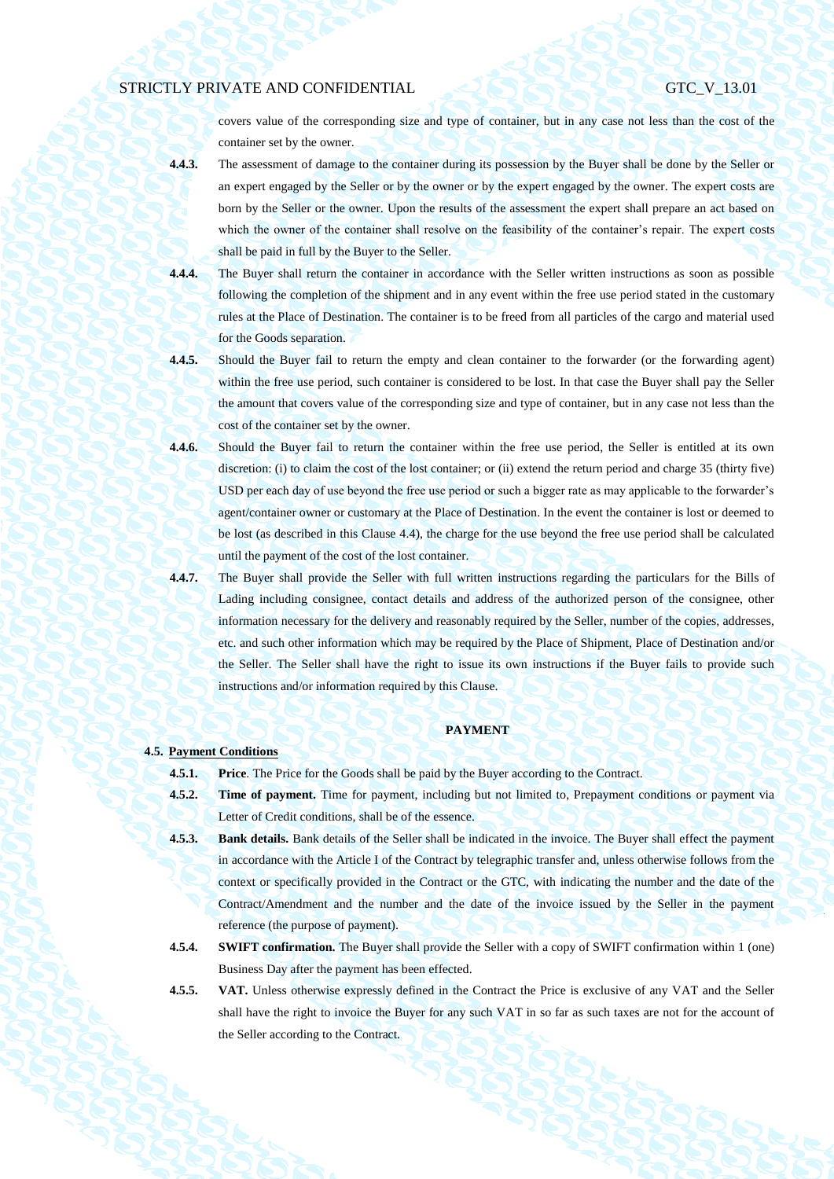covers value of the corresponding size and type of container, but in any case not less than the cost of the container set by the owner.

**4.4.3.** The assessment of damage to the container during its possession by the Buyer shall be done by the Seller or an expert engaged by the Seller or by the owner or by the expert engaged by the owner. The expert costs are born by the Seller or the owner. Upon the results of the assessment the expert shall prepare an act based on which the owner of the container shall resolve on the feasibility of the container's repair. The expert costs shall be paid in full by the Buyer to the Seller.

**4.4.4.** The Buyer shall return the container in accordance with the Seller written instructions as soon as possible following the completion of the shipment and in any event within the free use period stated in the customary rules at the Place of Destination. The container is to be freed from all particles of the cargo and material used for the Goods separation.

**4.4.5.** Should the Buyer fail to return the empty and clean container to the forwarder (or the forwarding agent) within the free use period, such container is considered to be lost. In that case the Buyer shall pay the Seller the amount that covers value of the corresponding size and type of container, but in any case not less than the cost of the container set by the owner.

**4.4.6.** Should the Buyer fail to return the container within the free use period, the Seller is entitled at its own discretion: (i) to claim the cost of the lost container; or (ii) extend the return period and charge 35 (thirty five) USD per each day of use beyond the free use period or such a bigger rate as may applicable to the forwarder's agent/container owner or customary at the Place of Destination. In the event the container is lost or deemed to be lost (as described in this Clause 4.4), the charge for the use beyond the free use period shall be calculated until the payment of the cost of the lost container.

**4.4.7.** The Buyer shall provide the Seller with full written instructions regarding the particulars for the Bills of Lading including consignee, contact details and address of the authorized person of the consignee, other information necessary for the delivery and reasonably required by the Seller, number of the copies, addresses, etc. and such other information which may be required by the Place of Shipment, Place of Destination and/or the Seller. The Seller shall have the right to issue its own instructions if the Buyer fails to provide such instructions and/or information required by this Clause.

## PAYMENT

**4.5. Payment Conditions**

**4.5.1.** **Price**. The Price for the Goods shall be paid by the Buyer according to the Contract.

**4.5.2.** **Time of payment.** Time for payment, including but not limited to, Prepayment conditions or payment via Letter of Credit conditions, shall be of the essence.

**4.5.3.** **Bank details.** Bank details of the Seller shall be indicated in the invoice. The Buyer shall effect the payment in accordance with the Article I of the Contract by telegraphic transfer and, unless otherwise follows from the context or specifically provided in the Contract or the GTC, with indicating the number and the date of the Contract/Amendment and the number and the date of the invoice issued by the Seller in the payment reference (the purpose of payment).

**4.5.4.** **SWIFT confirmation.** The Buyer shall provide the Seller with a copy of SWIFT confirmation within 1 (one) Business Day after the payment has been effected.

**4.5.5.** **VAT.** Unless otherwise expressly defined in the Contract the Price is exclusive of any VAT and the Seller shall have the right to invoice the Buyer for any such VAT in so far as such taxes are not for the account of the Seller according to the Contract.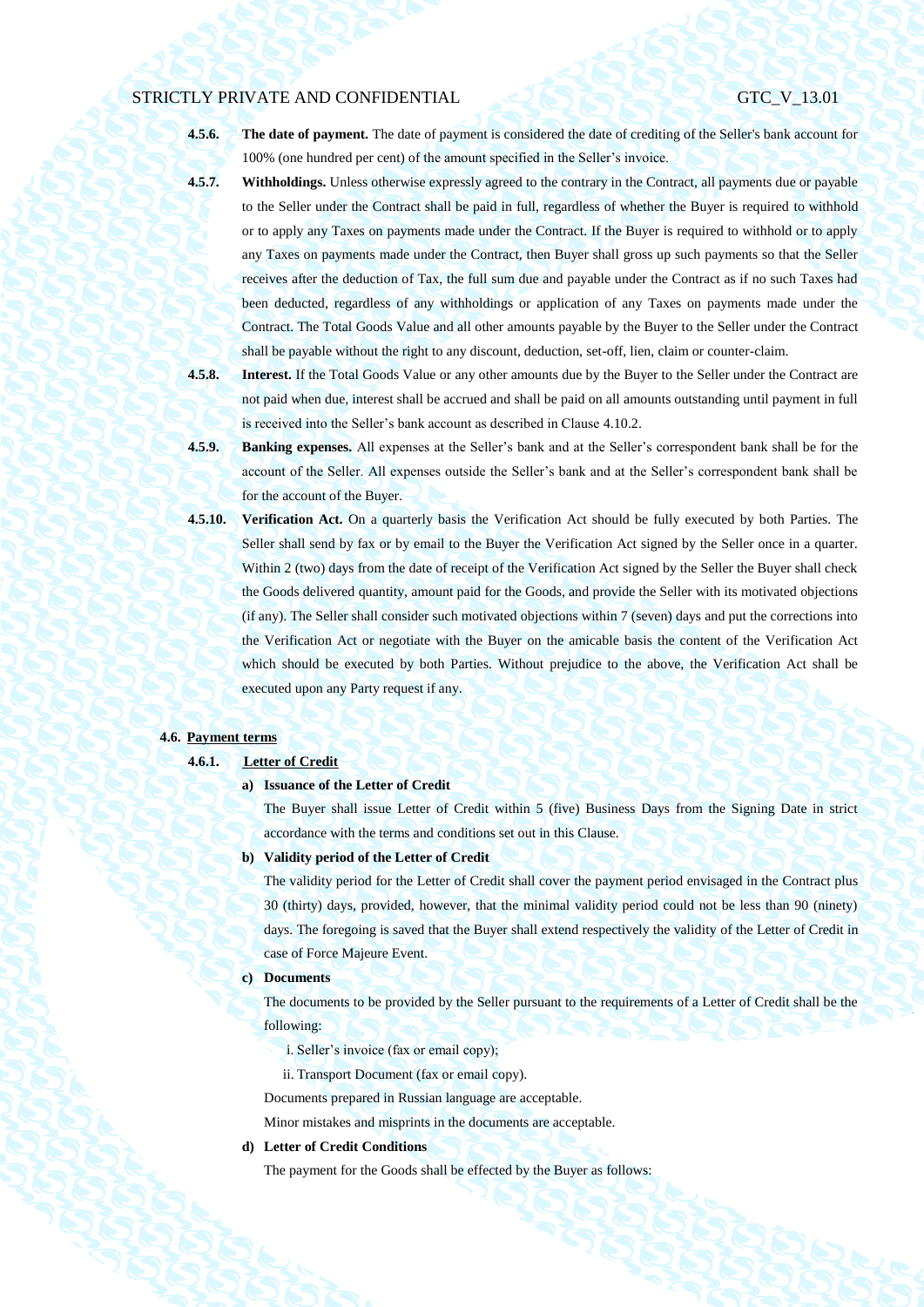**4.5.6. The date of payment.** The date of payment is considered the date of crediting of the Seller's bank account for 100% (one hundred per cent) of the amount specified in the Seller's invoice.

**4.5.7. Withholdings.** Unless otherwise expressly agreed to the contrary in the Contract, all payments due or payable to the Seller under the Contract shall be paid in full, regardless of whether the Buyer is required to withhold or to apply any Taxes on payments made under the Contract. If the Buyer is required to withhold or to apply any Taxes on payments made under the Contract, then Buyer shall gross up such payments so that the Seller receives after the deduction of Tax, the full sum due and payable under the Contract as if no such Taxes had been deducted, regardless of any withholdings or application of any Taxes on payments made under the Contract. The Total Goods Value and all other amounts payable by the Buyer to the Seller under the Contract shall be payable without the right to any discount, deduction, set-off, lien, claim or counter-claim.

**4.5.8. Interest.** If the Total Goods Value or any other amounts due by the Buyer to the Seller under the Contract are not paid when due, interest shall be accrued and shall be paid on all amounts outstanding until payment in full is received into the Seller's bank account as described in Clause 4.10.2.

**4.5.9. Banking expenses.** All expenses at the Seller's bank and at the Seller's correspondent bank shall be for the account of the Seller. All expenses outside the Seller's bank and at the Seller's correspondent bank shall be for the account of the Buyer.

**4.5.10. Verification Act.** On a quarterly basis the Verification Act should be fully executed by both Parties. The Seller shall send by fax or by email to the Buyer the Verification Act signed by the Seller once in a quarter. Within 2 (two) days from the date of receipt of the Verification Act signed by the Seller the Buyer shall check the Goods delivered quantity, amount paid for the Goods, and provide the Seller with its motivated objections (if any). The Seller shall consider such motivated objections within 7 (seven) days and put the corrections into the Verification Act or negotiate with the Buyer on the amicable basis the content of the Verification Act which should be executed by both Parties. Without prejudice to the above, the Verification Act shall be executed upon any Party request if any.

**4.6. Payment terms**

**4.6.1. Letter of Credit**

**a) Issuance of the Letter of Credit**

The Buyer shall issue Letter of Credit within 5 (five) Business Days from the Signing Date in strict accordance with the terms and conditions set out in this Clause.

**b) Validity period of the Letter of Credit**

The validity period for the Letter of Credit shall cover the payment period envisaged in the Contract plus 30 (thirty) days, provided, however, that the minimal validity period could not be less than 90 (ninety) days. The foregoing is saved that the Buyer shall extend respectively the validity of the Letter of Credit in case of Force Majeure Event.

**c) Documents**

The documents to be provided by the Seller pursuant to the requirements of a Letter of Credit shall be the following:

i. Seller's invoice (fax or email copy);

ii. Transport Document (fax or email copy).

Documents prepared in Russian language are acceptable.

Minor mistakes and misprints in the documents are acceptable.

**d) Letter of Credit Conditions**

The payment for the Goods shall be effected by the Buyer as follows: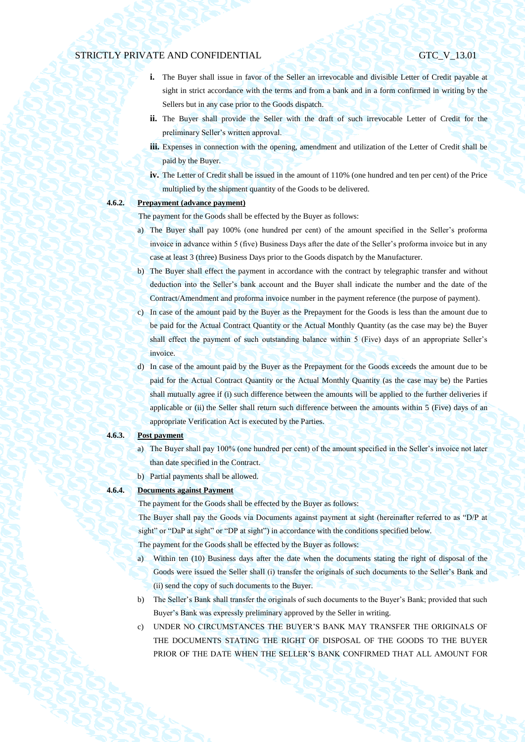- **i.** The Buyer shall issue in favor of the Seller an irrevocable and divisible Letter of Credit payable at sight in strict accordance with the terms and from a bank and in a form confirmed in writing by the Sellers but in any case prior to the Goods dispatch.
- **ii.** The Buyer shall provide the Seller with the draft of such irrevocable Letter of Credit for the preliminary Seller's written approval.
- **iii.** Expenses in connection with the opening, amendment and utilization of the Letter of Credit shall be paid by the Buyer.
- **iv.** The Letter of Credit shall be issued in the amount of 110% (one hundred and ten per cent) of the Price multiplied by the shipment quantity of the Goods to be delivered.

**4.6.2. Prepayment (advance payment)**

The payment for the Goods shall be effected by the Buyer as follows:

a) The Buyer shall pay 100% (one hundred per cent) of the amount specified in the Seller's proforma invoice in advance within 5 (five) Business Days after the date of the Seller's proforma invoice but in any case at least 3 (three) Business Days prior to the Goods dispatch by the Manufacturer.

b) The Buyer shall effect the payment in accordance with the contract by telegraphic transfer and without deduction into the Seller's bank account and the Buyer shall indicate the number and the date of the Contract/Amendment and proforma invoice number in the payment reference (the purpose of payment).

c) In case of the amount paid by the Buyer as the Prepayment for the Goods is less than the amount due to be paid for the Actual Contract Quantity or the Actual Monthly Quantity (as the case may be) the Buyer shall effect the payment of such outstanding balance within 5 (Five) days of an appropriate Seller's invoice.

d) In case of the amount paid by the Buyer as the Prepayment for the Goods exceeds the amount due to be paid for the Actual Contract Quantity or the Actual Monthly Quantity (as the case may be) the Parties shall mutually agree if (i) such difference between the amounts will be applied to the further deliveries if applicable or (ii) the Seller shall return such difference between the amounts within 5 (Five) days of an appropriate Verification Act is executed by the Parties.

**4.6.3. Post payment**

a) The Buyer shall pay 100% (one hundred per cent) of the amount specified in the Seller's invoice not later than date specified in the Contract.

b) Partial payments shall be allowed.

**4.6.4. Documents against Payment**

The payment for the Goods shall be effected by the Buyer as follows:

The Buyer shall pay the Goods via Documents against payment at sight (hereinafter referred to as "D/P at sight" or "DaP at sight" or "DP at sight") in accordance with the conditions specified below.

The payment for the Goods shall be effected by the Buyer as follows:

a) Within ten (10) Business days after the date when the documents stating the right of disposal of the Goods were issued the Seller shall (i) transfer the originals of such documents to the Seller's Bank and (ii) send the copy of such documents to the Buyer.

b) The Seller's Bank shall transfer the originals of such documents to the Buyer's Bank; provided that such Buyer's Bank was expressly preliminary approved by the Seller in writing.

c) UNDER NO CIRCUMSTANCES THE BUYER'S BANK MAY TRANSFER THE ORIGINALS OF THE DOCUMENTS STATING THE RIGHT OF DISPOSAL OF THE GOODS TO THE BUYER PRIOR OF THE DATE WHEN THE SELLER'S BANK CONFIRMED THAT ALL AMOUNT FOR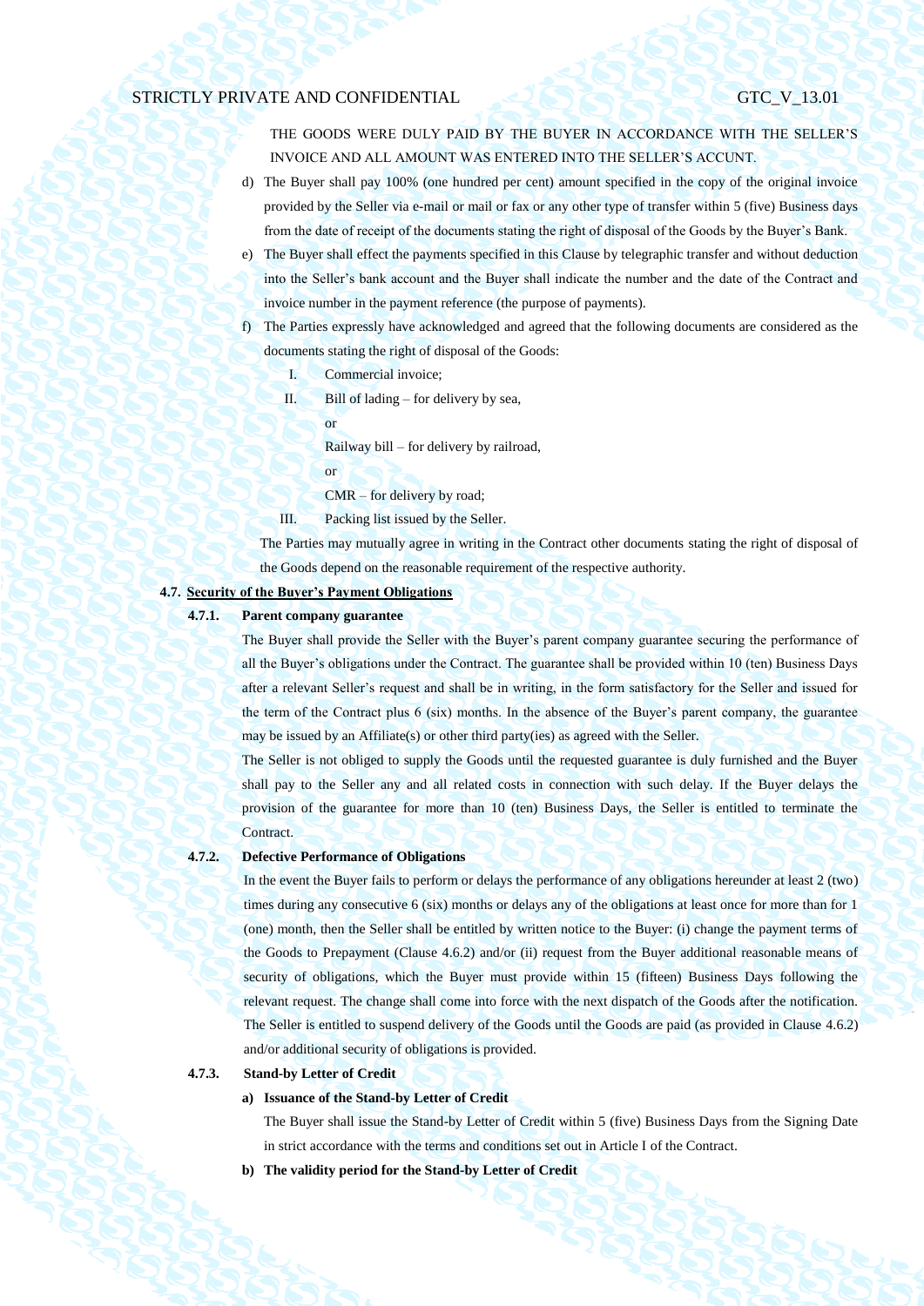THE GOODS WERE DULY PAID BY THE BUYER IN ACCORDANCE WITH THE SELLER'S INVOICE AND ALL AMOUNT WAS ENTERED INTO THE SELLER'S ACCUNT.

d) The Buyer shall pay 100% (one hundred per cent) amount specified in the copy of the original invoice provided by the Seller via e-mail or mail or fax or any other type of transfer within 5 (five) Business days from the date of receipt of the documents stating the right of disposal of the Goods by the Buyer's Bank.

e) The Buyer shall effect the payments specified in this Clause by telegraphic transfer and without deduction into the Seller's bank account and the Buyer shall indicate the number and the date of the Contract and invoice number in the payment reference (the purpose of payments).

f) The Parties expressly have acknowledged and agreed that the following documents are considered as the documents stating the right of disposal of the Goods:

   I. Commercial invoice;

   II. Bill of lading – for delivery by sea,

   or

   Railway bill – for delivery by railroad,

   or

   CMR – for delivery by road;

   III. Packing list issued by the Seller.

The Parties may mutually agree in writing in the Contract other documents stating the right of disposal of the Goods depend on the reasonable requirement of the respective authority.

**4.7. <u>Security of the Buyer's Payment Obligations</u>**

**4.7.1. Parent company guarantee**

The Buyer shall provide the Seller with the Buyer's parent company guarantee securing the performance of all the Buyer's obligations under the Contract. The guarantee shall be provided within 10 (ten) Business Days after a relevant Seller's request and shall be in writing, in the form satisfactory for the Seller and issued for the term of the Contract plus 6 (six) months. In the absence of the Buyer's parent company, the guarantee may be issued by an Affiliate(s) or other third party(ies) as agreed with the Seller.

The Seller is not obliged to supply the Goods until the requested guarantee is duly furnished and the Buyer shall pay to the Seller any and all related costs in connection with such delay. If the Buyer delays the provision of the guarantee for more than 10 (ten) Business Days, the Seller is entitled to terminate the Contract.

**4.7.2. Defective Performance of Obligations**

In the event the Buyer fails to perform or delays the performance of any obligations hereunder at least 2 (two) times during any consecutive 6 (six) months or delays any of the obligations at least once for more than for 1 (one) month, then the Seller shall be entitled by written notice to the Buyer: (i) change the payment terms of the Goods to Prepayment (Clause 4.6.2) and/or (ii) request from the Buyer additional reasonable means of security of obligations, which the Buyer must provide within 15 (fifteen) Business Days following the relevant request. The change shall come into force with the next dispatch of the Goods after the notification. The Seller is entitled to suspend delivery of the Goods until the Goods are paid (as provided in Clause 4.6.2) and/or additional security of obligations is provided.

**4.7.3. Stand-by Letter of Credit**

**a) Issuance of the Stand-by Letter of Credit**

The Buyer shall issue the Stand-by Letter of Credit within 5 (five) Business Days from the Signing Date in strict accordance with the terms and conditions set out in Article I of the Contract.

**b) The validity period for the Stand-by Letter of Credit**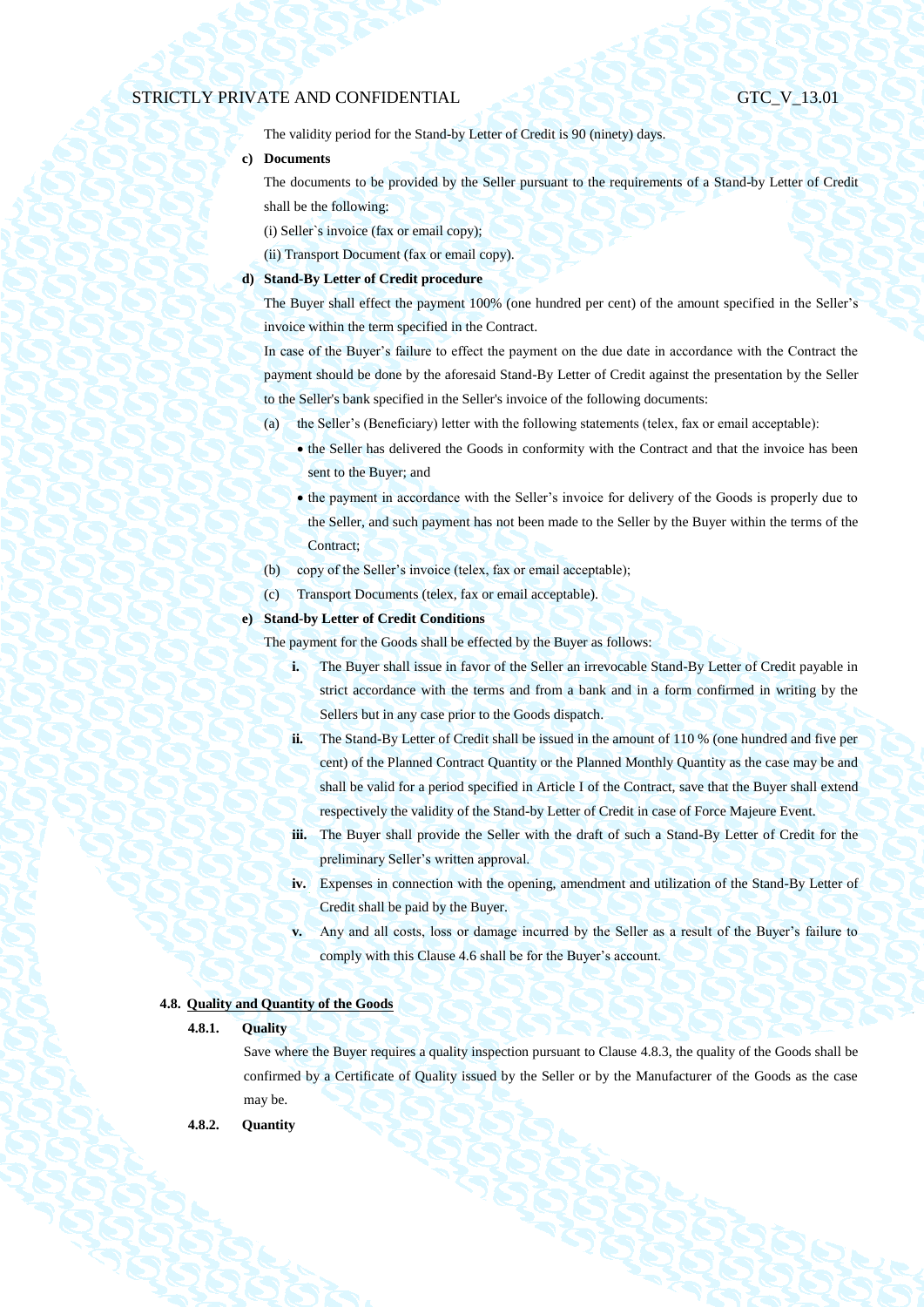The validity period for the Stand-by Letter of Credit is 90 (ninety) days.

**c) Documents**

The documents to be provided by the Seller pursuant to the requirements of a Stand-by Letter of Credit shall be the following:

(i) Seller`s invoice (fax or email copy);

(ii) Transport Document (fax or email copy).

**d) Stand-By Letter of Credit procedure**

The Buyer shall effect the payment 100% (one hundred per cent) of the amount specified in the Seller's invoice within the term specified in the Contract.

In case of the Buyer's failure to effect the payment on the due date in accordance with the Contract the payment should be done by the aforesaid Stand-By Letter of Credit against the presentation by the Seller to the Seller's bank specified in the Seller's invoice of the following documents:

(a) the Seller's (Beneficiary) letter with the following statements (telex, fax or email acceptable):

- the Seller has delivered the Goods in conformity with the Contract and that the invoice has been sent to the Buyer; and
- the payment in accordance with the Seller's invoice for delivery of the Goods is properly due to the Seller, and such payment has not been made to the Seller by the Buyer within the terms of the Contract;

(b) copy of the Seller's invoice (telex, fax or email acceptable);

(c) Transport Documents (telex, fax or email acceptable).

**e) Stand-by Letter of Credit Conditions**

The payment for the Goods shall be effected by the Buyer as follows:

**i.** The Buyer shall issue in favor of the Seller an irrevocable Stand-By Letter of Credit payable in strict accordance with the terms and from a bank and in a form confirmed in writing by the Sellers but in any case prior to the Goods dispatch.

**ii.** The Stand-By Letter of Credit shall be issued in the amount of 110 % (one hundred and five per cent) of the Planned Contract Quantity or the Planned Monthly Quantity as the case may be and shall be valid for a period specified in Article I of the Contract, save that the Buyer shall extend respectively the validity of the Stand-by Letter of Credit in case of Force Majeure Event.

**iii.** The Buyer shall provide the Seller with the draft of such a Stand-By Letter of Credit for the preliminary Seller's written approval.

**iv.** Expenses in connection with the opening, amendment and utilization of the Stand-By Letter of Credit shall be paid by the Buyer.

**v.** Any and all costs, loss or damage incurred by the Seller as a result of the Buyer's failure to comply with this Clause 4.6 shall be for the Buyer's account.

**4.8. <u>Quality and Quantity of the Goods</u>**

**4.8.1. Quality**

Save where the Buyer requires a quality inspection pursuant to Clause 4.8.3, the quality of the Goods shall be confirmed by a Certificate of Quality issued by the Seller or by the Manufacturer of the Goods as the case may be.

**4.8.2. Quantity**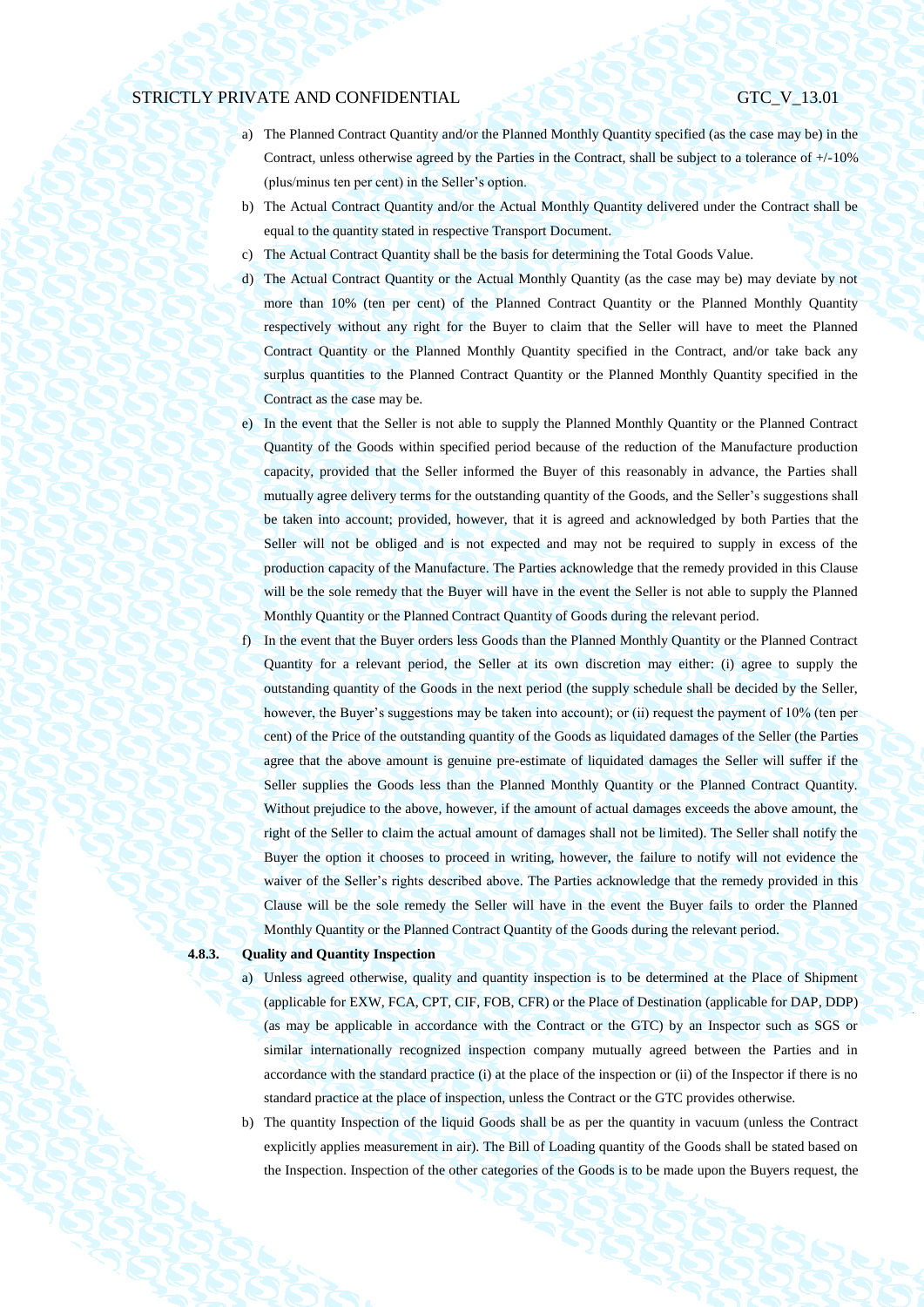a) The Planned Contract Quantity and/or the Planned Monthly Quantity specified (as the case may be) in the Contract, unless otherwise agreed by the Parties in the Contract, shall be subject to a tolerance of +/-10% (plus/minus ten per cent) in the Seller's option.

b) The Actual Contract Quantity and/or the Actual Monthly Quantity delivered under the Contract shall be equal to the quantity stated in respective Transport Document.

c) The Actual Contract Quantity shall be the basis for determining the Total Goods Value.

d) The Actual Contract Quantity or the Actual Monthly Quantity (as the case may be) may deviate by not more than 10% (ten per cent) of the Planned Contract Quantity or the Planned Monthly Quantity respectively without any right for the Buyer to claim that the Seller will have to meet the Planned Contract Quantity or the Planned Monthly Quantity specified in the Contract, and/or take back any surplus quantities to the Planned Contract Quantity or the Planned Monthly Quantity specified in the Contract as the case may be.

e) In the event that the Seller is not able to supply the Planned Monthly Quantity or the Planned Contract Quantity of the Goods within specified period because of the reduction of the Manufacture production capacity, provided that the Seller informed the Buyer of this reasonably in advance, the Parties shall mutually agree delivery terms for the outstanding quantity of the Goods, and the Seller's suggestions shall be taken into account; provided, however, that it is agreed and acknowledged by both Parties that the Seller will not be obliged and is not expected and may not be required to supply in excess of the production capacity of the Manufacture. The Parties acknowledge that the remedy provided in this Clause will be the sole remedy that the Buyer will have in the event the Seller is not able to supply the Planned Monthly Quantity or the Planned Contract Quantity of Goods during the relevant period.

f) In the event that the Buyer orders less Goods than the Planned Monthly Quantity or the Planned Contract Quantity for a relevant period, the Seller at its own discretion may either: (i) agree to supply the outstanding quantity of the Goods in the next period (the supply schedule shall be decided by the Seller, however, the Buyer's suggestions may be taken into account); or (ii) request the payment of 10% (ten per cent) of the Price of the outstanding quantity of the Goods as liquidated damages of the Seller (the Parties agree that the above amount is genuine pre-estimate of liquidated damages the Seller will suffer if the Seller supplies the Goods less than the Planned Monthly Quantity or the Planned Contract Quantity. Without prejudice to the above, however, if the amount of actual damages exceeds the above amount, the right of the Seller to claim the actual amount of damages shall not be limited). The Seller shall notify the Buyer the option it chooses to proceed in writing, however, the failure to notify will not evidence the waiver of the Seller's rights described above. The Parties acknowledge that the remedy provided in this Clause will be the sole remedy the Seller will have in the event the Buyer fails to order the Planned Monthly Quantity or the Planned Contract Quantity of the Goods during the relevant period.

**4.8.3. Quality and Quantity Inspection**

a) Unless agreed otherwise, quality and quantity inspection is to be determined at the Place of Shipment (applicable for EXW, FCA, CPT, CIF, FOB, CFR) or the Place of Destination (applicable for DAP, DDP) (as may be applicable in accordance with the Contract or the GTC) by an Inspector such as SGS or similar internationally recognized inspection company mutually agreed between the Parties and in accordance with the standard practice (i) at the place of the inspection or (ii) of the Inspector if there is no standard practice at the place of inspection, unless the Contract or the GTC provides otherwise.

b) The quantity Inspection of the liquid Goods shall be as per the quantity in vacuum (unless the Contract explicitly applies measurement in air). The Bill of Loading quantity of the Goods shall be stated based on the Inspection. Inspection of the other categories of the Goods is to be made upon the Buyers request, the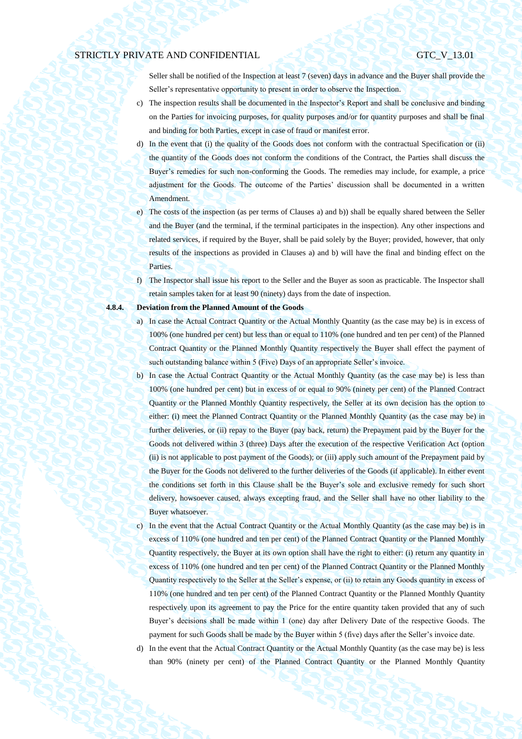Seller shall be notified of the Inspection at least 7 (seven) days in advance and the Buyer shall provide the Seller's representative opportunity to present in order to observe the Inspection.

c) The inspection results shall be documented in the Inspector's Report and shall be conclusive and binding on the Parties for invoicing purposes, for quality purposes and/or for quantity purposes and shall be final and binding for both Parties, except in case of fraud or manifest error.

d) In the event that (i) the quality of the Goods does not conform with the contractual Specification or (ii) the quantity of the Goods does not conform the conditions of the Contract, the Parties shall discuss the Buyer's remedies for such non-conforming the Goods. The remedies may include, for example, a price adjustment for the Goods. The outcome of the Parties' discussion shall be documented in a written Amendment.

e) The costs of the inspection (as per terms of Clauses a) and b)) shall be equally shared between the Seller and the Buyer (and the terminal, if the terminal participates in the inspection). Any other inspections and related services, if required by the Buyer, shall be paid solely by the Buyer; provided, however, that only results of the inspections as provided in Clauses a) and b) will have the final and binding effect on the Parties.

f) The Inspector shall issue his report to the Seller and the Buyer as soon as practicable. The Inspector shall retain samples taken for at least 90 (ninety) days from the date of inspection.

**4.8.4. Deviation from the Planned Amount of the Goods**

a) In case the Actual Contract Quantity or the Actual Monthly Quantity (as the case may be) is in excess of 100% (one hundred per cent) but less than or equal to 110% (one hundred and ten per cent) of the Planned Contract Quantity or the Planned Monthly Quantity respectively the Buyer shall effect the payment of such outstanding balance within 5 (Five) Days of an appropriate Seller's invoice.

b) In case the Actual Contract Quantity or the Actual Monthly Quantity (as the case may be) is less than 100% (one hundred per cent) but in excess of or equal to 90% (ninety per cent) of the Planned Contract Quantity or the Planned Monthly Quantity respectively, the Seller at its own decision has the option to either: (i) meet the Planned Contract Quantity or the Planned Monthly Quantity (as the case may be) in further deliveries, or (ii) repay to the Buyer (pay back, return) the Prepayment paid by the Buyer for the Goods not delivered within 3 (three) Days after the execution of the respective Verification Act (option (ii) is not applicable to post payment of the Goods); or (iii) apply such amount of the Prepayment paid by the Buyer for the Goods not delivered to the further deliveries of the Goods (if applicable). In either event the conditions set forth in this Clause shall be the Buyer's sole and exclusive remedy for such short delivery, howsoever caused, always excepting fraud, and the Seller shall have no other liability to the Buyer whatsoever.

c) In the event that the Actual Contract Quantity or the Actual Monthly Quantity (as the case may be) is in excess of 110% (one hundred and ten per cent) of the Planned Contract Quantity or the Planned Monthly Quantity respectively, the Buyer at its own option shall have the right to either: (i) return any quantity in excess of 110% (one hundred and ten per cent) of the Planned Contract Quantity or the Planned Monthly Quantity respectively to the Seller at the Seller's expense, or (ii) to retain any Goods quantity in excess of 110% (one hundred and ten per cent) of the Planned Contract Quantity or the Planned Monthly Quantity respectively upon its agreement to pay the Price for the entire quantity taken provided that any of such Buyer's decisions shall be made within 1 (one) day after Delivery Date of the respective Goods. The payment for such Goods shall be made by the Buyer within 5 (five) days after the Seller's invoice date.

d) In the event that the Actual Contract Quantity or the Actual Monthly Quantity (as the case may be) is less than 90% (ninety per cent) of the Planned Contract Quantity or the Planned Monthly Quantity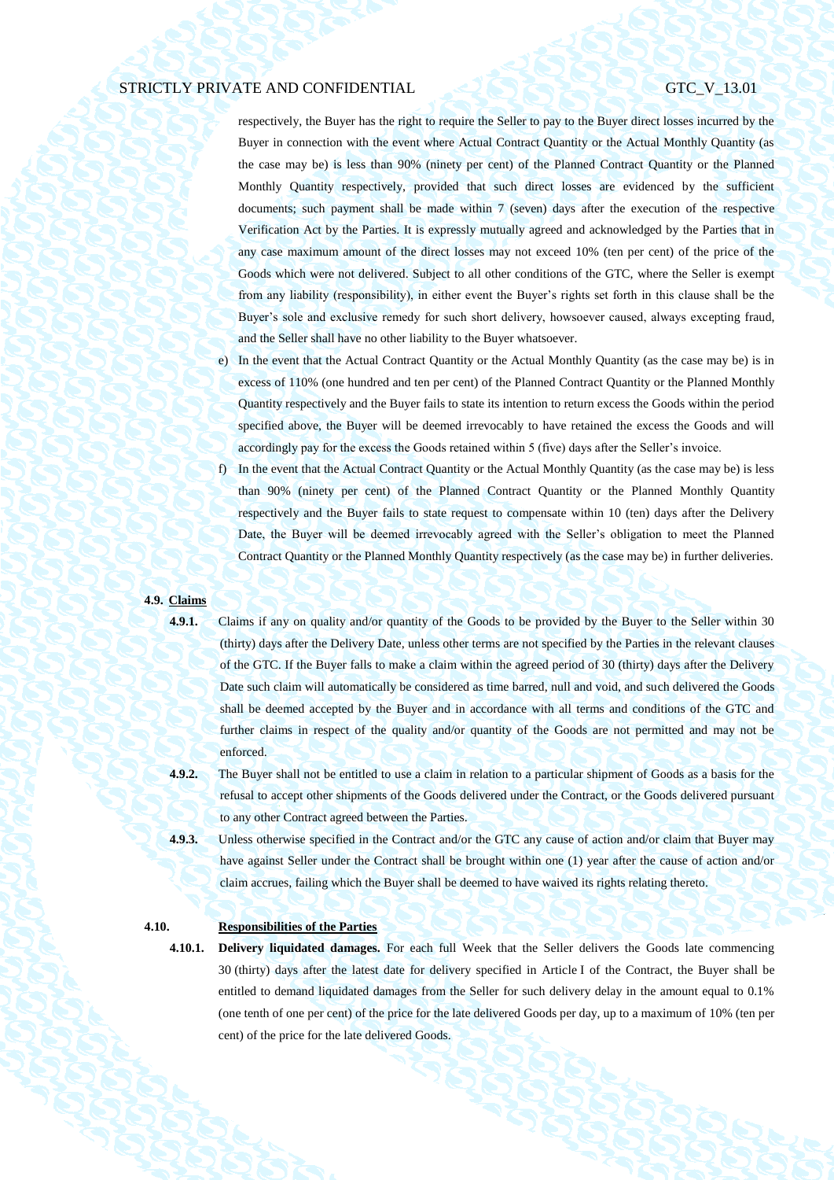respectively, the Buyer has the right to require the Seller to pay to the Buyer direct losses incurred by the Buyer in connection with the event where Actual Contract Quantity or the Actual Monthly Quantity (as the case may be) is less than 90% (ninety per cent) of the Planned Contract Quantity or the Planned Monthly Quantity respectively, provided that such direct losses are evidenced by the sufficient documents; such payment shall be made within 7 (seven) days after the execution of the respective Verification Act by the Parties. It is expressly mutually agreed and acknowledged by the Parties that in any case maximum amount of the direct losses may not exceed 10% (ten per cent) of the price of the Goods which were not delivered. Subject to all other conditions of the GTC, where the Seller is exempt from any liability (responsibility), in either event the Buyer's rights set forth in this clause shall be the Buyer's sole and exclusive remedy for such short delivery, howsoever caused, always excepting fraud, and the Seller shall have no other liability to the Buyer whatsoever.

e) In the event that the Actual Contract Quantity or the Actual Monthly Quantity (as the case may be) is in excess of 110% (one hundred and ten per cent) of the Planned Contract Quantity or the Planned Monthly Quantity respectively and the Buyer fails to state its intention to return excess the Goods within the period specified above, the Buyer will be deemed irrevocably to have retained the excess the Goods and will accordingly pay for the excess the Goods retained within 5 (five) days after the Seller's invoice.

f) In the event that the Actual Contract Quantity or the Actual Monthly Quantity (as the case may be) is less than 90% (ninety per cent) of the Planned Contract Quantity or the Planned Monthly Quantity respectively and the Buyer fails to state request to compensate within 10 (ten) days after the Delivery Date, the Buyer will be deemed irrevocably agreed with the Seller's obligation to meet the Planned Contract Quantity or the Planned Monthly Quantity respectively (as the case may be) in further deliveries.

**4.9. Claims**

**4.9.1.** Claims if any on quality and/or quantity of the Goods to be provided by the Buyer to the Seller within 30 (thirty) days after the Delivery Date, unless other terms are not specified by the Parties in the relevant clauses of the GTC. If the Buyer fails to make a claim within the agreed period of 30 (thirty) days after the Delivery Date such claim will automatically be considered as time barred, null and void, and such delivered the Goods shall be deemed accepted by the Buyer and in accordance with all terms and conditions of the GTC and further claims in respect of the quality and/or quantity of the Goods are not permitted and may not be enforced.

**4.9.2.** The Buyer shall not be entitled to use a claim in relation to a particular shipment of Goods as a basis for the refusal to accept other shipments of the Goods delivered under the Contract, or the Goods delivered pursuant to any other Contract agreed between the Parties.

**4.9.3.** Unless otherwise specified in the Contract and/or the GTC any cause of action and/or claim that Buyer may have against Seller under the Contract shall be brought within one (1) year after the cause of action and/or claim accrues, failing which the Buyer shall be deemed to have waived its rights relating thereto.

**4.10. Responsibilities of the Parties**

**4.10.1. Delivery liquidated damages.** For each full Week that the Seller delivers the Goods late commencing 30 (thirty) days after the latest date for delivery specified in Article I of the Contract, the Buyer shall be entitled to demand liquidated damages from the Seller for such delivery delay in the amount equal to 0.1% (one tenth of one per cent) of the price for the late delivered Goods per day, up to a maximum of 10% (ten per cent) of the price for the late delivered Goods.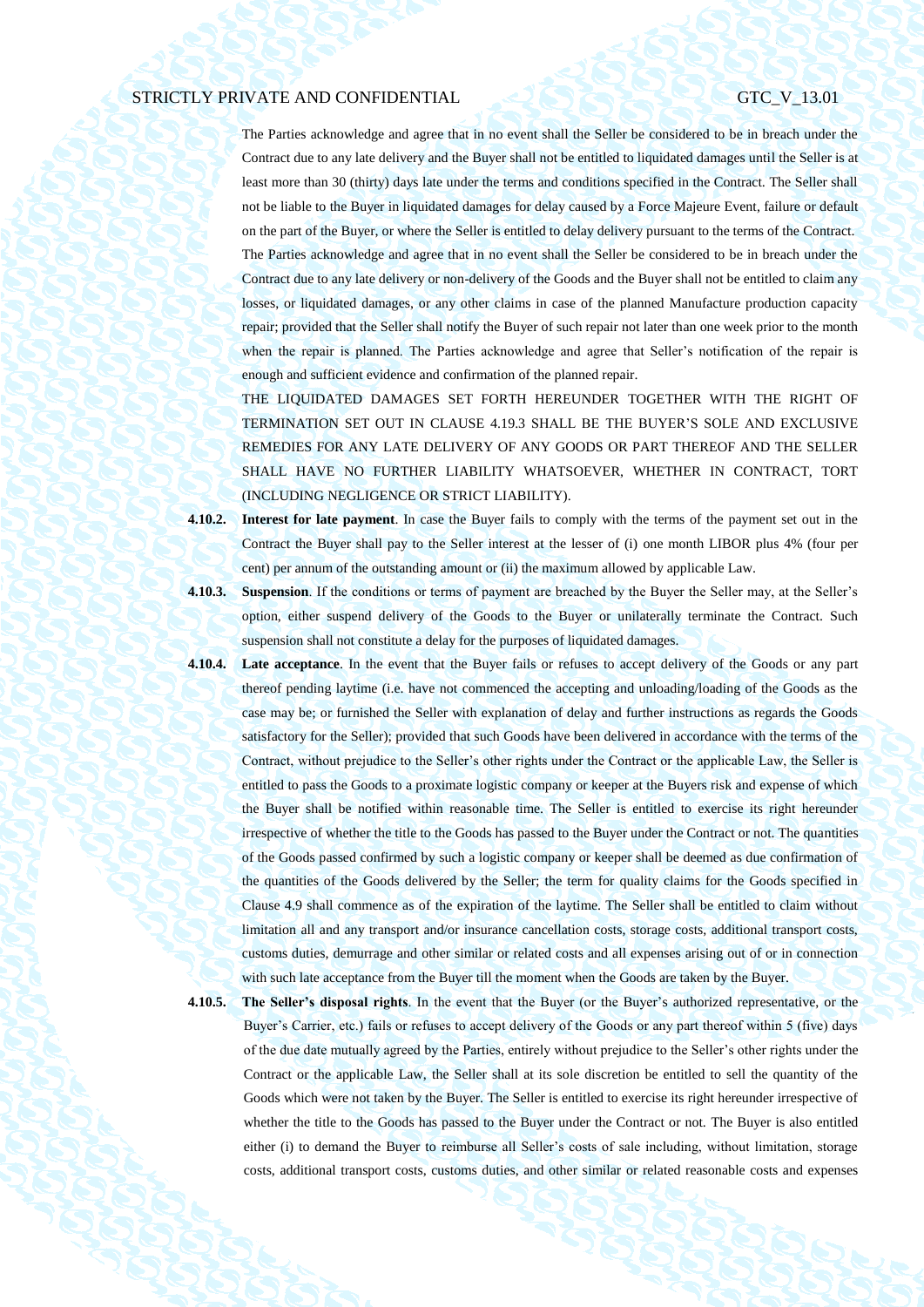The Parties acknowledge and agree that in no event shall the Seller be considered to be in breach under the Contract due to any late delivery and the Buyer shall not be entitled to liquidated damages until the Seller is at least more than 30 (thirty) days late under the terms and conditions specified in the Contract. The Seller shall not be liable to the Buyer in liquidated damages for delay caused by a Force Majeure Event, failure or default on the part of the Buyer, or where the Seller is entitled to delay delivery pursuant to the terms of the Contract.

The Parties acknowledge and agree that in no event shall the Seller be considered to be in breach under the Contract due to any late delivery or non-delivery of the Goods and the Buyer shall not be entitled to claim any losses, or liquidated damages, or any other claims in case of the planned Manufacture production capacity repair; provided that the Seller shall notify the Buyer of such repair not later than one week prior to the month when the repair is planned. The Parties acknowledge and agree that Seller's notification of the repair is enough and sufficient evidence and confirmation of the planned repair.

THE LIQUIDATED DAMAGES SET FORTH HEREUNDER TOGETHER WITH THE RIGHT OF TERMINATION SET OUT IN CLAUSE 4.19.3 SHALL BE THE BUYER'S SOLE AND EXCLUSIVE REMEDIES FOR ANY LATE DELIVERY OF ANY GOODS OR PART THEREOF AND THE SELLER SHALL HAVE NO FURTHER LIABILITY WHATSOEVER, WHETHER IN CONTRACT, TORT (INCLUDING NEGLIGENCE OR STRICT LIABILITY).

**4.10.2.** **Interest for late payment**. In case the Buyer fails to comply with the terms of the payment set out in the Contract the Buyer shall pay to the Seller interest at the lesser of (i) one month LIBOR plus 4% (four per cent) per annum of the outstanding amount or (ii) the maximum allowed by applicable Law.

**4.10.3.** **Suspension**. If the conditions or terms of payment are breached by the Buyer the Seller may, at the Seller's option, either suspend delivery of the Goods to the Buyer or unilaterally terminate the Contract. Such suspension shall not constitute a delay for the purposes of liquidated damages.

**4.10.4.** **Late acceptance**. In the event that the Buyer fails or refuses to accept delivery of the Goods or any part thereof pending laytime (i.e. have not commenced the accepting and unloading/loading of the Goods as the case may be; or furnished the Seller with explanation of delay and further instructions as regards the Goods satisfactory for the Seller); provided that such Goods have been delivered in accordance with the terms of the Contract, without prejudice to the Seller's other rights under the Contract or the applicable Law, the Seller is entitled to pass the Goods to a proximate logistic company or keeper at the Buyers risk and expense of which the Buyer shall be notified within reasonable time. The Seller is entitled to exercise its right hereunder irrespective of whether the title to the Goods has passed to the Buyer under the Contract or not. The quantities of the Goods passed confirmed by such a logistic company or keeper shall be deemed as due confirmation of the quantities of the Goods delivered by the Seller; the term for quality claims for the Goods specified in Clause 4.9 shall commence as of the expiration of the laytime. The Seller shall be entitled to claim without limitation all and any transport and/or insurance cancellation costs, storage costs, additional transport costs, customs duties, demurrage and other similar or related costs and all expenses arising out of or in connection with such late acceptance from the Buyer till the moment when the Goods are taken by the Buyer.

**4.10.5.** **The Seller's disposal rights**. In the event that the Buyer (or the Buyer's authorized representative, or the Buyer's Carrier, etc.) fails or refuses to accept delivery of the Goods or any part thereof within 5 (five) days of the due date mutually agreed by the Parties, entirely without prejudice to the Seller's other rights under the Contract or the applicable Law, the Seller shall at its sole discretion be entitled to sell the quantity of the Goods which were not taken by the Buyer. The Seller is entitled to exercise its right hereunder irrespective of whether the title to the Goods has passed to the Buyer under the Contract or not. The Buyer is also entitled either (i) to demand the Buyer to reimburse all Seller's costs of sale including, without limitation, storage costs, additional transport costs, customs duties, and other similar or related reasonable costs and expenses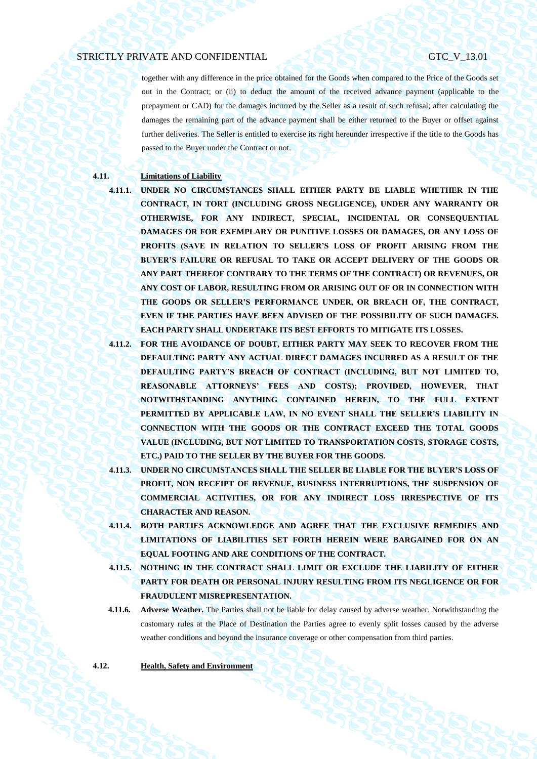together with any difference in the price obtained for the Goods when compared to the Price of the Goods set out in the Contract; or (ii) to deduct the amount of the received advance payment (applicable to the prepayment or CAD) for the damages incurred by the Seller as a result of such refusal; after calculating the damages the remaining part of the advance payment shall be either returned to the Buyer or offset against further deliveries. The Seller is entitled to exercise its right hereunder irrespective if the title to the Goods has passed to the Buyer under the Contract or not.

**4.11. Limitations of Liability**

**4.11.1. UNDER NO CIRCUMSTANCES SHALL EITHER PARTY BE LIABLE WHETHER IN THE CONTRACT, IN TORT (INCLUDING GROSS NEGLIGENCE), UNDER ANY WARRANTY OR OTHERWISE, FOR ANY INDIRECT, SPECIAL, INCIDENTAL OR CONSEQUENTIAL DAMAGES OR FOR EXEMPLARY OR PUNITIVE LOSSES OR DAMAGES, OR ANY LOSS OF PROFITS (SAVE IN RELATION TO SELLER'S LOSS OF PROFIT ARISING FROM THE BUYER'S FAILURE OR REFUSAL TO TAKE OR ACCEPT DELIVERY OF THE GOODS OR ANY PART THEREOF CONTRARY TO THE TERMS OF THE CONTRACT) OR REVENUES, OR ANY COST OF LABOR, RESULTING FROM OR ARISING OUT OF OR IN CONNECTION WITH THE GOODS OR SELLER'S PERFORMANCE UNDER, OR BREACH OF, THE CONTRACT, EVEN IF THE PARTIES HAVE BEEN ADVISED OF THE POSSIBILITY OF SUCH DAMAGES. EACH PARTY SHALL UNDERTAKE ITS BEST EFFORTS TO MITIGATE ITS LOSSES.**

**4.11.2. FOR THE AVOIDANCE OF DOUBT, EITHER PARTY MAY SEEK TO RECOVER FROM THE DEFAULTING PARTY ANY ACTUAL DIRECT DAMAGES INCURRED AS A RESULT OF THE DEFAULTING PARTY'S BREACH OF CONTRACT (INCLUDING, BUT NOT LIMITED TO, REASONABLE ATTORNEYS' FEES AND COSTS); PROVIDED, HOWEVER, THAT NOTWITHSTANDING ANYTHING CONTAINED HEREIN, TO THE FULL EXTENT PERMITTED BY APPLICABLE LAW, IN NO EVENT SHALL THE SELLER'S LIABILITY IN CONNECTION WITH THE GOODS OR THE CONTRACT EXCEED THE TOTAL GOODS VALUE (INCLUDING, BUT NOT LIMITED TO TRANSPORTATION COSTS, STORAGE COSTS, ETC.) PAID TO THE SELLER BY THE BUYER FOR THE GOODS.**

**4.11.3. UNDER NO CIRCUMSTANCES SHALL THE SELLER BE LIABLE FOR THE BUYER'S LOSS OF PROFIT, NON RECEIPT OF REVENUE, BUSINESS INTERRUPTIONS, THE SUSPENSION OF COMMERCIAL ACTIVITIES, OR FOR ANY INDIRECT LOSS IRRESPECTIVE OF ITS CHARACTER AND REASON.**

**4.11.4. BOTH PARTIES ACKNOWLEDGE AND AGREE THAT THE EXCLUSIVE REMEDIES AND LIMITATIONS OF LIABILITIES SET FORTH HEREIN WERE BARGAINED FOR ON AN EQUAL FOOTING AND ARE CONDITIONS OF THE CONTRACT.**

**4.11.5. NOTHING IN THE CONTRACT SHALL LIMIT OR EXCLUDE THE LIABILITY OF EITHER PARTY FOR DEATH OR PERSONAL INJURY RESULTING FROM ITS NEGLIGENCE OR FOR FRAUDULENT MISREPRESENTATION.**

**4.11.6. Adverse Weather.** The Parties shall not be liable for delay caused by adverse weather. Notwithstanding the customary rules at the Place of Destination the Parties agree to evenly split losses caused by the adverse weather conditions and beyond the insurance coverage or other compensation from third parties.

**4.12. Health, Safety and Environment**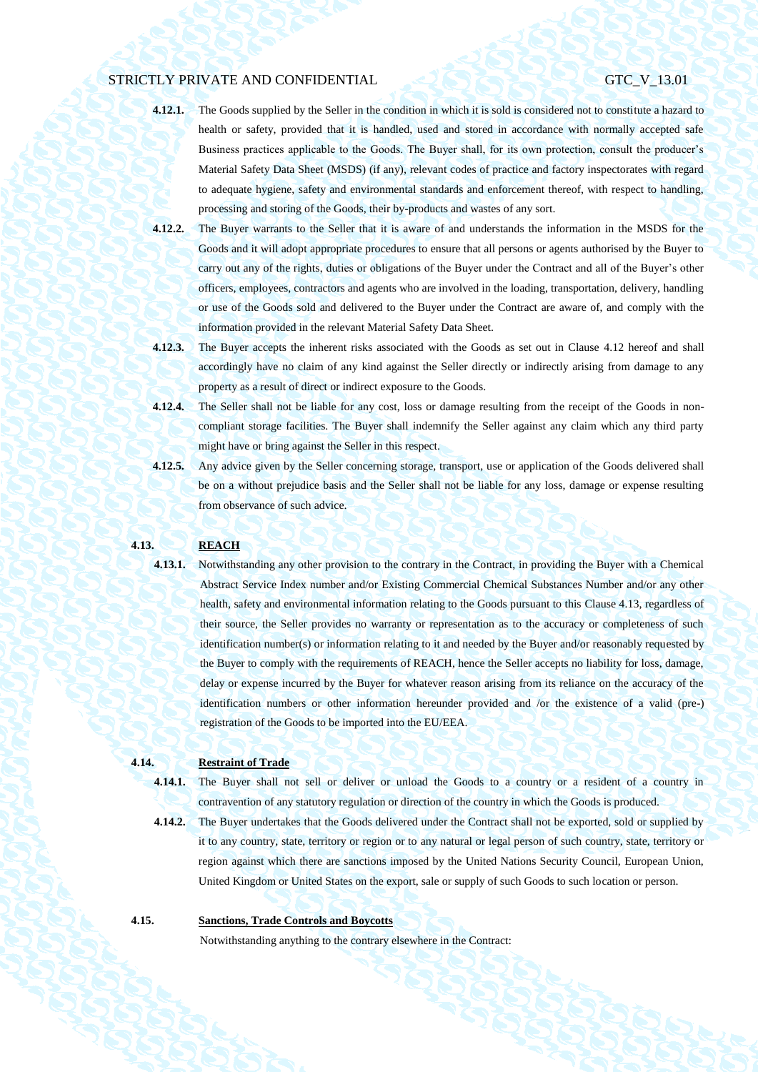**4.12.1.** The Goods supplied by the Seller in the condition in which it is sold is considered not to constitute a hazard to health or safety, provided that it is handled, used and stored in accordance with normally accepted safe Business practices applicable to the Goods. The Buyer shall, for its own protection, consult the producer's Material Safety Data Sheet (MSDS) (if any), relevant codes of practice and factory inspectorates with regard to adequate hygiene, safety and environmental standards and enforcement thereof, with respect to handling, processing and storing of the Goods, their by-products and wastes of any sort.

**4.12.2.** The Buyer warrants to the Seller that it is aware of and understands the information in the MSDS for the Goods and it will adopt appropriate procedures to ensure that all persons or agents authorised by the Buyer to carry out any of the rights, duties or obligations of the Buyer under the Contract and all of the Buyer's other officers, employees, contractors and agents who are involved in the loading, transportation, delivery, handling or use of the Goods sold and delivered to the Buyer under the Contract are aware of, and comply with the information provided in the relevant Material Safety Data Sheet.

**4.12.3.** The Buyer accepts the inherent risks associated with the Goods as set out in Clause 4.12 hereof and shall accordingly have no claim of any kind against the Seller directly or indirectly arising from damage to any property as a result of direct or indirect exposure to the Goods.

**4.12.4.** The Seller shall not be liable for any cost, loss or damage resulting from the receipt of the Goods in non-compliant storage facilities. The Buyer shall indemnify the Seller against any claim which any third party might have or bring against the Seller in this respect.

**4.12.5.** Any advice given by the Seller concerning storage, transport, use or application of the Goods delivered shall be on a without prejudice basis and the Seller shall not be liable for any loss, damage or expense resulting from observance of such advice.

**4.13. REACH**

**4.13.1.** Notwithstanding any other provision to the contrary in the Contract, in providing the Buyer with a Chemical Abstract Service Index number and/or Existing Commercial Chemical Substances Number and/or any other health, safety and environmental information relating to the Goods pursuant to this Clause 4.13, regardless of their source, the Seller provides no warranty or representation as to the accuracy or completeness of such identification number(s) or information relating to it and needed by the Buyer and/or reasonably requested by the Buyer to comply with the requirements of REACH, hence the Seller accepts no liability for loss, damage, delay or expense incurred by the Buyer for whatever reason arising from its reliance on the accuracy of the identification numbers or other information hereunder provided and /or the existence of a valid (pre-) registration of the Goods to be imported into the EU/EEA.

**4.14. Restraint of Trade**

**4.14.1.** The Buyer shall not sell or deliver or unload the Goods to a country or a resident of a country in contravention of any statutory regulation or direction of the country in which the Goods is produced.

**4.14.2.** The Buyer undertakes that the Goods delivered under the Contract shall not be exported, sold or supplied by it to any country, state, territory or region or to any natural or legal person of such country, state, territory or region against which there are sanctions imposed by the United Nations Security Council, European Union, United Kingdom or United States on the export, sale or supply of such Goods to such location or person.

**4.15. Sanctions, Trade Controls and Boycotts**

Notwithstanding anything to the contrary elsewhere in the Contract: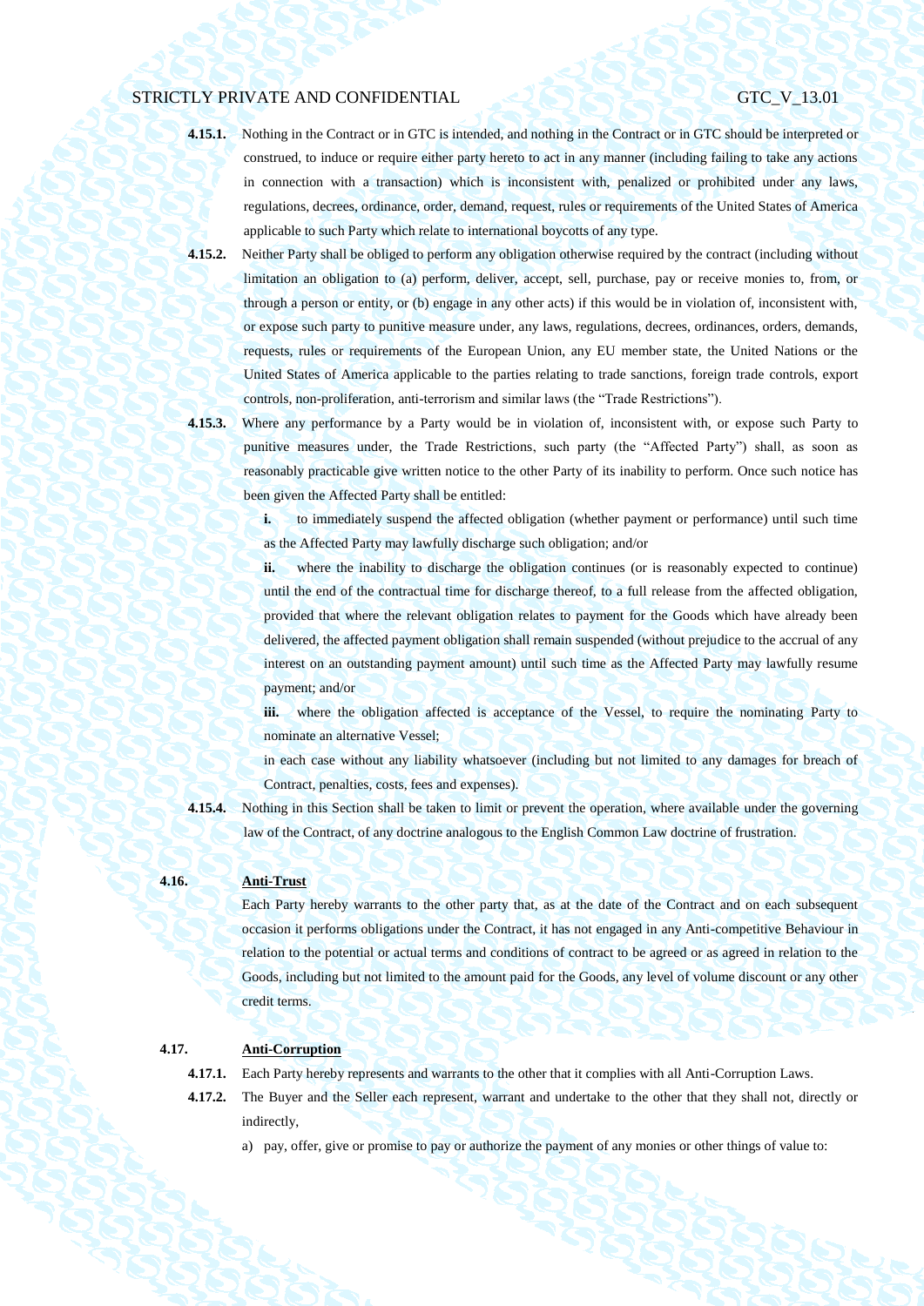**4.15.1.** Nothing in the Contract or in GTC is intended, and nothing in the Contract or in GTC should be interpreted or construed, to induce or require either party hereto to act in any manner (including failing to take any actions in connection with a transaction) which is inconsistent with, penalized or prohibited under any laws, regulations, decrees, ordinance, order, demand, request, rules or requirements of the United States of America applicable to such Party which relate to international boycotts of any type.

**4.15.2.** Neither Party shall be obliged to perform any obligation otherwise required by the contract (including without limitation an obligation to (a) perform, deliver, accept, sell, purchase, pay or receive monies to, from, or through a person or entity, or (b) engage in any other acts) if this would be in violation of, inconsistent with, or expose such party to punitive measure under, any laws, regulations, decrees, ordinances, orders, demands, requests, rules or requirements of the European Union, any EU member state, the United Nations or the United States of America applicable to the parties relating to trade sanctions, foreign trade controls, export controls, non-proliferation, anti-terrorism and similar laws (the "Trade Restrictions").

**4.15.3.** Where any performance by a Party would be in violation of, inconsistent with, or expose such Party to punitive measures under, the Trade Restrictions, such party (the "Affected Party") shall, as soon as reasonably practicable give written notice to the other Party of its inability to perform. Once such notice has been given the Affected Party shall be entitled:

**i.** to immediately suspend the affected obligation (whether payment or performance) until such time as the Affected Party may lawfully discharge such obligation; and/or

**ii.** where the inability to discharge the obligation continues (or is reasonably expected to continue) until the end of the contractual time for discharge thereof, to a full release from the affected obligation, provided that where the relevant obligation relates to payment for the Goods which have already been delivered, the affected payment obligation shall remain suspended (without prejudice to the accrual of any interest on an outstanding payment amount) until such time as the Affected Party may lawfully resume payment; and/or

**iii.** where the obligation affected is acceptance of the Vessel, to require the nominating Party to nominate an alternative Vessel;

in each case without any liability whatsoever (including but not limited to any damages for breach of Contract, penalties, costs, fees and expenses).

**4.15.4.** Nothing in this Section shall be taken to limit or prevent the operation, where available under the governing law of the Contract, of any doctrine analogous to the English Common Law doctrine of frustration.

**4.16. Anti-Trust**

Each Party hereby warrants to the other party that, as at the date of the Contract and on each subsequent occasion it performs obligations under the Contract, it has not engaged in any Anti-competitive Behaviour in relation to the potential or actual terms and conditions of contract to be agreed or as agreed in relation to the Goods, including but not limited to the amount paid for the Goods, any level of volume discount or any other credit terms.

**4.17. Anti-Corruption**

**4.17.1.** Each Party hereby represents and warrants to the other that it complies with all Anti-Corruption Laws.

**4.17.2.** The Buyer and the Seller each represent, warrant and undertake to the other that they shall not, directly or indirectly,

a) pay, offer, give or promise to pay or authorize the payment of any monies or other things of value to: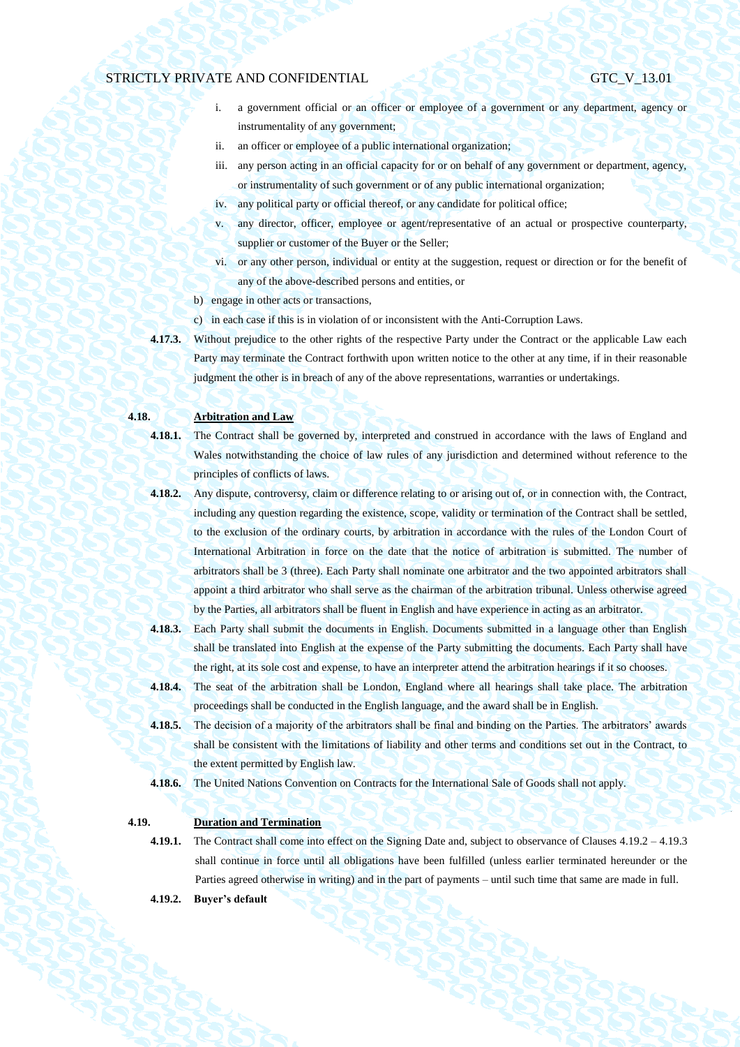i. a government official or an officer or employee of a government or any department, agency or instrumentality of any government;
ii. an officer or employee of a public international organization;
iii. any person acting in an official capacity for or on behalf of any government or department, agency, or instrumentality of such government or of any public international organization;
iv. any political party or official thereof, or any candidate for political office;
v. any director, officer, employee or agent/representative of an actual or prospective counterparty, supplier or customer of the Buyer or the Seller;
vi. or any other person, individual or entity at the suggestion, request or direction or for the benefit of any of the above-described persons and entities, or

b) engage in other acts or transactions,

c) in each case if this is in violation of or inconsistent with the Anti-Corruption Laws.

**4.17.3.** Without prejudice to the other rights of the respective Party under the Contract or the applicable Law each Party may terminate the Contract forthwith upon written notice to the other at any time, if in their reasonable judgment the other is in breach of any of the above representations, warranties or undertakings.

**4.18. Arbitration and Law**

**4.18.1.** The Contract shall be governed by, interpreted and construed in accordance with the laws of England and Wales notwithstanding the choice of law rules of any jurisdiction and determined without reference to the principles of conflicts of laws.

**4.18.2.** Any dispute, controversy, claim or difference relating to or arising out of, or in connection with, the Contract, including any question regarding the existence, scope, validity or termination of the Contract shall be settled, to the exclusion of the ordinary courts, by arbitration in accordance with the rules of the London Court of International Arbitration in force on the date that the notice of arbitration is submitted. The number of arbitrators shall be 3 (three). Each Party shall nominate one arbitrator and the two appointed arbitrators shall appoint a third arbitrator who shall serve as the chairman of the arbitration tribunal. Unless otherwise agreed by the Parties, all arbitrators shall be fluent in English and have experience in acting as an arbitrator.

**4.18.3.** Each Party shall submit the documents in English. Documents submitted in a language other than English shall be translated into English at the expense of the Party submitting the documents. Each Party shall have the right, at its sole cost and expense, to have an interpreter attend the arbitration hearings if it so chooses.

**4.18.4.** The seat of the arbitration shall be London, England where all hearings shall take place. The arbitration proceedings shall be conducted in the English language, and the award shall be in English.

**4.18.5.** The decision of a majority of the arbitrators shall be final and binding on the Parties. The arbitrators' awards shall be consistent with the limitations of liability and other terms and conditions set out in the Contract, to the extent permitted by English law.

**4.18.6.** The United Nations Convention on Contracts for the International Sale of Goods shall not apply.

**4.19. Duration and Termination**

**4.19.1.** The Contract shall come into effect on the Signing Date and, subject to observance of Clauses 4.19.2 – 4.19.3 shall continue in force until all obligations have been fulfilled (unless earlier terminated hereunder or the Parties agreed otherwise in writing) and in the part of payments – until such time that same are made in full.

**4.19.2. Buyer's default**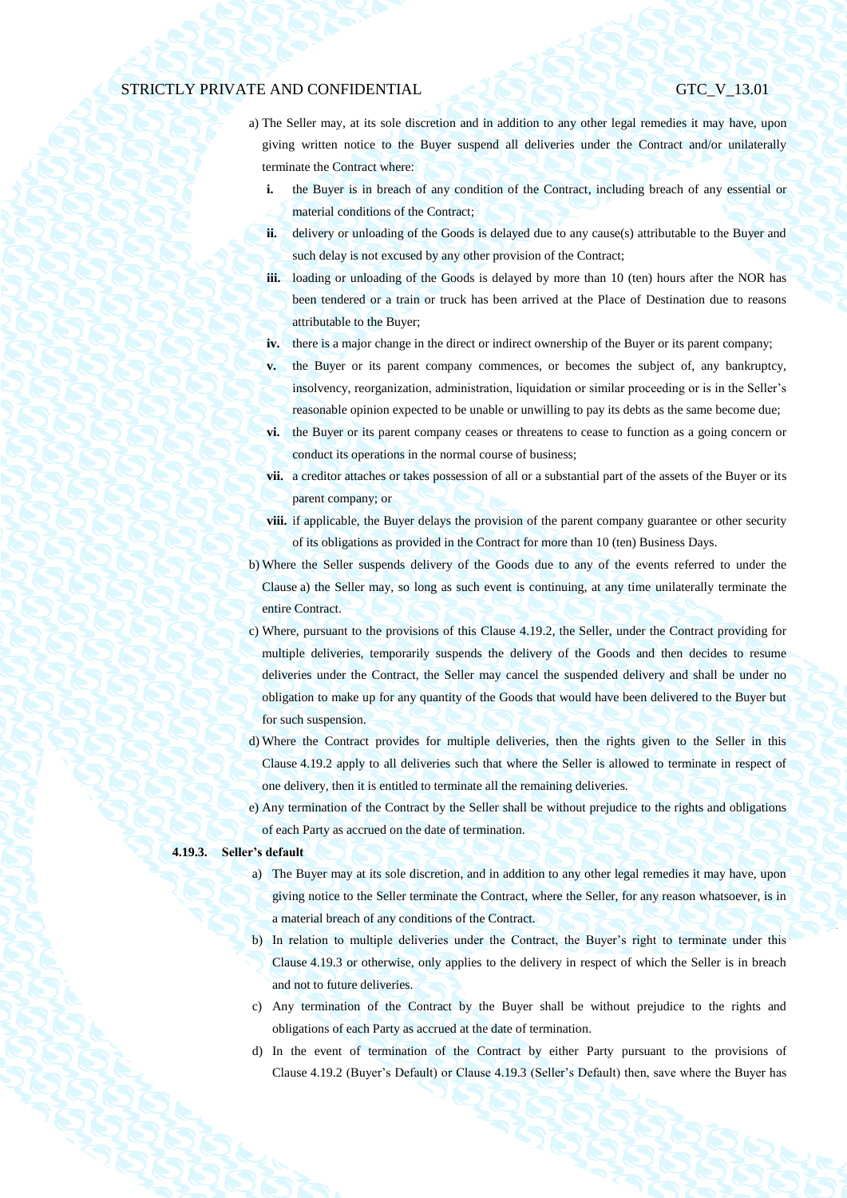a) The Seller may, at its sole discretion and in addition to any other legal remedies it may have, upon giving written notice to the Buyer suspend all deliveries under the Contract and/or unilaterally terminate the Contract where:

   **i.** the Buyer is in breach of any condition of the Contract, including breach of any essential or material conditions of the Contract;

   **ii.** delivery or unloading of the Goods is delayed due to any cause(s) attributable to the Buyer and such delay is not excused by any other provision of the Contract;

   **iii.** loading or unloading of the Goods is delayed by more than 10 (ten) hours after the NOR has been tendered or a train or truck has been arrived at the Place of Destination due to reasons attributable to the Buyer;

   **iv.** there is a major change in the direct or indirect ownership of the Buyer or its parent company;

   **v.** the Buyer or its parent company commences, or becomes the subject of, any bankruptcy, insolvency, reorganization, administration, liquidation or similar proceeding or is in the Seller's reasonable opinion expected to be unable or unwilling to pay its debts as the same become due;

   **vi.** the Buyer or its parent company ceases or threatens to cease to function as a going concern or conduct its operations in the normal course of business;

   **vii.** a creditor attaches or takes possession of all or a substantial part of the assets of the Buyer or its parent company; or

   **viii.** if applicable, the Buyer delays the provision of the parent company guarantee or other security of its obligations as provided in the Contract for more than 10 (ten) Business Days.

b) Where the Seller suspends delivery of the Goods due to any of the events referred to under the Clause a) the Seller may, so long as such event is continuing, at any time unilaterally terminate the entire Contract.

c) Where, pursuant to the provisions of this Clause 4.19.2, the Seller, under the Contract providing for multiple deliveries, temporarily suspends the delivery of the Goods and then decides to resume deliveries under the Contract, the Seller may cancel the suspended delivery and shall be under no obligation to make up for any quantity of the Goods that would have been delivered to the Buyer but for such suspension.

d) Where the Contract provides for multiple deliveries, then the rights given to the Seller in this Clause 4.19.2 apply to all deliveries such that where the Seller is allowed to terminate in respect of one delivery, then it is entitled to terminate all the remaining deliveries.

e) Any termination of the Contract by the Seller shall be without prejudice to the rights and obligations of each Party as accrued on the date of termination.

**4.19.3. Seller's default**

a) The Buyer may at its sole discretion, and in addition to any other legal remedies it may have, upon giving notice to the Seller terminate the Contract, where the Seller, for any reason whatsoever, is in a material breach of any conditions of the Contract.

b) In relation to multiple deliveries under the Contract, the Buyer's right to terminate under this Clause 4.19.3 or otherwise, only applies to the delivery in respect of which the Seller is in breach and not to future deliveries.

c) Any termination of the Contract by the Buyer shall be without prejudice to the rights and obligations of each Party as accrued at the date of termination.

d) In the event of termination of the Contract by either Party pursuant to the provisions of Clause 4.19.2 (Buyer's Default) or Clause 4.19.3 (Seller's Default) then, save where the Buyer has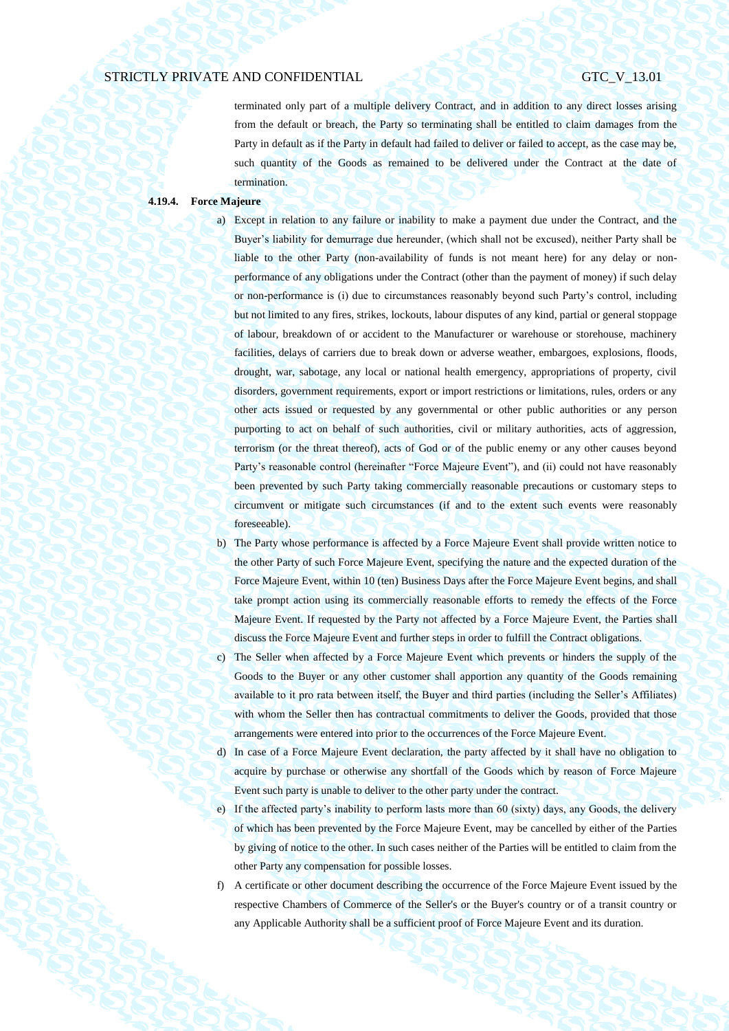terminated only part of a multiple delivery Contract, and in addition to any direct losses arising from the default or breach, the Party so terminating shall be entitled to claim damages from the Party in default as if the Party in default had failed to deliver or failed to accept, as the case may be, such quantity of the Goods as remained to be delivered under the Contract at the date of termination.

**4.19.4. Force Majeure**

a) Except in relation to any failure or inability to make a payment due under the Contract, and the Buyer's liability for demurrage due hereunder, (which shall not be excused), neither Party shall be liable to the other Party (non-availability of funds is not meant here) for any delay or non-performance of any obligations under the Contract (other than the payment of money) if such delay or non-performance is (i) due to circumstances reasonably beyond such Party's control, including but not limited to any fires, strikes, lockouts, labour disputes of any kind, partial or general stoppage of labour, breakdown of or accident to the Manufacturer or warehouse or storehouse, machinery facilities, delays of carriers due to break down or adverse weather, embargoes, explosions, floods, drought, war, sabotage, any local or national health emergency, appropriations of property, civil disorders, government requirements, export or import restrictions or limitations, rules, orders or any other acts issued or requested by any governmental or other public authorities or any person purporting to act on behalf of such authorities, civil or military authorities, acts of aggression, terrorism (or the threat thereof), acts of God or of the public enemy or any other causes beyond Party's reasonable control (hereinafter "Force Majeure Event"), and (ii) could not have reasonably been prevented by such Party taking commercially reasonable precautions or customary steps to circumvent or mitigate such circumstances (if and to the extent such events were reasonably foreseeable).

b) The Party whose performance is affected by a Force Majeure Event shall provide written notice to the other Party of such Force Majeure Event, specifying the nature and the expected duration of the Force Majeure Event, within 10 (ten) Business Days after the Force Majeure Event begins, and shall take prompt action using its commercially reasonable efforts to remedy the effects of the Force Majeure Event. If requested by the Party not affected by a Force Majeure Event, the Parties shall discuss the Force Majeure Event and further steps in order to fulfill the Contract obligations.

c) The Seller when affected by a Force Majeure Event which prevents or hinders the supply of the Goods to the Buyer or any other customer shall apportion any quantity of the Goods remaining available to it pro rata between itself, the Buyer and third parties (including the Seller's Affiliates) with whom the Seller then has contractual commitments to deliver the Goods, provided that those arrangements were entered into prior to the occurrences of the Force Majeure Event.

d) In case of a Force Majeure Event declaration, the party affected by it shall have no obligation to acquire by purchase or otherwise any shortfall of the Goods which by reason of Force Majeure Event such party is unable to deliver to the other party under the contract.

e) If the affected party's inability to perform lasts more than 60 (sixty) days, any Goods, the delivery of which has been prevented by the Force Majeure Event, may be cancelled by either of the Parties by giving of notice to the other. In such cases neither of the Parties will be entitled to claim from the other Party any compensation for possible losses.

f) A certificate or other document describing the occurrence of the Force Majeure Event issued by the respective Chambers of Commerce of the Seller's or the Buyer's country or of a transit country or any Applicable Authority shall be a sufficient proof of Force Majeure Event and its duration.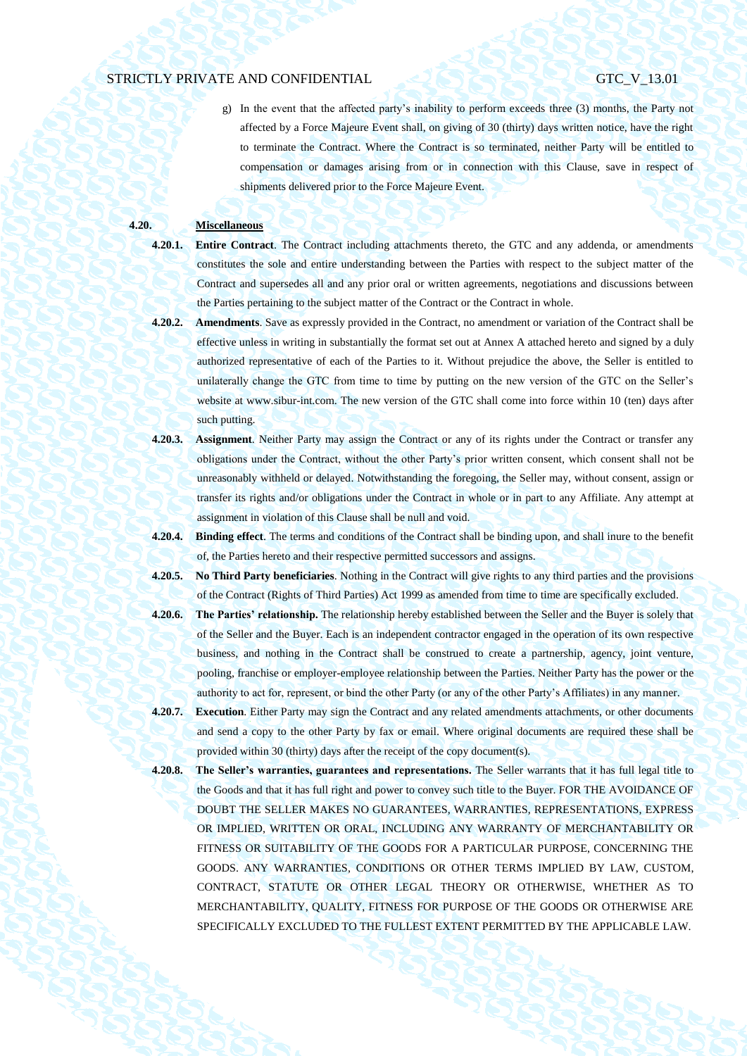g) In the event that the affected party's inability to perform exceeds three (3) months, the Party not affected by a Force Majeure Event shall, on giving of 30 (thirty) days written notice, have the right to terminate the Contract. Where the Contract is so terminated, neither Party will be entitled to compensation or damages arising from or in connection with this Clause, save in respect of shipments delivered prior to the Force Majeure Event.

**4.20. Miscellaneous**

**4.20.1. Entire Contract**. The Contract including attachments thereto, the GTC and any addenda, or amendments constitutes the sole and entire understanding between the Parties with respect to the subject matter of the Contract and supersedes all and any prior oral or written agreements, negotiations and discussions between the Parties pertaining to the subject matter of the Contract or the Contract in whole.

**4.20.2. Amendments**. Save as expressly provided in the Contract, no amendment or variation of the Contract shall be effective unless in writing in substantially the format set out at Annex A attached hereto and signed by a duly authorized representative of each of the Parties to it. Without prejudice the above, the Seller is entitled to unilaterally change the GTC from time to time by putting on the new version of the GTC on the Seller's website at www.sibur-int.com. The new version of the GTC shall come into force within 10 (ten) days after such putting.

**4.20.3. Assignment**. Neither Party may assign the Contract or any of its rights under the Contract or transfer any obligations under the Contract, without the other Party's prior written consent, which consent shall not be unreasonably withheld or delayed. Notwithstanding the foregoing, the Seller may, without consent, assign or transfer its rights and/or obligations under the Contract in whole or in part to any Affiliate. Any attempt at assignment in violation of this Clause shall be null and void.

**4.20.4. Binding effect**. The terms and conditions of the Contract shall be binding upon, and shall inure to the benefit of, the Parties hereto and their respective permitted successors and assigns.

**4.20.5. No Third Party beneficiaries**. Nothing in the Contract will give rights to any third parties and the provisions of the Contract (Rights of Third Parties) Act 1999 as amended from time to time are specifically excluded.

**4.20.6. The Parties' relationship.** The relationship hereby established between the Seller and the Buyer is solely that of the Seller and the Buyer. Each is an independent contractor engaged in the operation of its own respective business, and nothing in the Contract shall be construed to create a partnership, agency, joint venture, pooling, franchise or employer-employee relationship between the Parties. Neither Party has the power or the authority to act for, represent, or bind the other Party (or any of the other Party's Affiliates) in any manner.

**4.20.7. Execution**. Either Party may sign the Contract and any related amendments attachments, or other documents and send a copy to the other Party by fax or email. Where original documents are required these shall be provided within 30 (thirty) days after the receipt of the copy document(s).

**4.20.8. The Seller's warranties, guarantees and representations.** The Seller warrants that it has full legal title to the Goods and that it has full right and power to convey such title to the Buyer. FOR THE AVOIDANCE OF DOUBT THE SELLER MAKES NO GUARANTEES, WARRANTIES, REPRESENTATIONS, EXPRESS OR IMPLIED, WRITTEN OR ORAL, INCLUDING ANY WARRANTY OF MERCHANTABILITY OR FITNESS OR SUITABILITY OF THE GOODS FOR A PARTICULAR PURPOSE, CONCERNING THE GOODS. ANY WARRANTIES, CONDITIONS OR OTHER TERMS IMPLIED BY LAW, CUSTOM, CONTRACT, STATUTE OR OTHER LEGAL THEORY OR OTHERWISE, WHETHER AS TO MERCHANTABILITY, QUALITY, FITNESS FOR PURPOSE OF THE GOODS OR OTHERWISE ARE SPECIFICALLY EXCLUDED TO THE FULLEST EXTENT PERMITTED BY THE APPLICABLE LAW.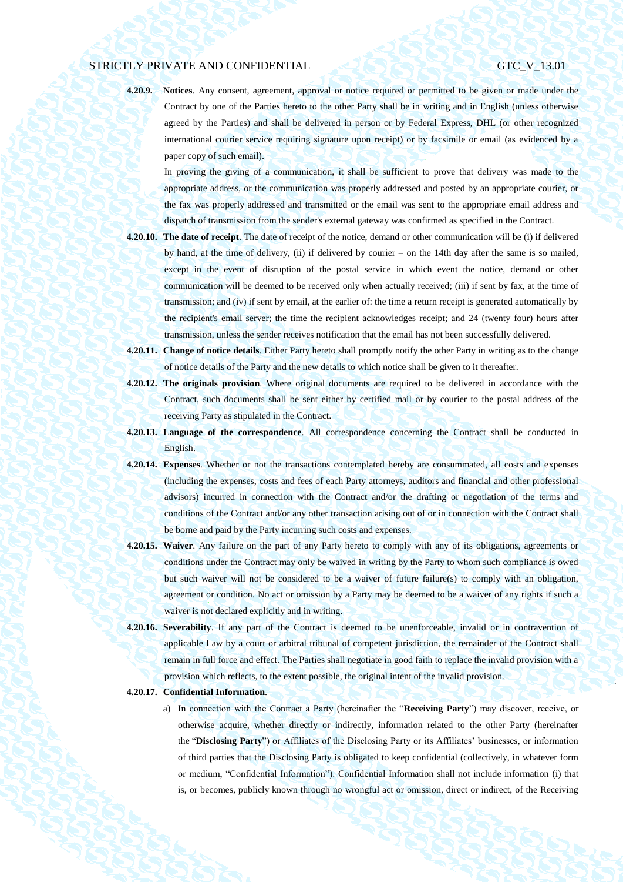**4.20.9. Notices**. Any consent, agreement, approval or notice required or permitted to be given or made under the Contract by one of the Parties hereto to the other Party shall be in writing and in English (unless otherwise agreed by the Parties) and shall be delivered in person or by Federal Express, DHL (or other recognized international courier service requiring signature upon receipt) or by facsimile or email (as evidenced by a paper copy of such email).

In proving the giving of a communication, it shall be sufficient to prove that delivery was made to the appropriate address, or the communication was properly addressed and posted by an appropriate courier, or the fax was properly addressed and transmitted or the email was sent to the appropriate email address and dispatch of transmission from the sender's external gateway was confirmed as specified in the Contract.

**4.20.10. The date of receipt**. The date of receipt of the notice, demand or other communication will be (i) if delivered by hand, at the time of delivery, (ii) if delivered by courier – on the 14th day after the same is so mailed, except in the event of disruption of the postal service in which event the notice, demand or other communication will be deemed to be received only when actually received; (iii) if sent by fax, at the time of transmission; and (iv) if sent by email, at the earlier of: the time a return receipt is generated automatically by the recipient's email server; the time the recipient acknowledges receipt; and 24 (twenty four) hours after transmission, unless the sender receives notification that the email has not been successfully delivered.

**4.20.11. Change of notice details**. Either Party hereto shall promptly notify the other Party in writing as to the change of notice details of the Party and the new details to which notice shall be given to it thereafter.

**4.20.12. The originals provision**. Where original documents are required to be delivered in accordance with the Contract, such documents shall be sent either by certified mail or by courier to the postal address of the receiving Party as stipulated in the Contract.

**4.20.13. Language of the correspondence**. All correspondence concerning the Contract shall be conducted in English.

**4.20.14. Expenses**. Whether or not the transactions contemplated hereby are consummated, all costs and expenses (including the expenses, costs and fees of each Party attorneys, auditors and financial and other professional advisors) incurred in connection with the Contract and/or the drafting or negotiation of the terms and conditions of the Contract and/or any other transaction arising out of or in connection with the Contract shall be borne and paid by the Party incurring such costs and expenses.

**4.20.15. Waiver**. Any failure on the part of any Party hereto to comply with any of its obligations, agreements or conditions under the Contract may only be waived in writing by the Party to whom such compliance is owed but such waiver will not be considered to be a waiver of future failure(s) to comply with an obligation, agreement or condition. No act or omission by a Party may be deemed to be a waiver of any rights if such a waiver is not declared explicitly and in writing.

**4.20.16. Severability**. If any part of the Contract is deemed to be unenforceable, invalid or in contravention of applicable Law by a court or arbitral tribunal of competent jurisdiction, the remainder of the Contract shall remain in full force and effect. The Parties shall negotiate in good faith to replace the invalid provision with a provision which reflects, to the extent possible, the original intent of the invalid provision.

**4.20.17. Confidential Information**.

a) In connection with the Contract a Party (hereinafter the "**Receiving Party**") may discover, receive, or otherwise acquire, whether directly or indirectly, information related to the other Party (hereinafter the "**Disclosing Party**") or Affiliates of the Disclosing Party or its Affiliates' businesses, or information of third parties that the Disclosing Party is obligated to keep confidential (collectively, in whatever form or medium, "Confidential Information"). Confidential Information shall not include information (i) that is, or becomes, publicly known through no wrongful act or omission, direct or indirect, of the Receiving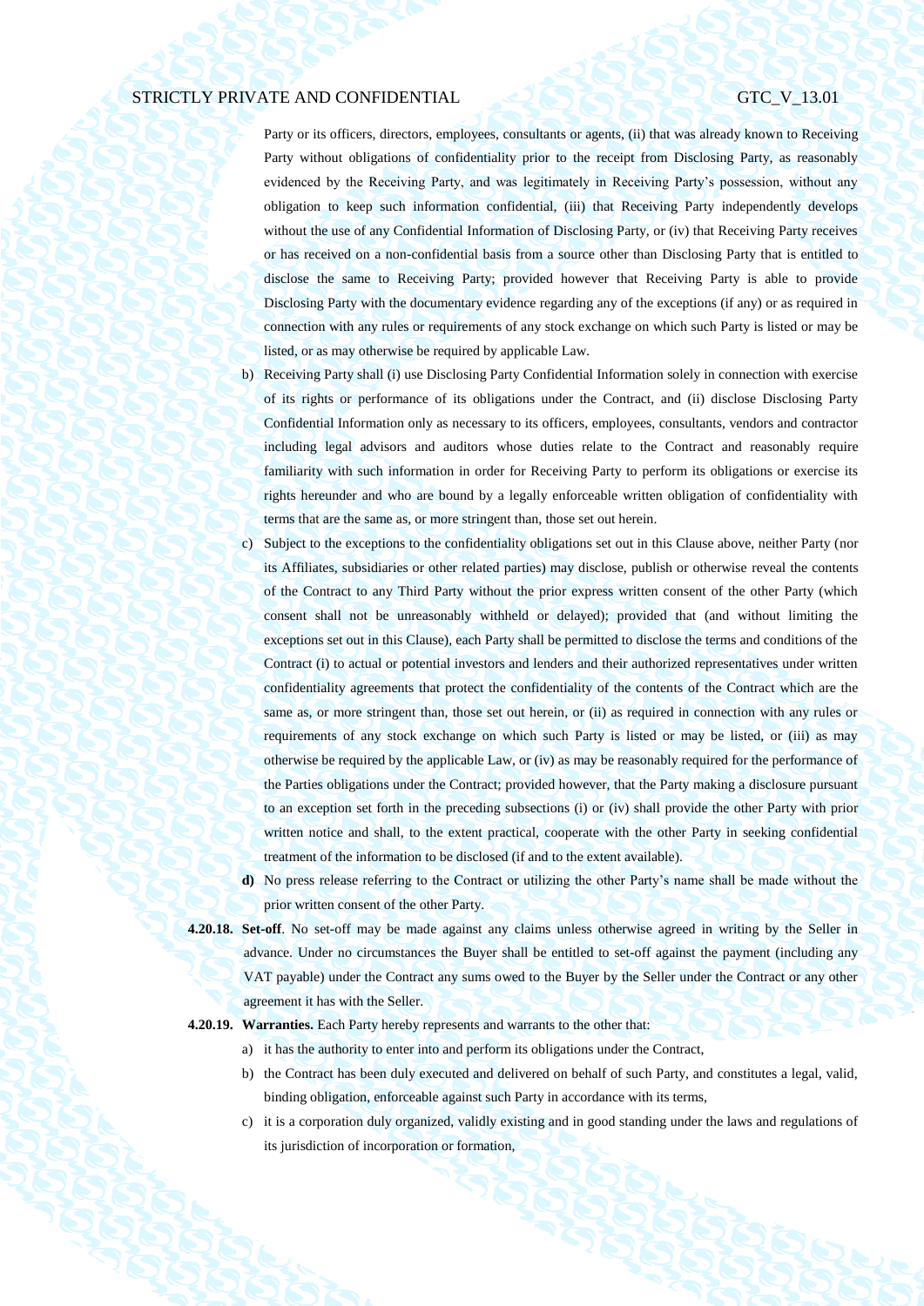Party or its officers, directors, employees, consultants or agents, (ii) that was already known to Receiving Party without obligations of confidentiality prior to the receipt from Disclosing Party, as reasonably evidenced by the Receiving Party, and was legitimately in Receiving Party's possession, without any obligation to keep such information confidential, (iii) that Receiving Party independently develops without the use of any Confidential Information of Disclosing Party, or (iv) that Receiving Party receives or has received on a non-confidential basis from a source other than Disclosing Party that is entitled to disclose the same to Receiving Party; provided however that Receiving Party is able to provide Disclosing Party with the documentary evidence regarding any of the exceptions (if any) or as required in connection with any rules or requirements of any stock exchange on which such Party is listed or may be listed, or as may otherwise be required by applicable Law.

b) Receiving Party shall (i) use Disclosing Party Confidential Information solely in connection with exercise of its rights or performance of its obligations under the Contract, and (ii) disclose Disclosing Party Confidential Information only as necessary to its officers, employees, consultants, vendors and contractor including legal advisors and auditors whose duties relate to the Contract and reasonably require familiarity with such information in order for Receiving Party to perform its obligations or exercise its rights hereunder and who are bound by a legally enforceable written obligation of confidentiality with terms that are the same as, or more stringent than, those set out herein.

c) Subject to the exceptions to the confidentiality obligations set out in this Clause above, neither Party (nor its Affiliates, subsidiaries or other related parties) may disclose, publish or otherwise reveal the contents of the Contract to any Third Party without the prior express written consent of the other Party (which consent shall not be unreasonably withheld or delayed); provided that (and without limiting the exceptions set out in this Clause), each Party shall be permitted to disclose the terms and conditions of the Contract (i) to actual or potential investors and lenders and their authorized representatives under written confidentiality agreements that protect the confidentiality of the contents of the Contract which are the same as, or more stringent than, those set out herein, or (ii) as required in connection with any rules or requirements of any stock exchange on which such Party is listed or may be listed, or (iii) as may otherwise be required by the applicable Law, or (iv) as may be reasonably required for the performance of the Parties obligations under the Contract; provided however, that the Party making a disclosure pursuant to an exception set forth in the preceding subsections (i) or (iv) shall provide the other Party with prior written notice and shall, to the extent practical, cooperate with the other Party in seeking confidential treatment of the information to be disclosed (if and to the extent available).

**d)** No press release referring to the Contract or utilizing the other Party's name shall be made without the prior written consent of the other Party.

**4.20.18. Set-off**. No set-off may be made against any claims unless otherwise agreed in writing by the Seller in advance. Under no circumstances the Buyer shall be entitled to set-off against the payment (including any VAT payable) under the Contract any sums owed to the Buyer by the Seller under the Contract or any other agreement it has with the Seller.

**4.20.19. Warranties.** Each Party hereby represents and warrants to the other that:

a) it has the authority to enter into and perform its obligations under the Contract,

b) the Contract has been duly executed and delivered on behalf of such Party, and constitutes a legal, valid, binding obligation, enforceable against such Party in accordance with its terms,

c) it is a corporation duly organized, validly existing and in good standing under the laws and regulations of its jurisdiction of incorporation or formation,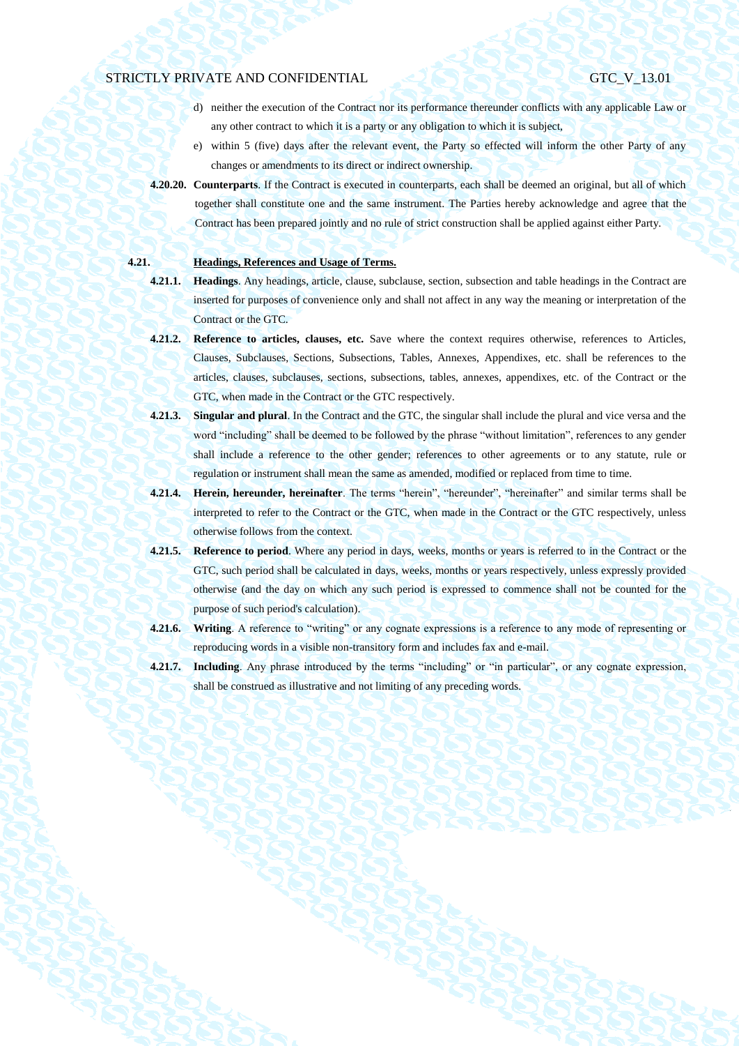d) neither the execution of the Contract nor its performance thereunder conflicts with any applicable Law or any other contract to which it is a party or any obligation to which it is subject,

e) within 5 (five) days after the relevant event, the Party so effected will inform the other Party of any changes or amendments to its direct or indirect ownership.

**4.20.20. Counterparts**. If the Contract is executed in counterparts, each shall be deemed an original, but all of which together shall constitute one and the same instrument. The Parties hereby acknowledge and agree that the Contract has been prepared jointly and no rule of strict construction shall be applied against either Party.

**4.21. Headings, References and Usage of Terms.**

**4.21.1. Headings**. Any headings, article, clause, subclause, section, subsection and table headings in the Contract are inserted for purposes of convenience only and shall not affect in any way the meaning or interpretation of the Contract or the GTC.

**4.21.2. Reference to articles, clauses, etc.** Save where the context requires otherwise, references to Articles, Clauses, Subclauses, Sections, Subsections, Tables, Annexes, Appendixes, etc. shall be references to the articles, clauses, subclauses, sections, subsections, tables, annexes, appendixes, etc. of the Contract or the GTC, when made in the Contract or the GTC respectively.

**4.21.3. Singular and plural**. In the Contract and the GTC, the singular shall include the plural and vice versa and the word "including" shall be deemed to be followed by the phrase "without limitation", references to any gender shall include a reference to the other gender; references to other agreements or to any statute, rule or regulation or instrument shall mean the same as amended, modified or replaced from time to time.

**4.21.4. Herein, hereunder, hereinafter**. The terms "herein", "hereunder", "hereinafter" and similar terms shall be interpreted to refer to the Contract or the GTC, when made in the Contract or the GTC respectively, unless otherwise follows from the context.

**4.21.5. Reference to period**. Where any period in days, weeks, months or years is referred to in the Contract or the GTC, such period shall be calculated in days, weeks, months or years respectively, unless expressly provided otherwise (and the day on which any such period is expressed to commence shall not be counted for the purpose of such period's calculation).

**4.21.6. Writing**. A reference to "writing" or any cognate expressions is a reference to any mode of representing or reproducing words in a visible non-transitory form and includes fax and e-mail.

**4.21.7. Including**. Any phrase introduced by the terms "including" or "in particular", or any cognate expression, shall be construed as illustrative and not limiting of any preceding words.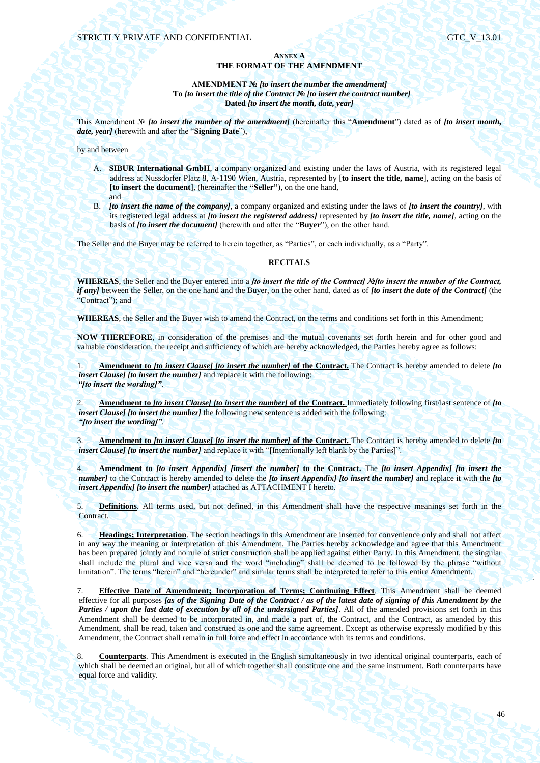**ANNEX A**
**THE FORMAT OF THE AMENDMENT**

**AMENDMENT № *[to insert the number the amendment]***
**To *[to insert the title of the Contract № [to insert the contract number]***
**Dated *[to insert the month, date, year]***

This Amendment № ***[to insert the number of the amendment]*** (hereinafter this "**Amendment**") dated as of ***[to insert month, date, year]*** (herewith and after the "**Signing Date**"),

by and between

A. **SIBUR International GmbH**, a company organized and existing under the laws of Austria, with its registered legal address at Nussdorfer Platz 8, A-1190 Wien, Austria, represented by [**to insert the title, name**], acting on the basis of [**to insert the document**], (hereinafter the **"Seller"**), on the one hand,
and

B. ***[to insert the name of the company]***, a company organized and existing under the laws of ***[to insert the country]***, with its registered legal address at ***[to insert the registered address]*** represented by ***[to insert the title, name]***, acting on the basis of ***[to insert the document]*** (herewith and after the "**Buyer**"), on the other hand.

The Seller and the Buyer may be referred to herein together, as "Parties", or each individually, as a "Party".

**RECITALS**

**WHEREAS**, the Seller and the Buyer entered into a ***[to insert the title of the Contract] №[to insert the number of the Contract, if any]*** between the Seller, on the one hand and the Buyer, on the other hand, dated as of ***[to insert the date of the Contract]*** (the "Contract"); and

**WHEREAS**, the Seller and the Buyer wish to amend the Contract, on the terms and conditions set forth in this Amendment;

**NOW THEREFORE**, in consideration of the premises and the mutual covenants set forth herein and for other good and valuable consideration, the receipt and sufficiency of which are hereby acknowledged, the Parties hereby agree as follows:

1. **Amendment to *[to insert Clause] [to insert the number]* of the Contract.** The Contract is hereby amended to delete ***[to insert Clause] [to insert the number]*** and replace it with the following:
***"[to insert the wording]"***.

2. **Amendment to *[to insert Clause] [to insert the number]* of the Contract.** Immediately following first/last sentence of ***[to insert Clause] [to insert the number]*** the following new sentence is added with the following:
***"[to insert the wording]"***.

3. **Amendment to *[to insert Clause] [to insert the number]* of the Contract.** The Contract is hereby amended to delete ***[to insert Clause] [to insert the number]*** and replace it with "[Intentionally left blank by the Parties]".

4. **Amendment to *[to insert Appendix] [insert the number]* to the Contract.** The ***[to insert Appendix] [to insert the number]*** to the Contract is hereby amended to delete the ***[to insert Appendix] [to insert the number]*** and replace it with the ***[to insert Appendix] [to insert the number]*** attached as ATTACHMENT I hereto.

5. **Definitions**. All terms used, but not defined, in this Amendment shall have the respective meanings set forth in the Contract.

6. **Headings; Interpretation**. The section headings in this Amendment are inserted for convenience only and shall not affect in any way the meaning or interpretation of this Amendment. The Parties hereby acknowledge and agree that this Amendment has been prepared jointly and no rule of strict construction shall be applied against either Party. In this Amendment, the singular shall include the plural and vice versa and the word "including" shall be deemed to be followed by the phrase "without limitation". The terms "herein" and "hereunder" and similar terms shall be interpreted to refer to this entire Amendment.

7. **Effective Date of Amendment; Incorporation of Terms; Continuing Effect**. This Amendment shall be deemed effective for all purposes ***[as of the Signing Date of the Contract / as of the latest date of signing of this Amendment by the Parties / upon the last date of execution by all of the undersigned Parties]***. All of the amended provisions set forth in this Amendment shall be deemed to be incorporated in, and made a part of, the Contract, and the Contract, as amended by this Amendment, shall be read, taken and construed as one and the same agreement. Except as otherwise expressly modified by this Amendment, the Contract shall remain in full force and effect in accordance with its terms and conditions.

8. **Counterparts**. This Amendment is executed in the English simultaneously in two identical original counterparts, each of which shall be deemed an original, but all of which together shall constitute one and the same instrument. Both counterparts have equal force and validity.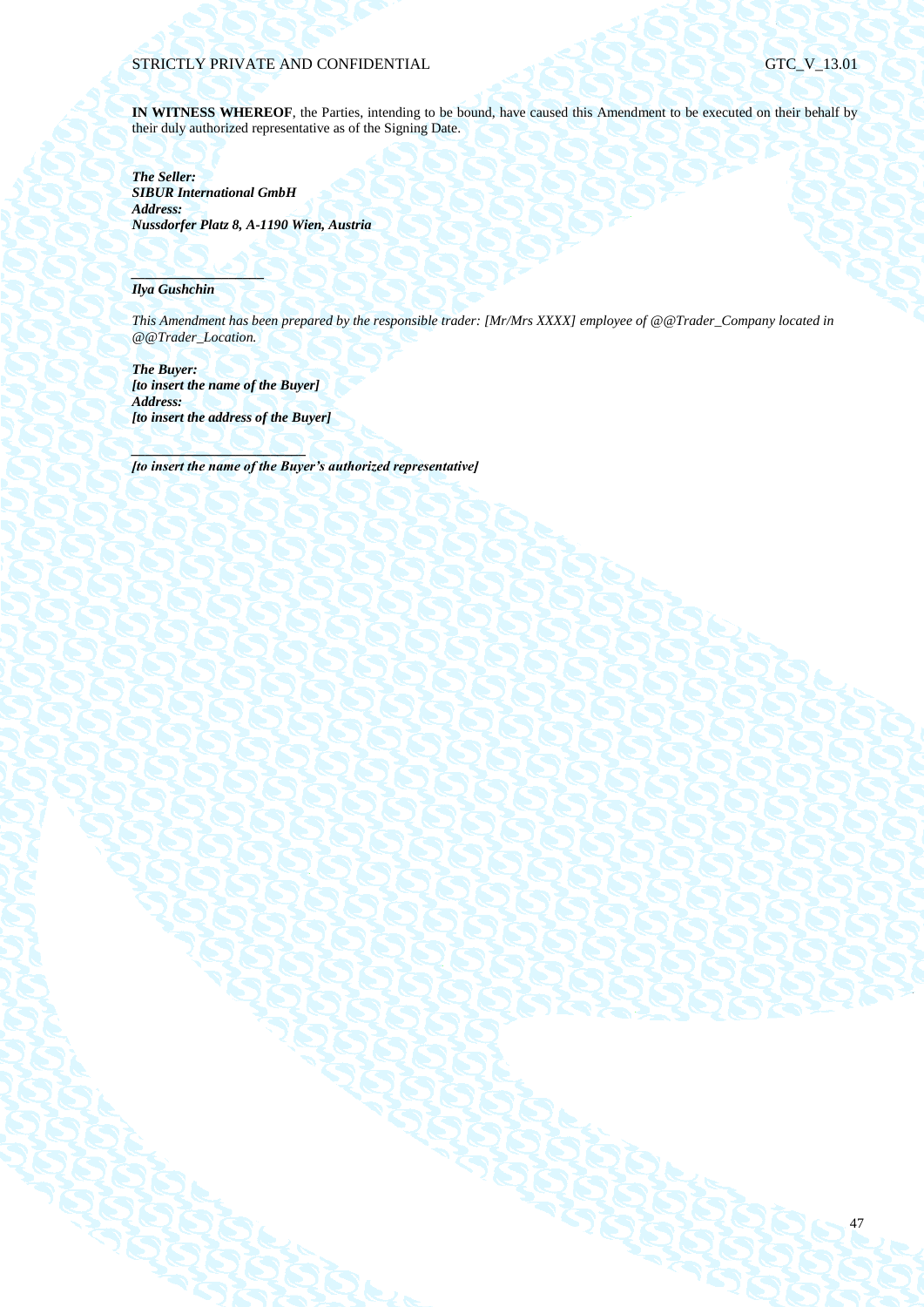**IN WITNESS WHEREOF**, the Parties, intending to be bound, have caused this Amendment to be executed on their behalf by their duly authorized representative as of the Signing Date.

***The Seller:***
***SIBUR International GmbH***
***Address:***
***Nussdorfer Platz 8, A-1190 Wien, Austria***

___________________
***Ilya Gushchin***

*This Amendment has been prepared by the responsible trader: [Mr/Mrs XXXX] employee of @@Trader_Company located in @@Trader_Location.*

***The Buyer:***
***[to insert the name of the Buyer]***
***Address:***
***[to insert the address of the Buyer]***

_________________________
***[to insert the name of the Buyer's authorized representative]***